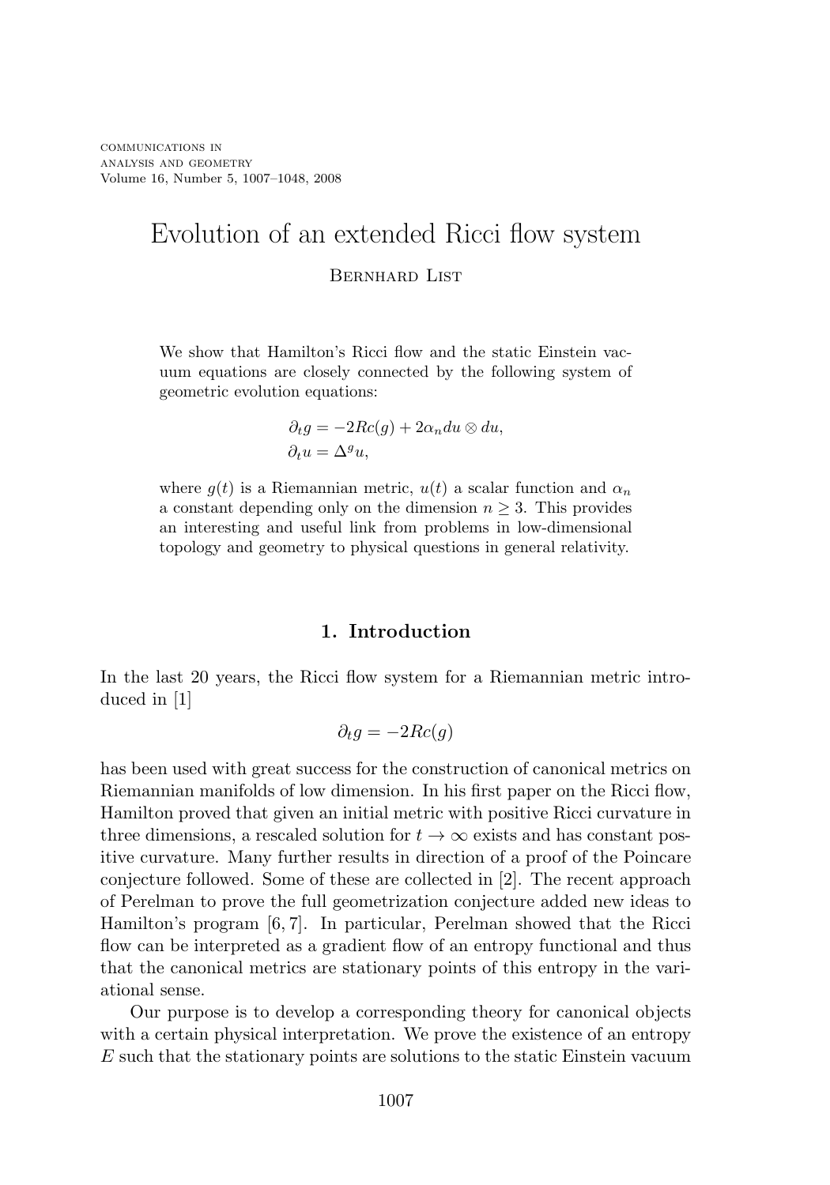# Evolution of an extended Ricci flow system

Bernhard List

We show that Hamilton's Ricci flow and the static Einstein vacuum equations are closely connected by the following system of geometric evolution equations:

$$\partial_t g = -2Rc(g) + 2\alpha_n du \otimes du,$$
$$\partial_t u = \Delta^g u,$$

where $g(t)$ is a Riemannian metric, $u(t)$ a scalar function and $\alpha_n$ a constant depending only on the dimension $n \geq 3$. This provides an interesting and useful link from problems in low-dimensional topology and geometry to physical questions in general relativity.

## 1. Introduction

In the last 20 years, the Ricci flow system for a Riemannian metric introduced in [1]

$$\partial_t g = -2Rc(g)$$

has been used with great success for the construction of canonical metrics on Riemannian manifolds of low dimension. In his first paper on the Ricci flow, Hamilton proved that given an initial metric with positive Ricci curvature in three dimensions, a rescaled solution for $t \to \infty$ exists and has constant positive curvature. Many further results in direction of a proof of the Poincare conjecture followed. Some of these are collected in [2]. The recent approach of Perelman to prove the full geometrization conjecture added new ideas to Hamilton's program [6, 7]. In particular, Perelman showed that the Ricci flow can be interpreted as a gradient flow of an entropy functional and thus that the canonical metrics are stationary points of this entropy in the variational sense.

Our purpose is to develop a corresponding theory for canonical objects with a certain physical interpretation. We prove the existence of an entropy $E$ such that the stationary points are solutions to the static Einstein vacuum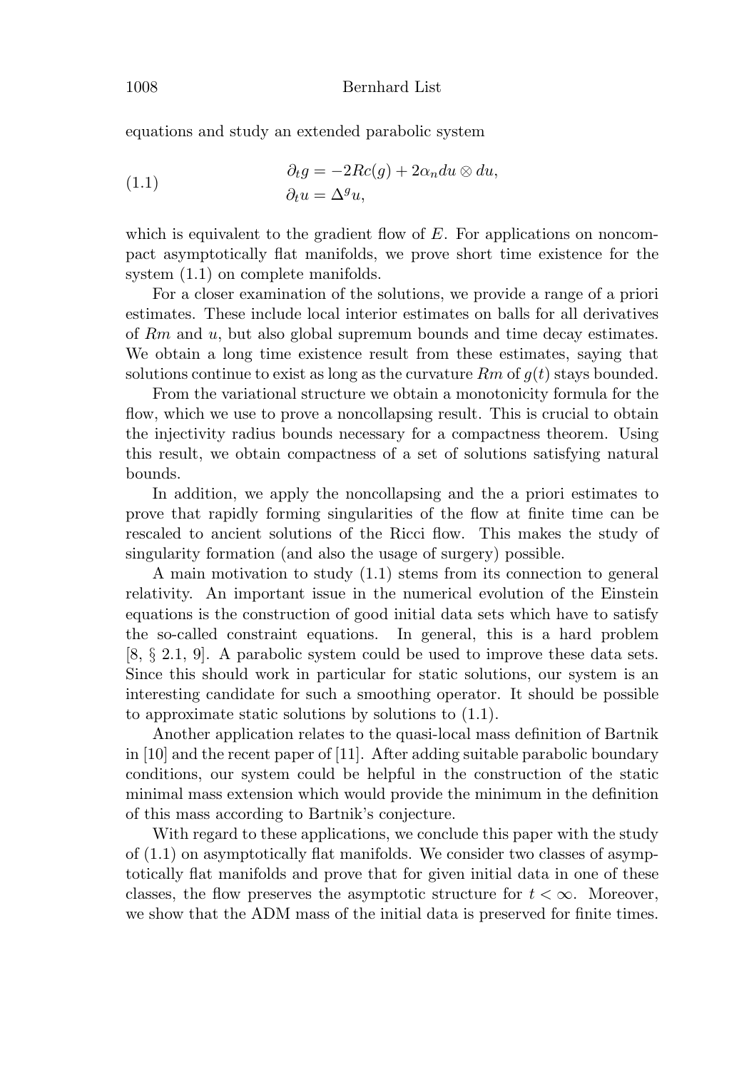equations and study an extended parabolic system

$$
\begin{aligned}
\partial_t g &= -2Rc(g) + 2\alpha_n du \otimes du, \\
\partial_t u &= \Delta^g u,
\end{aligned}
\tag{1.1}
$$

which is equivalent to the gradient flow of $E$. For applications on noncompact asymptotically flat manifolds, we prove short time existence for the system (1.1) on complete manifolds.

For a closer examination of the solutions, we provide a range of a priori estimates. These include local interior estimates on balls for all derivatives of $Rm$ and $u$, but also global supremum bounds and time decay estimates. We obtain a long time existence result from these estimates, saying that solutions continue to exist as long as the curvature $Rm$ of $g(t)$ stays bounded.

From the variational structure we obtain a monotonicity formula for the flow, which we use to prove a noncollapsing result. This is crucial to obtain the injectivity radius bounds necessary for a compactness theorem. Using this result, we obtain compactness of a set of solutions satisfying natural bounds.

In addition, we apply the noncollapsing and the a priori estimates to prove that rapidly forming singularities of the flow at finite time can be rescaled to ancient solutions of the Ricci flow. This makes the study of singularity formation (and also the usage of surgery) possible.

A main motivation to study (1.1) stems from its connection to general relativity. An important issue in the numerical evolution of the Einstein equations is the construction of good initial data sets which have to satisfy the so-called constraint equations. In general, this is a hard problem [8, § 2.1, 9]. A parabolic system could be used to improve these data sets. Since this should work in particular for static solutions, our system is an interesting candidate for such a smoothing operator. It should be possible to approximate static solutions by solutions to (1.1).

Another application relates to the quasi-local mass definition of Bartnik in [10] and the recent paper of [11]. After adding suitable parabolic boundary conditions, our system could be helpful in the construction of the static minimal mass extension which would provide the minimum in the definition of this mass according to Bartnik's conjecture.

With regard to these applications, we conclude this paper with the study of (1.1) on asymptotically flat manifolds. We consider two classes of asymptotically flat manifolds and prove that for given initial data in one of these classes, the flow preserves the asymptotic structure for $t < \infty$. Moreover, we show that the ADM mass of the initial data is preserved for finite times.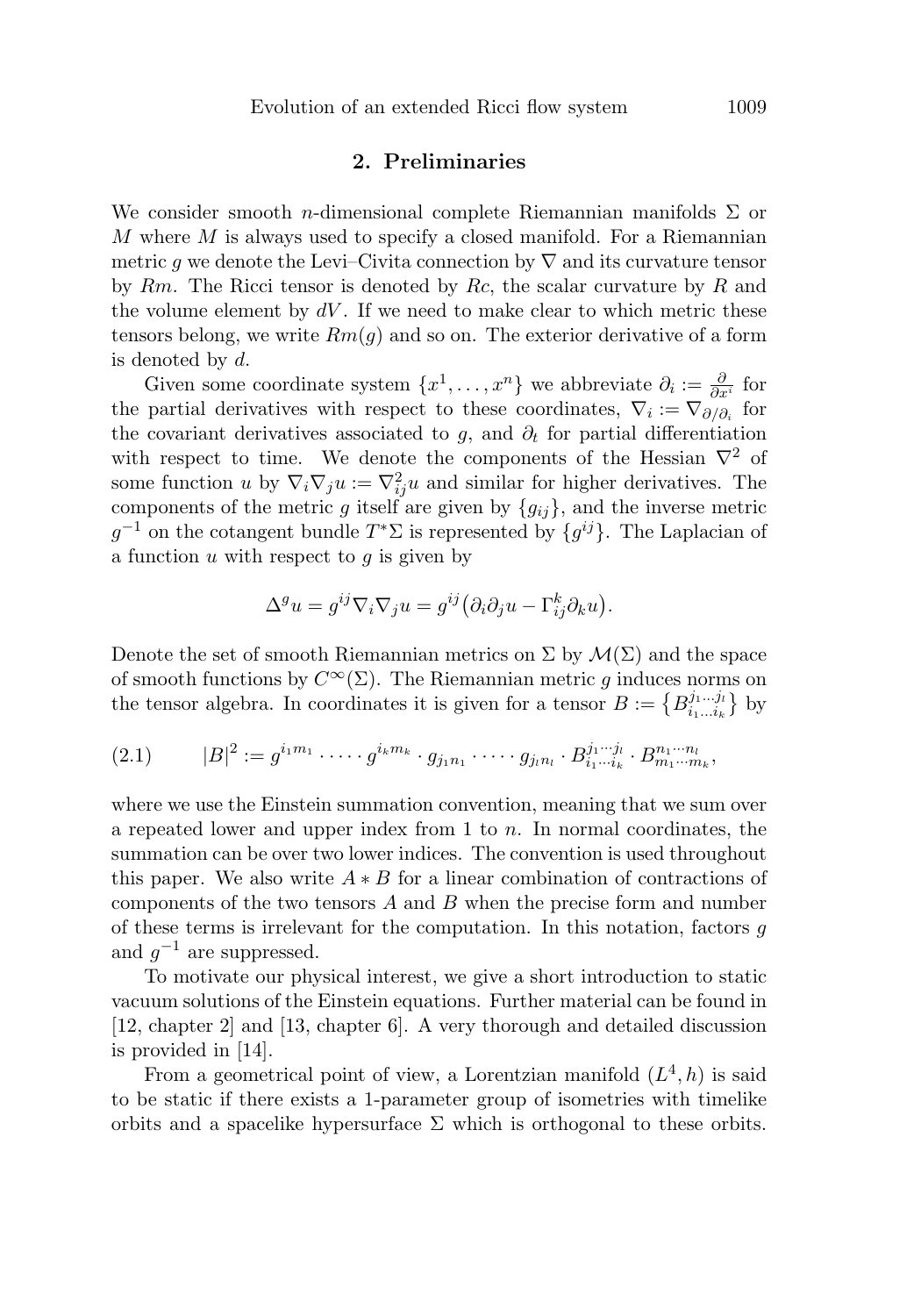## 2. Preliminaries

We consider smooth $n$-dimensional complete Riemannian manifolds $\Sigma$ or $M$ where $M$ is always used to specify a closed manifold. For a Riemannian metric $g$ we denote the Levi–Civita connection by $\nabla$ and its curvature tensor by $Rm$. The Ricci tensor is denoted by $Rc$, the scalar curvature by $R$ and the volume element by $dV$. If we need to make clear to which metric these tensors belong, we write $Rm(g)$ and so on. The exterior derivative of a form is denoted by $d$.

Given some coordinate system $\{x^1, \ldots, x^n\}$ we abbreviate $\partial_i := \frac{\partial}{\partial x^i}$ for the partial derivatives with respect to these coordinates, $\nabla_i := \nabla_{\partial/\partial_i}$ for the covariant derivatives associated to $g$, and $\partial_t$ for partial differentiation with respect to time. We denote the components of the Hessian $\nabla^2$ of some function $u$ by $\nabla_i \nabla_j u := \nabla^2_{ij} u$ and similar for higher derivatives. The components of the metric $g$ itself are given by $\{g_{ij}\}$, and the inverse metric $g^{-1}$ on the cotangent bundle $T^*\Sigma$ is represented by $\{g^{ij}\}$. The Laplacian of a function $u$ with respect to $g$ is given by

$$\Delta^g u = g^{ij} \nabla_i \nabla_j u = g^{ij} \big( \partial_i \partial_j u - \Gamma^k_{ij} \partial_k u \big).$$

Denote the set of smooth Riemannian metrics on $\Sigma$ by $\mathcal{M}(\Sigma)$ and the space of smooth functions by $C^\infty(\Sigma)$. The Riemannian metric $g$ induces norms on the tensor algebra. In coordinates it is given for a tensor $B := \big\{ B^{j_1 \ldots j_l}_{i_1 \ldots i_k} \big\}$ by

$$|B|^2 := g^{i_1 m_1} \cdot \cdots \cdot g^{i_k m_k} \cdot g_{j_1 n_1} \cdot \cdots \cdot g_{j_l n_l} \cdot B^{j_1 \cdots j_l}_{i_1 \cdots i_k} \cdot B^{n_1 \cdots n_l}_{m_1 \cdots m_k}, \tag{2.1}$$

where we use the Einstein summation convention, meaning that we sum over a repeated lower and upper index from 1 to $n$. In normal coordinates, the summation can be over two lower indices. The convention is used throughout this paper. We also write $A * B$ for a linear combination of contractions of components of the two tensors $A$ and $B$ when the precise form and number of these terms is irrelevant for the computation. In this notation, factors $g$ and $g^{-1}$ are suppressed.

To motivate our physical interest, we give a short introduction to static vacuum solutions of the Einstein equations. Further material can be found in [12, chapter 2] and [13, chapter 6]. A very thorough and detailed discussion is provided in [14].

From a geometrical point of view, a Lorentzian manifold $(L^4, h)$ is said to be static if there exists a 1-parameter group of isometries with timelike orbits and a spacelike hypersurface $\Sigma$ which is orthogonal to these orbits.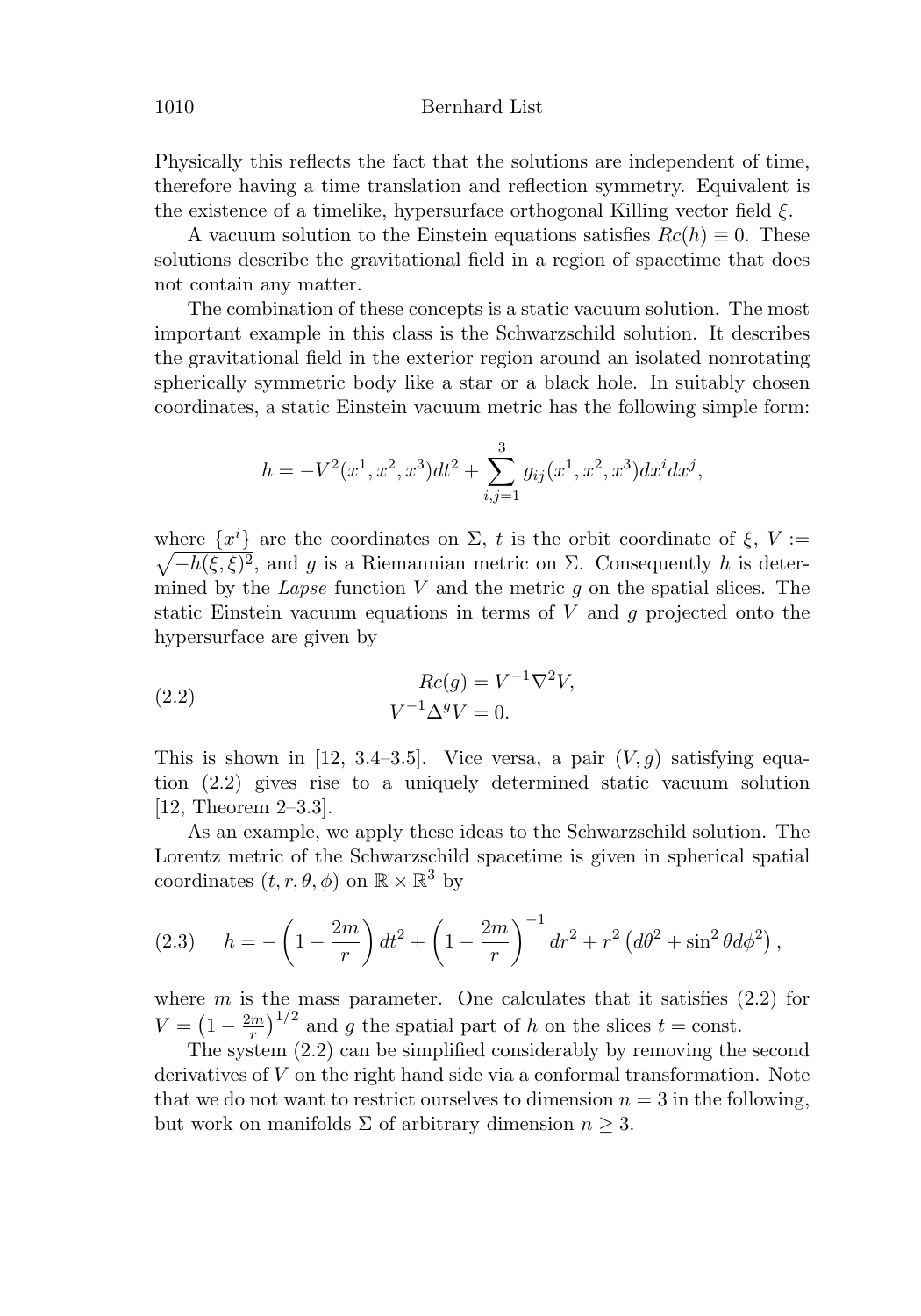Physically this reflects the fact that the solutions are independent of time, therefore having a time translation and reflection symmetry. Equivalent is the existence of a timelike, hypersurface orthogonal Killing vector field $\xi$.

A vacuum solution to the Einstein equations satisfies $Rc(h) \equiv 0$. These solutions describe the gravitational field in a region of spacetime that does not contain any matter.

The combination of these concepts is a static vacuum solution. The most important example in this class is the Schwarzschild solution. It describes the gravitational field in the exterior region around an isolated nonrotating spherically symmetric body like a star or a black hole. In suitably chosen coordinates, a static Einstein vacuum metric has the following simple form:

$$h = -V^2(x^1, x^2, x^3)dt^2 + \sum_{i,j=1}^{3} g_{ij}(x^1, x^2, x^3)dx^i dx^j,$$

where $\{x^i\}$ are the coordinates on $\Sigma$, $t$ is the orbit coordinate of $\xi$, $V := \sqrt{-h(\xi,\xi)^2}$, and $g$ is a Riemannian metric on $\Sigma$. Consequently $h$ is determined by the *Lapse* function $V$ and the metric $g$ on the spatial slices. The static Einstein vacuum equations in terms of $V$ and $g$ projected onto the hypersurface are given by

$$\begin{aligned} Rc(g) &= V^{-1}\nabla^2 V, \\ V^{-1}\Delta^g V &= 0. \end{aligned} \tag{2.2}$$

This is shown in [12, 3.4–3.5]. Vice versa, a pair $(V, g)$ satisfying equation (2.2) gives rise to a uniquely determined static vacuum solution [12, Theorem 2–3.3].

As an example, we apply these ideas to the Schwarzschild solution. The Lorentz metric of the Schwarzschild spacetime is given in spherical spatial coordinates $(t, r, \theta, \phi)$ on $\mathbb{R} \times \mathbb{R}^3$ by

$$h = -\left(1 - \frac{2m}{r}\right)dt^2 + \left(1 - \frac{2m}{r}\right)^{-1} dr^2 + r^2\left(d\theta^2 + \sin^2\theta d\phi^2\right), \tag{2.3}$$

where $m$ is the mass parameter. One calculates that it satisfies (2.2) for $V = \left(1 - \frac{2m}{r}\right)^{1/2}$ and $g$ the spatial part of $h$ on the slices $t = \text{const}$.

The system (2.2) can be simplified considerably by removing the second derivatives of $V$ on the right hand side via a conformal transformation. Note that we do not want to restrict ourselves to dimension $n = 3$ in the following, but work on manifolds $\Sigma$ of arbitrary dimension $n \geq 3$.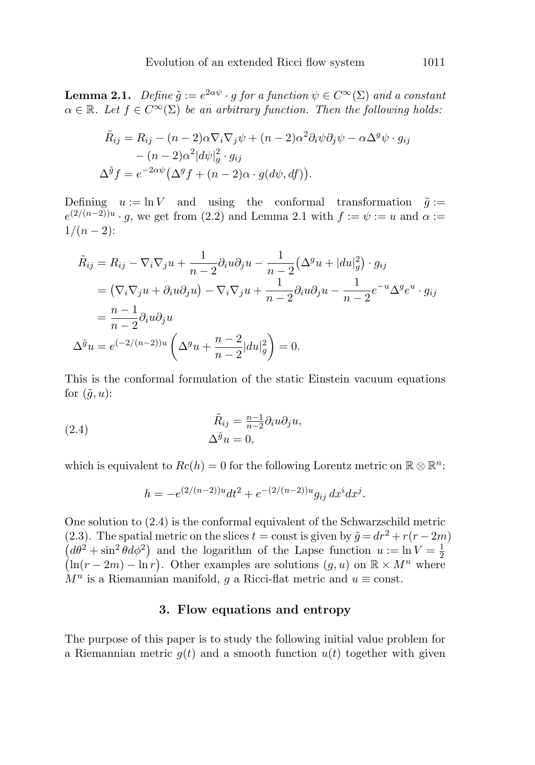**Lemma 2.1.** *Define $\tilde{g} := e^{2\alpha\psi} \cdot g$ for a function $\psi \in C^\infty(\Sigma)$ and a constant $\alpha \in \mathbb{R}$. Let $f \in C^\infty(\Sigma)$ be an arbitrary function. Then the following holds:*

$$
\begin{aligned}
\tilde{R}_{ij} &= R_{ij} - (n-2)\alpha\nabla_i\nabla_j\psi + (n-2)\alpha^2\partial_i\psi\partial_j\psi - \alpha\Delta^g\psi \cdot g_{ij} \\
&\quad - (n-2)\alpha^2|d\psi|_g^2 \cdot g_{ij} \\
\Delta^{\tilde{g}} f &= e^{-2\alpha\psi}\big(\Delta^g f + (n-2)\alpha \cdot g(d\psi, df)\big).
\end{aligned}
$$

Defining $u := \ln V$ and using the conformal transformation $\tilde{g} := e^{(2/(n-2))u} \cdot g$, we get from (2.2) and Lemma 2.1 with $f := \psi := u$ and $\alpha := 1/(n-2)$:

$$
\begin{aligned}
\tilde{R}_{ij} &= R_{ij} - \nabla_i\nabla_j u + \frac{1}{n-2}\partial_i u\partial_j u - \frac{1}{n-2}\big(\Delta^g u + |du|_g^2\big) \cdot g_{ij} \\
&= \big(\nabla_i\nabla_j u + \partial_i u\partial_j u\big) - \nabla_i\nabla_j u + \frac{1}{n-2}\partial_i u\partial_j u - \frac{1}{n-2}e^{-u}\Delta^g e^u \cdot g_{ij} \\
&= \frac{n-1}{n-2}\partial_i u\partial_j u \\
\Delta^{\tilde{g}} u &= e^{(-2/(n-2))u}\left(\Delta^g u + \frac{n-2}{n-2}|du|_g^2\right) = 0.
\end{aligned}
$$

This is the conformal formulation of the static Einstein vacuum equations for $(\tilde{g}, u)$:

$$
\begin{aligned}
\tilde{R}_{ij} &= \tfrac{n-1}{n-2}\partial_i u\partial_j u, \\
\Delta^{\tilde{g}} u &= 0,
\end{aligned}
\tag{2.4}
$$

which is equivalent to $Rc(h) = 0$ for the following Lorentz metric on $\mathbb{R} \otimes \mathbb{R}^n$:

$$
h = -e^{(2/(n-2))u}dt^2 + e^{-(2/(n-2))u}g_{ij}\, dx^i dx^j.
$$

One solution to (2.4) is the conformal equivalent of the Schwarzschild metric (2.3). The spatial metric on the slices $t = \text{const}$ is given by $\tilde{g} = dr^2 + r(r-2m)\big(d\theta^2 + \sin^2\theta d\phi^2\big)$ and the logarithm of the Lapse function $u := \ln V = \frac{1}{2}\big(\ln(r-2m) - \ln r\big)$. Other examples are solutions $(g, u)$ on $\mathbb{R} \times M^n$ where $M^n$ is a Riemannian manifold, $g$ a Ricci-flat metric and $u \equiv \text{const}$.

## 3. Flow equations and entropy

The purpose of this paper is to study the following initial value problem for a Riemannian metric $g(t)$ and a smooth function $u(t)$ together with given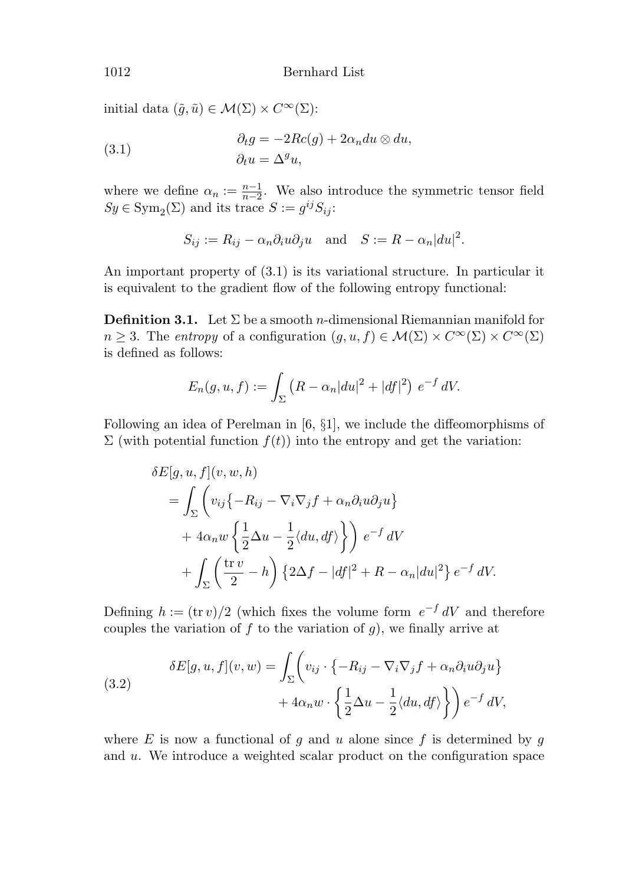initial data $(\tilde{g}, \tilde{u}) \in \mathcal{M}(\Sigma) \times C^\infty(\Sigma)$:

$$
\begin{aligned}
\partial_t g &= -2Rc(g) + 2\alpha_n du \otimes du, \\
\partial_t u &= \Delta^g u,
\end{aligned}
\tag{3.1}
$$

where we define $\alpha_n := \frac{n-1}{n-2}$. We also introduce the symmetric tensor field $Sy \in \mathrm{Sym}_2(\Sigma)$ and its trace $S := g^{ij} S_{ij}$:

$$
S_{ij} := R_{ij} - \alpha_n \partial_i u \partial_j u \quad \text{and} \quad S := R - \alpha_n |du|^2.
$$

An important property of (3.1) is its variational structure. In particular it is equivalent to the gradient flow of the following entropy functional:

**Definition 3.1.** Let $\Sigma$ be a smooth $n$-dimensional Riemannian manifold for $n \geq 3$. The *entropy* of a configuration $(g, u, f) \in \mathcal{M}(\Sigma) \times C^\infty(\Sigma) \times C^\infty(\Sigma)$ is defined as follows:

$$
E_n(g, u, f) := \int_\Sigma \left( R - \alpha_n |du|^2 + |df|^2 \right) e^{-f} \, dV.
$$

Following an idea of Perelman in [6, §1], we include the diffeomorphisms of $\Sigma$ (with potential function $f(t)$) into the entropy and get the variation:

$$
\begin{aligned}
&\delta E[g, u, f](v, w, h) \\
&= \int_\Sigma \Bigg( v_{ij} \big\{ -R_{ij} - \nabla_i \nabla_j f + \alpha_n \partial_i u \partial_j u \big\} \\
&\quad + 4\alpha_n w \left\{ \frac{1}{2} \Delta u - \frac{1}{2} \langle du, df \rangle \right\} \Bigg) \, e^{-f} \, dV \\
&\quad + \int_\Sigma \left( \frac{\operatorname{tr} v}{2} - h \right) \left\{ 2\Delta f - |df|^2 + R - \alpha_n |du|^2 \right\} e^{-f} \, dV.
\end{aligned}
$$

Defining $h := (\operatorname{tr} v)/2$ (which fixes the volume form $e^{-f} \, dV$ and therefore couples the variation of $f$ to the variation of $g$), we finally arrive at

$$
\begin{aligned}
\delta E[g, u, f](v, w) = \int_\Sigma \Bigg( & v_{ij} \cdot \big\{ -R_{ij} - \nabla_i \nabla_j f + \alpha_n \partial_i u \partial_j u \big\} \\
& + 4\alpha_n w \cdot \left\{ \frac{1}{2} \Delta u - \frac{1}{2} \langle du, df \rangle \right\} \Bigg) \, e^{-f} \, dV,
\end{aligned}
\tag{3.2}
$$

where $E$ is now a functional of $g$ and $u$ alone since $f$ is determined by $g$ and $u$. We introduce a weighted scalar product on the configuration space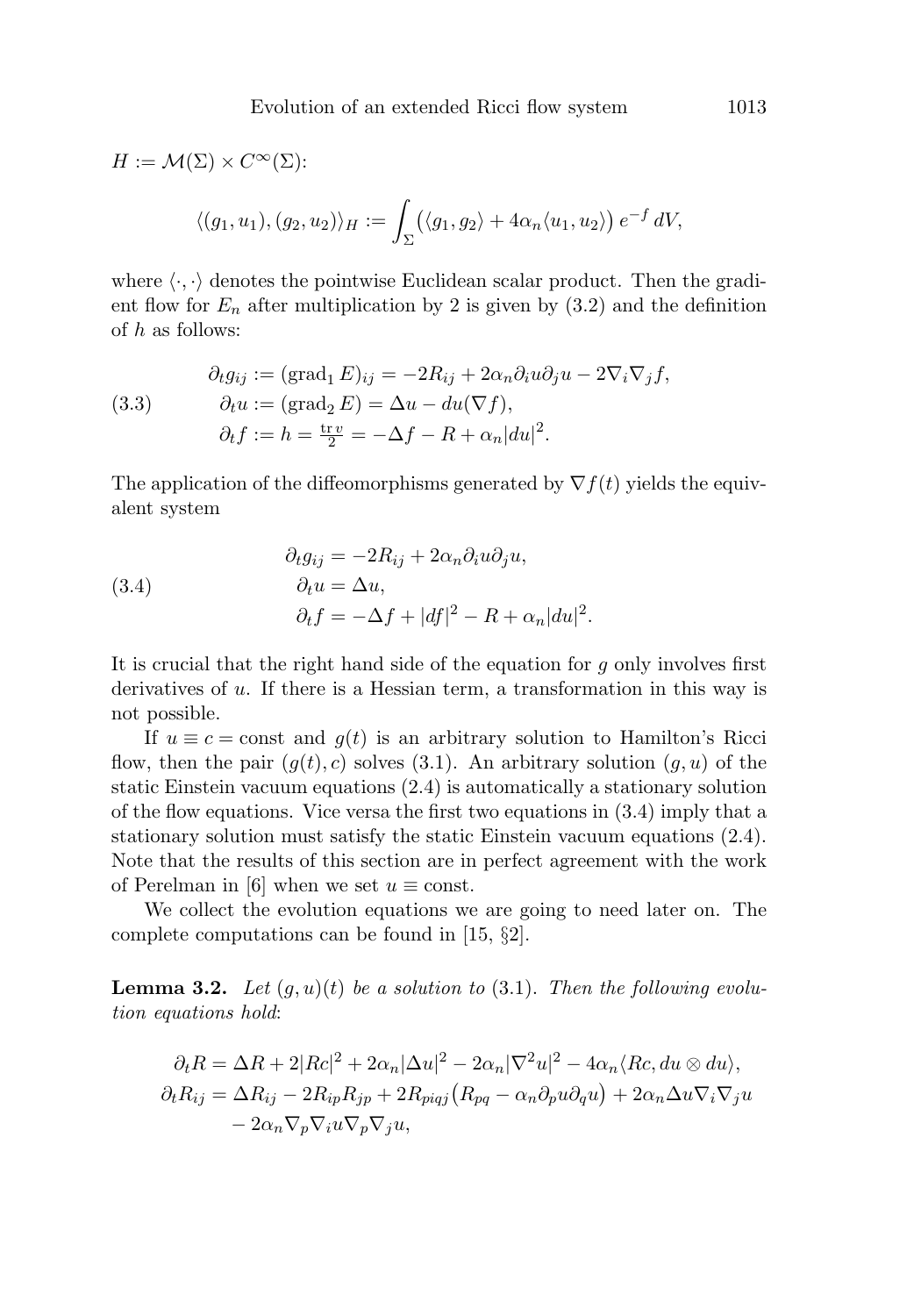$H := \mathcal{M}(\Sigma) \times C^\infty(\Sigma)$:

$$\langle (g_1, u_1), (g_2, u_2) \rangle_H := \int_\Sigma \big( \langle g_1, g_2 \rangle + 4\alpha_n \langle u_1, u_2 \rangle \big) \, e^{-f} \, dV,$$

where $\langle \cdot, \cdot \rangle$ denotes the pointwise Euclidean scalar product. Then the gradient flow for $E_n$ after multiplication by 2 is given by (3.2) and the definition of $h$ as follows:

$$\begin{aligned} \partial_t g_{ij} &:= (\operatorname{grad}_1 E)_{ij} = -2R_{ij} + 2\alpha_n \partial_i u \partial_j u - 2\nabla_i \nabla_j f, \\ \partial_t u &:= (\operatorname{grad}_2 E) = \Delta u - du(\nabla f), \\ \partial_t f &:= h = \tfrac{\operatorname{tr} v}{2} = -\Delta f - R + \alpha_n |du|^2. \end{aligned} \tag{3.3}$$

The application of the diffeomorphisms generated by $\nabla f(t)$ yields the equivalent system

$$\begin{aligned} \partial_t g_{ij} &= -2R_{ij} + 2\alpha_n \partial_i u \partial_j u, \\ \partial_t u &= \Delta u, \\ \partial_t f &= -\Delta f + |df|^2 - R + \alpha_n |du|^2. \end{aligned} \tag{3.4}$$

It is crucial that the right hand side of the equation for $g$ only involves first derivatives of $u$. If there is a Hessian term, a transformation in this way is not possible.

If $u \equiv c = \text{const}$ and $g(t)$ is an arbitrary solution to Hamilton's Ricci flow, then the pair $(g(t), c)$ solves (3.1). An arbitrary solution $(g, u)$ of the static Einstein vacuum equations (2.4) is automatically a stationary solution of the flow equations. Vice versa the first two equations in (3.4) imply that a stationary solution must satisfy the static Einstein vacuum equations (2.4). Note that the results of this section are in perfect agreement with the work of Perelman in [6] when we set $u \equiv \text{const}$.

We collect the evolution equations we are going to need later on. The complete computations can be found in [15, §2].

**Lemma 3.2.** *Let $(g, u)(t)$ be a solution to* (3.1)*. Then the following evolution equations hold*:

$$\begin{aligned} \partial_t R &= \Delta R + 2|Rc|^2 + 2\alpha_n |\Delta u|^2 - 2\alpha_n |\nabla^2 u|^2 - 4\alpha_n \langle Rc, du \otimes du \rangle, \\ \partial_t R_{ij} &= \Delta R_{ij} - 2R_{ip}R_{jp} + 2R_{piqj}\big(R_{pq} - \alpha_n \partial_p u \partial_q u\big) + 2\alpha_n \Delta u \nabla_i \nabla_j u \\ &\quad - 2\alpha_n \nabla_p \nabla_i u \nabla_p \nabla_j u, \end{aligned}$$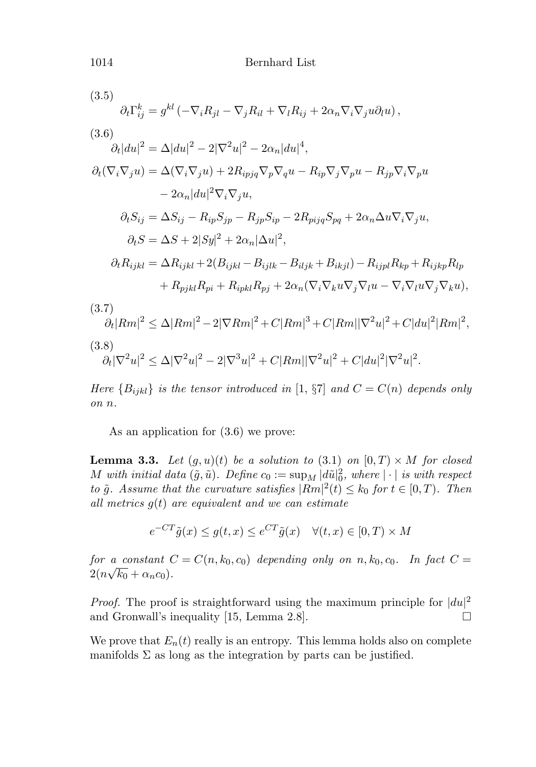(3.5)

$$\partial_t \Gamma_{ij}^k = g^{kl}\left(-\nabla_i R_{jl} - \nabla_j R_{il} + \nabla_l R_{ij} + 2\alpha_n \nabla_i \nabla_j u \partial_l u\right),$$

(3.6)

$$\begin{aligned}
\partial_t |du|^2 &= \Delta |du|^2 - 2|\nabla^2 u|^2 - 2\alpha_n |du|^4, \\
\partial_t (\nabla_i \nabla_j u) &= \Delta(\nabla_i \nabla_j u) + 2R_{ipjq}\nabla_p \nabla_q u - R_{ip}\nabla_j \nabla_p u - R_{jp}\nabla_i \nabla_p u \\
&\quad - 2\alpha_n |du|^2 \nabla_i \nabla_j u, \\
\partial_t S_{ij} &= \Delta S_{ij} - R_{ip}S_{jp} - R_{jp}S_{ip} - 2R_{pijq}S_{pq} + 2\alpha_n \Delta u \nabla_i \nabla_j u, \\
\partial_t S &= \Delta S + 2|Sy|^2 + 2\alpha_n |\Delta u|^2, \\
\partial_t R_{ijkl} &= \Delta R_{ijkl} + 2(B_{ijkl} - B_{ijlk} - B_{iljk} + B_{ikjl}) - R_{ijpl}R_{kp} + R_{ijkp}R_{lp} \\
&\quad + R_{pjkl}R_{pi} + R_{ipkl}R_{pj} + 2\alpha_n(\nabla_i \nabla_k u \nabla_j \nabla_l u - \nabla_i \nabla_l u \nabla_j \nabla_k u),
\end{aligned}$$

(3.7)

$$\partial_t |Rm|^2 \leq \Delta |Rm|^2 - 2|\nabla Rm|^2 + C|Rm|^3 + C|Rm||\nabla^2 u|^2 + C|du|^2|Rm|^2,$$

(3.8)

$$\partial_t |\nabla^2 u|^2 \leq \Delta |\nabla^2 u|^2 - 2|\nabla^3 u|^2 + C|Rm||\nabla^2 u|^2 + C|du|^2|\nabla^2 u|^2.$$

*Here $\{B_{ijkl}\}$ is the tensor introduced in [1, §7] and $C = C(n)$ depends only on $n$.*

As an application for (3.6) we prove:

**Lemma 3.3.** *Let $(g,u)(t)$ be a solution to (3.1) on $[0,T) \times M$ for closed $M$ with initial data $(\tilde{g}, \tilde{u})$. Define $c_0 := \sup_M |d\tilde{u}|_0^2$, where $|\cdot|$ is with respect to $\tilde{g}$. Assume that the curvature satisfies $|Rm|^2(t) \leq k_0$ for $t \in [0,T)$. Then all metrics $g(t)$ are equivalent and we can estimate*

$$e^{-CT}\tilde{g}(x) \leq g(t,x) \leq e^{CT}\tilde{g}(x) \quad \forall (t,x) \in [0,T) \times M$$

*for a constant $C = C(n, k_0, c_0)$ depending only on $n, k_0, c_0$. In fact $C = 2(n\sqrt{k_0} + \alpha_n c_0)$.*

*Proof.* The proof is straightforward using the maximum principle for $|du|^2$ and Gronwall's inequality [15, Lemma 2.8]. □

We prove that $E_n(t)$ really is an entropy. This lemma holds also on complete manifolds $\Sigma$ as long as the integration by parts can be justified.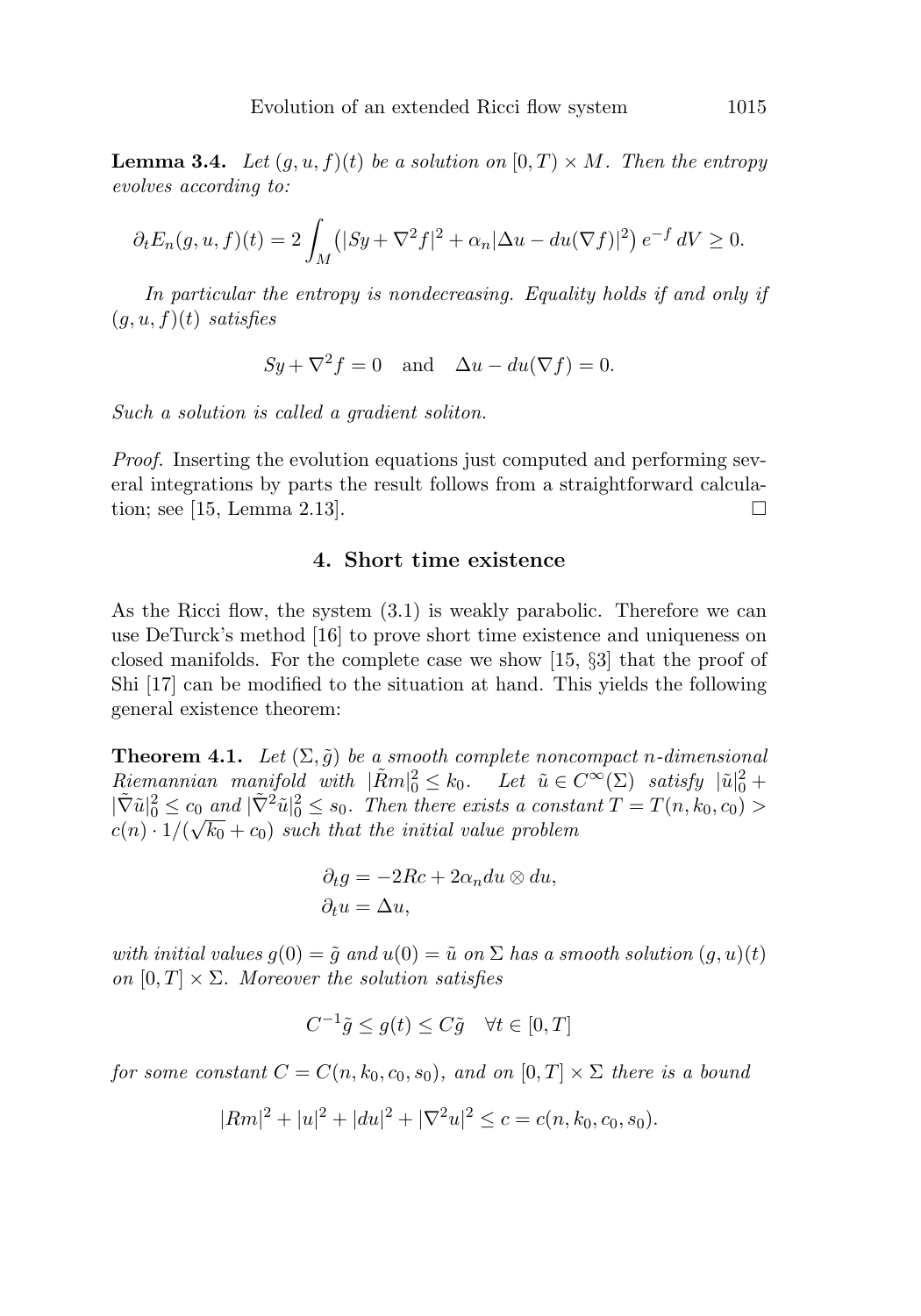**Lemma 3.4.** *Let $(g, u, f)(t)$ be a solution on $[0, T) \times M$. Then the entropy evolves according to:*

$$\partial_t E_n(g, u, f)(t) = 2 \int_M \left( |Sy + \nabla^2 f|^2 + \alpha_n |\Delta u - du(\nabla f)|^2 \right) e^{-f} \, dV \geq 0.$$

*In particular the entropy is nondecreasing. Equality holds if and only if $(g, u, f)(t)$ satisfies*

$$Sy + \nabla^2 f = 0 \quad \text{and} \quad \Delta u - du(\nabla f) = 0.$$

*Such a solution is called a gradient soliton.*

*Proof.* Inserting the evolution equations just computed and performing several integrations by parts the result follows from a straightforward calculation; see [15, Lemma 2.13]. □

## 4. Short time existence

As the Ricci flow, the system (3.1) is weakly parabolic. Therefore we can use DeTurck's method [16] to prove short time existence and uniqueness on closed manifolds. For the complete case we show [15, §3] that the proof of Shi [17] can be modified to the situation at hand. This yields the following general existence theorem:

**Theorem 4.1.** *Let $(\Sigma, \tilde{g})$ be a smooth complete noncompact $n$-dimensional Riemannian manifold with $|\tilde{Rm}|_0^2 \leq k_0$. Let $\tilde{u} \in C^\infty(\Sigma)$ satisfy $|\tilde{u}|_0^2 + |\tilde{\nabla}\tilde{u}|_0^2 \leq c_0$ and $|\tilde{\nabla}^2\tilde{u}|_0^2 \leq s_0$. Then there exists a constant $T = T(n, k_0, c_0) > c(n) \cdot 1/(\sqrt{k_0} + c_0)$ such that the initial value problem*

$$\partial_t g = -2Rc + 2\alpha_n du \otimes du,$$
$$\partial_t u = \Delta u,$$

*with initial values $g(0) = \tilde{g}$ and $u(0) = \tilde{u}$ on $\Sigma$ has a smooth solution $(g, u)(t)$ on $[0, T] \times \Sigma$. Moreover the solution satisfies*

$$C^{-1}\tilde{g} \leq g(t) \leq C\tilde{g} \quad \forall t \in [0, T]$$

*for some constant $C = C(n, k_0, c_0, s_0)$, and on $[0, T] \times \Sigma$ there is a bound*

$$|Rm|^2 + |u|^2 + |du|^2 + |\nabla^2 u|^2 \leq c = c(n, k_0, c_0, s_0).$$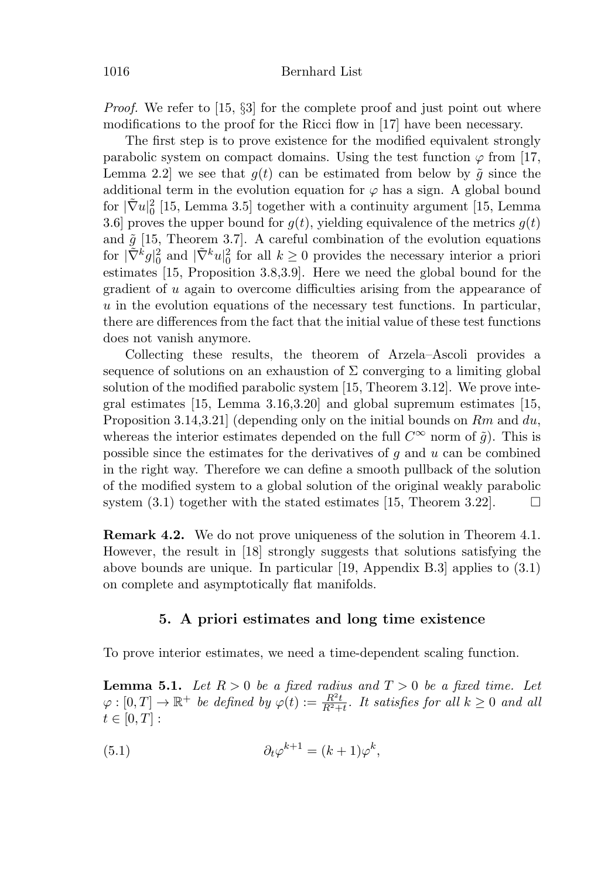*Proof.* We refer to [15, §3] for the complete proof and just point out where modifications to the proof for the Ricci flow in [17] have been necessary.

The first step is to prove existence for the modified equivalent strongly parabolic system on compact domains. Using the test function $\varphi$ from [17, Lemma 2.2] we see that $g(t)$ can be estimated from below by $\tilde{g}$ since the additional term in the evolution equation for $\varphi$ has a sign. A global bound for $|\tilde{\nabla} u|_0^2$ [15, Lemma 3.5] together with a continuity argument [15, Lemma 3.6] proves the upper bound for $g(t)$, yielding equivalence of the metrics $g(t)$ and $\tilde{g}$ [15, Theorem 3.7]. A careful combination of the evolution equations for $|\tilde{\nabla}^k g|_0^2$ and $|\tilde{\nabla}^k u|_0^2$ for all $k \geq 0$ provides the necessary interior a priori estimates [15, Proposition 3.8,3.9]. Here we need the global bound for the gradient of $u$ again to overcome difficulties arising from the appearance of $u$ in the evolution equations of the necessary test functions. In particular, there are differences from the fact that the initial value of these test functions does not vanish anymore.

Collecting these results, the theorem of Arzela–Ascoli provides a sequence of solutions on an exhaustion of $\Sigma$ converging to a limiting global solution of the modified parabolic system [15, Theorem 3.12]. We prove integral estimates [15, Lemma 3.16,3.20] and global supremum estimates [15, Proposition 3.14,3.21] (depending only on the initial bounds on $Rm$ and $du$, whereas the interior estimates depended on the full $C^\infty$ norm of $\tilde{g}$). This is possible since the estimates for the derivatives of $g$ and $u$ can be combined in the right way. Therefore we can define a smooth pullback of the solution of the modified system to a global solution of the original weakly parabolic system (3.1) together with the stated estimates [15, Theorem 3.22]. $\square$

**Remark 4.2.** We do not prove uniqueness of the solution in Theorem 4.1. However, the result in [18] strongly suggests that solutions satisfying the above bounds are unique. In particular [19, Appendix B.3] applies to (3.1) on complete and asymptotically flat manifolds.

## 5. A priori estimates and long time existence

To prove interior estimates, we need a time-dependent scaling function.

**Lemma 5.1.** *Let $R > 0$ be a fixed radius and $T > 0$ be a fixed time. Let $\varphi : [0, T] \to \mathbb{R}^+$ be defined by $\varphi(t) := \frac{R^2 t}{R^2 + t}$. It satisfies for all $k \geq 0$ and all $t \in [0, T]$ :*

$$\partial_t \varphi^{k+1} = (k+1)\varphi^k, \tag{5.1}$$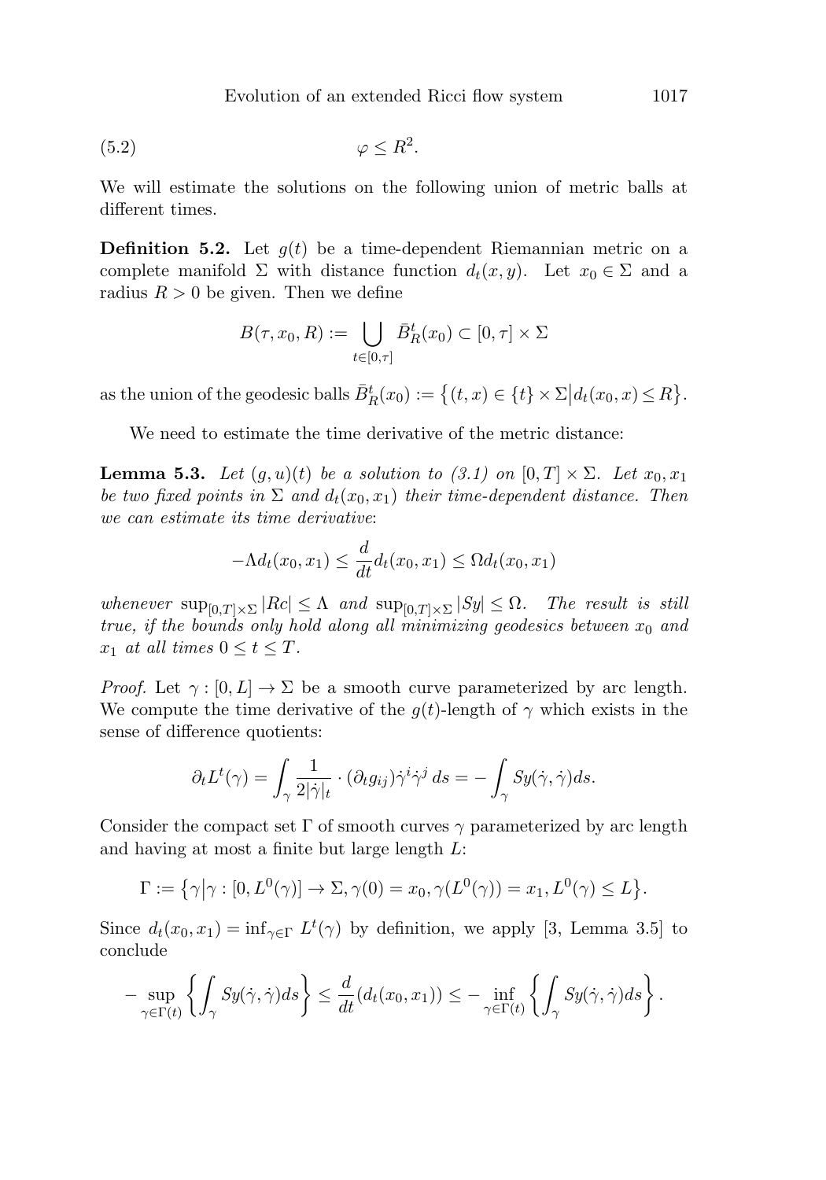$$\varphi \leq R^2. \tag{5.2}$$

We will estimate the solutions on the following union of metric balls at different times.

**Definition 5.2.** Let $g(t)$ be a time-dependent Riemannian metric on a complete manifold $\Sigma$ with distance function $d_t(x,y)$. Let $x_0 \in \Sigma$ and a radius $R > 0$ be given. Then we define

$$B(\tau, x_0, R) := \bigcup_{t\in[0,\tau]} \bar{B}^t_R(x_0) \subset [0,\tau]\times\Sigma$$

as the union of the geodesic balls $\bar{B}^t_R(x_0) := \big\{(t,x) \in \{t\}\times\Sigma \big| d_t(x_0,x) \leq R\big\}$.

We need to estimate the time derivative of the metric distance:

**Lemma 5.3.** *Let $(g,u)(t)$ be a solution to (3.1) on $[0,T]\times\Sigma$. Let $x_0, x_1$ be two fixed points in $\Sigma$ and $d_t(x_0,x_1)$ their time-dependent distance. Then we can estimate its time derivative*:

$$-\Lambda d_t(x_0,x_1) \leq \frac{d}{dt} d_t(x_0,x_1) \leq \Omega d_t(x_0,x_1)$$

*whenever* $\sup_{[0,T]\times\Sigma} |Rc| \leq \Lambda$ *and* $\sup_{[0,T]\times\Sigma} |Sy| \leq \Omega$. *The result is still true, if the bounds only hold along all minimizing geodesics between $x_0$ and $x_1$ at all times $0 \leq t \leq T$.*

*Proof.* Let $\gamma : [0,L] \to \Sigma$ be a smooth curve parameterized by arc length. We compute the time derivative of the $g(t)$-length of $\gamma$ which exists in the sense of difference quotients:

$$\partial_t L^t(\gamma) = \int_\gamma \frac{1}{2|\dot\gamma|_t} \cdot (\partial_t g_{ij})\dot\gamma^i\dot\gamma^j\, ds = -\int_\gamma Sy(\dot\gamma,\dot\gamma)ds.$$

Consider the compact set $\Gamma$ of smooth curves $\gamma$ parameterized by arc length and having at most a finite but large length $L$:

$$\Gamma := \big\{\gamma \big| \gamma : [0, L^0(\gamma)] \to \Sigma, \gamma(0) = x_0, \gamma(L^0(\gamma)) = x_1, L^0(\gamma) \leq L\big\}.$$

Since $d_t(x_0,x_1) = \inf_{\gamma\in\Gamma} L^t(\gamma)$ by definition, we apply [3, Lemma 3.5] to conclude

$$-\sup_{\gamma\in\Gamma(t)}\left\{\int_\gamma Sy(\dot\gamma,\dot\gamma)ds\right\} \leq \frac{d}{dt}(d_t(x_0,x_1)) \leq -\inf_{\gamma\in\Gamma(t)}\left\{\int_\gamma Sy(\dot\gamma,\dot\gamma)ds\right\}.$$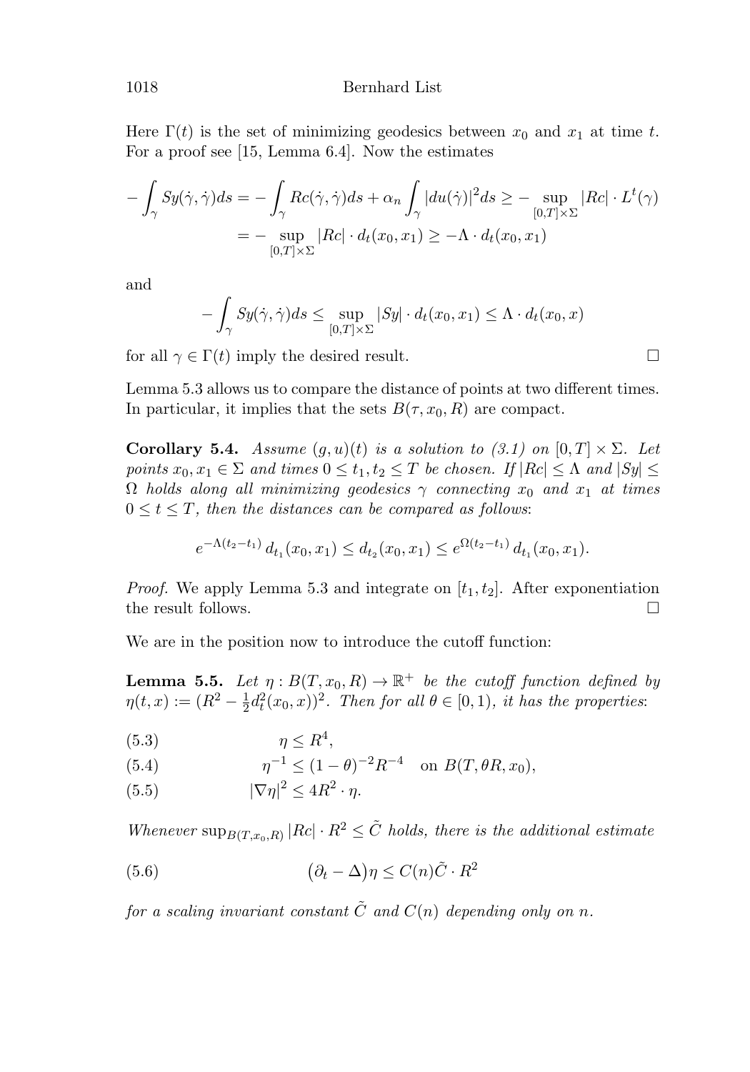Here $\Gamma(t)$ is the set of minimizing geodesics between $x_0$ and $x_1$ at time $t$. For a proof see [15, Lemma 6.4]. Now the estimates

$$
\begin{aligned}
-\int_\gamma Sy(\dot\gamma,\dot\gamma)ds &= -\int_\gamma Rc(\dot\gamma,\dot\gamma)ds + \alpha_n \int_\gamma |du(\dot\gamma)|^2 ds \geq -\sup_{[0,T]\times\Sigma} |Rc| \cdot L^t(\gamma) \\
&= -\sup_{[0,T]\times\Sigma} |Rc| \cdot d_t(x_0,x_1) \geq -\Lambda \cdot d_t(x_0,x_1)
\end{aligned}
$$

and

$$
-\int_\gamma Sy(\dot\gamma,\dot\gamma)ds \leq \sup_{[0,T]\times\Sigma} |Sy| \cdot d_t(x_0,x_1) \leq \Lambda \cdot d_t(x_0,x)
$$

for all $\gamma \in \Gamma(t)$ imply the desired result. □

Lemma 5.3 allows us to compare the distance of points at two different times. In particular, it implies that the sets $B(\tau, x_0, R)$ are compact.

**Corollary 5.4.** *Assume $(g,u)(t)$ is a solution to (3.1) on $[0,T]\times\Sigma$. Let points $x_0, x_1 \in \Sigma$ and times $0 \leq t_1, t_2 \leq T$ be chosen. If $|Rc| \leq \Lambda$ and $|Sy| \leq \Omega$ holds along all minimizing geodesics $\gamma$ connecting $x_0$ and $x_1$ at times $0 \leq t \leq T$, then the distances can be compared as follows*:

$$
e^{-\Lambda(t_2-t_1)}\, d_{t_1}(x_0,x_1) \leq d_{t_2}(x_0,x_1) \leq e^{\Omega(t_2-t_1)}\, d_{t_1}(x_0,x_1).
$$

*Proof.* We apply Lemma 5.3 and integrate on $[t_1,t_2]$. After exponentiation the result follows. □

We are in the position now to introduce the cutoff function:

**Lemma 5.5.** *Let $\eta : B(T,x_0,R) \to \mathbb{R}^+$ be the cutoff function defined by $\eta(t,x) := (R^2 - \frac{1}{2}d_t^2(x_0,x))^2$. Then for all $\theta \in [0,1)$, it has the properties*:

$$
\eta \leq R^4, \tag{5.3}
$$

$$
\eta^{-1} \leq (1-\theta)^{-2}R^{-4} \quad \text{on } B(T,\theta R,x_0), \tag{5.4}
$$

$$
|\nabla\eta|^2 \leq 4R^2 \cdot \eta. \tag{5.5}
$$

*Whenever $\sup_{B(T,x_0,R)} |Rc| \cdot R^2 \leq \tilde{C}$ holds, there is the additional estimate*

$$
\big(\partial_t - \Delta\big)\eta \leq C(n)\tilde{C} \cdot R^2 \tag{5.6}
$$

*for a scaling invariant constant $\tilde{C}$ and $C(n)$ depending only on $n$.*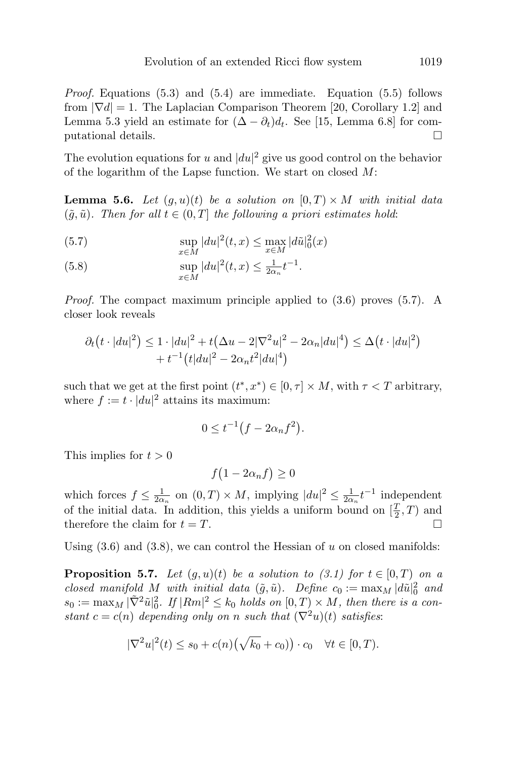*Proof.* Equations (5.3) and (5.4) are immediate. Equation (5.5) follows from $|\nabla d| = 1$. The Laplacian Comparison Theorem [20, Corollary 1.2] and Lemma 5.3 yield an estimate for $(\Delta - \partial_t)d_t$. See [15, Lemma 6.8] for computational details. $\square$

The evolution equations for $u$ and $|du|^2$ give us good control on the behavior of the logarithm of the Lapse function. We start on closed $M$:

**Lemma 5.6.** *Let $(g, u)(t)$ be a solution on $[0, T) \times M$ with initial data $(\tilde{g}, \tilde{u})$. Then for all $t \in (0, T]$ the following a priori estimates hold*:

$$\sup_{x\in M} |du|^2(t,x) \leq \max_{x\in M} |d\tilde{u}|_0^2(x) \tag{5.7}$$

$$\sup_{x\in M} |du|^2(t,x) \leq \tfrac{1}{2\alpha_n} t^{-1}. \tag{5.8}$$

*Proof.* The compact maximum principle applied to (3.6) proves (5.7). A closer look reveals

$$\begin{aligned}\partial_t\big(t \cdot |du|^2\big) \leq 1 \cdot |du|^2 + t\big(\Delta u - 2|\nabla^2 u|^2 - 2\alpha_n |du|^4\big) \leq \Delta\big(t \cdot |du|^2\big) \\ + t^{-1}\big(t|du|^2 - 2\alpha_n t^2 |du|^4\big)\end{aligned}$$

such that we get at the first point $(t^*, x^*) \in [0, \tau] \times M$, with $\tau < T$ arbitrary, where $f := t \cdot |du|^2$ attains its maximum:

$$0 \leq t^{-1}\big(f - 2\alpha_n f^2\big).$$

This implies for $t > 0$

$$f\big(1 - 2\alpha_n f\big) \geq 0$$

which forces $f \leq \frac{1}{2\alpha_n}$ on $(0, T) \times M$, implying $|du|^2 \leq \frac{1}{2\alpha_n} t^{-1}$ independent of the initial data. In addition, this yields a uniform bound on $[\frac{T}{2}, T)$ and therefore the claim for $t = T$. $\square$

Using (3.6) and (3.8), we can control the Hessian of $u$ on closed manifolds:

**Proposition 5.7.** *Let $(g, u)(t)$ be a solution to (3.1) for $t \in [0, T)$ on a closed manifold $M$ with initial data $(\tilde{g}, \tilde{u})$. Define $c_0 := \max_M |d\tilde{u}|_0^2$ and $s_0 := \max_M |\tilde{\nabla}^2 \tilde{u}|_0^2$. If $|Rm|^2 \leq k_0$ holds on $[0, T) \times M$, then there is a constant $c = c(n)$ depending only on $n$ such that $(\nabla^2 u)(t)$ satisfies*:

$$|\nabla^2 u|^2(t) \leq s_0 + c(n)\big(\sqrt{k_0} + c_0)\big) \cdot c_0 \quad \forall t \in [0, T).$$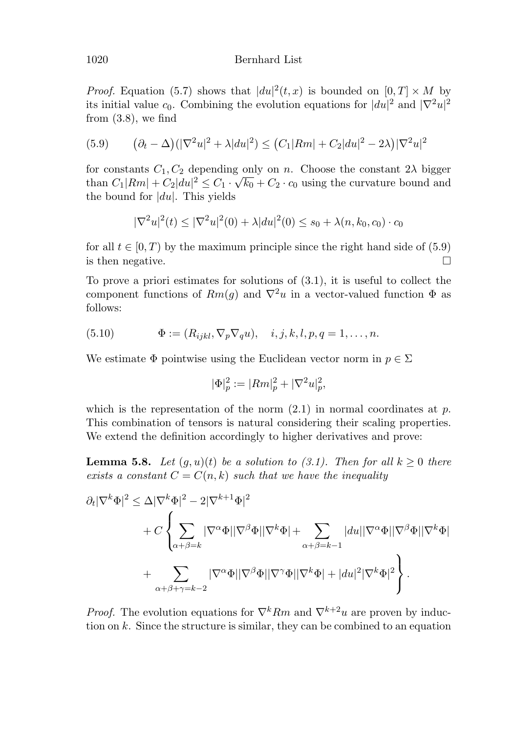*Proof.* Equation (5.7) shows that $|du|^2(t,x)$ is bounded on $[0,T] \times M$ by its initial value $c_0$. Combining the evolution equations for $|du|^2$ and $|\nabla^2 u|^2$ from (3.8), we find

$$(\partial_t - \Delta)(|\nabla^2 u|^2 + \lambda |du|^2) \le \big(C_1 |Rm| + C_2 |du|^2 - 2\lambda\big)|\nabla^2 u|^2 \tag{5.9}$$

for constants $C_1, C_2$ depending only on $n$. Choose the constant $2\lambda$ bigger than $C_1|Rm| + C_2|du|^2 \le C_1 \cdot \sqrt{k_0} + C_2 \cdot c_0$ using the curvature bound and the bound for $|du|$. This yields

$$|\nabla^2 u|^2(t) \le |\nabla^2 u|^2(0) + \lambda |du|^2(0) \le s_0 + \lambda(n, k_0, c_0) \cdot c_0$$

for all $t \in [0,T)$ by the maximum principle since the right hand side of (5.9) is then negative. $\square$

To prove a priori estimates for solutions of (3.1), it is useful to collect the component functions of $Rm(g)$ and $\nabla^2 u$ in a vector-valued function $\Phi$ as follows:

$$\Phi := (R_{ijkl}, \nabla_p \nabla_q u), \quad i,j,k,l,p,q = 1, \dots, n. \tag{5.10}$$

We estimate $\Phi$ pointwise using the Euclidean vector norm in $p \in \Sigma$

$$|\Phi|_p^2 := |Rm|_p^2 + |\nabla^2 u|_p^2,$$

which is the representation of the norm (2.1) in normal coordinates at $p$. This combination of tensors is natural considering their scaling properties. We extend the definition accordingly to higher derivatives and prove:

**Lemma 5.8.** *Let $(g,u)(t)$ be a solution to (3.1). Then for all $k \ge 0$ there exists a constant $C = C(n,k)$ such that we have the inequality*

$$\begin{aligned}
\partial_t |\nabla^k \Phi|^2 \le \Delta |\nabla^k \Phi|^2 - 2|\nabla^{k+1}\Phi|^2 \\
+ C \Bigg\{ \sum_{\alpha+\beta=k} |\nabla^\alpha \Phi||\nabla^\beta \Phi||\nabla^k \Phi| + \sum_{\alpha+\beta=k-1} |du||\nabla^\alpha \Phi||\nabla^\beta \Phi||\nabla^k \Phi| \\
+ \sum_{\alpha+\beta+\gamma=k-2} |\nabla^\alpha \Phi||\nabla^\beta \Phi||\nabla^\gamma \Phi||\nabla^k \Phi| + |du|^2 |\nabla^k \Phi|^2 \Bigg\}.
\end{aligned}$$

*Proof.* The evolution equations for $\nabla^k Rm$ and $\nabla^{k+2} u$ are proven by induction on $k$. Since the structure is similar, they can be combined to an equation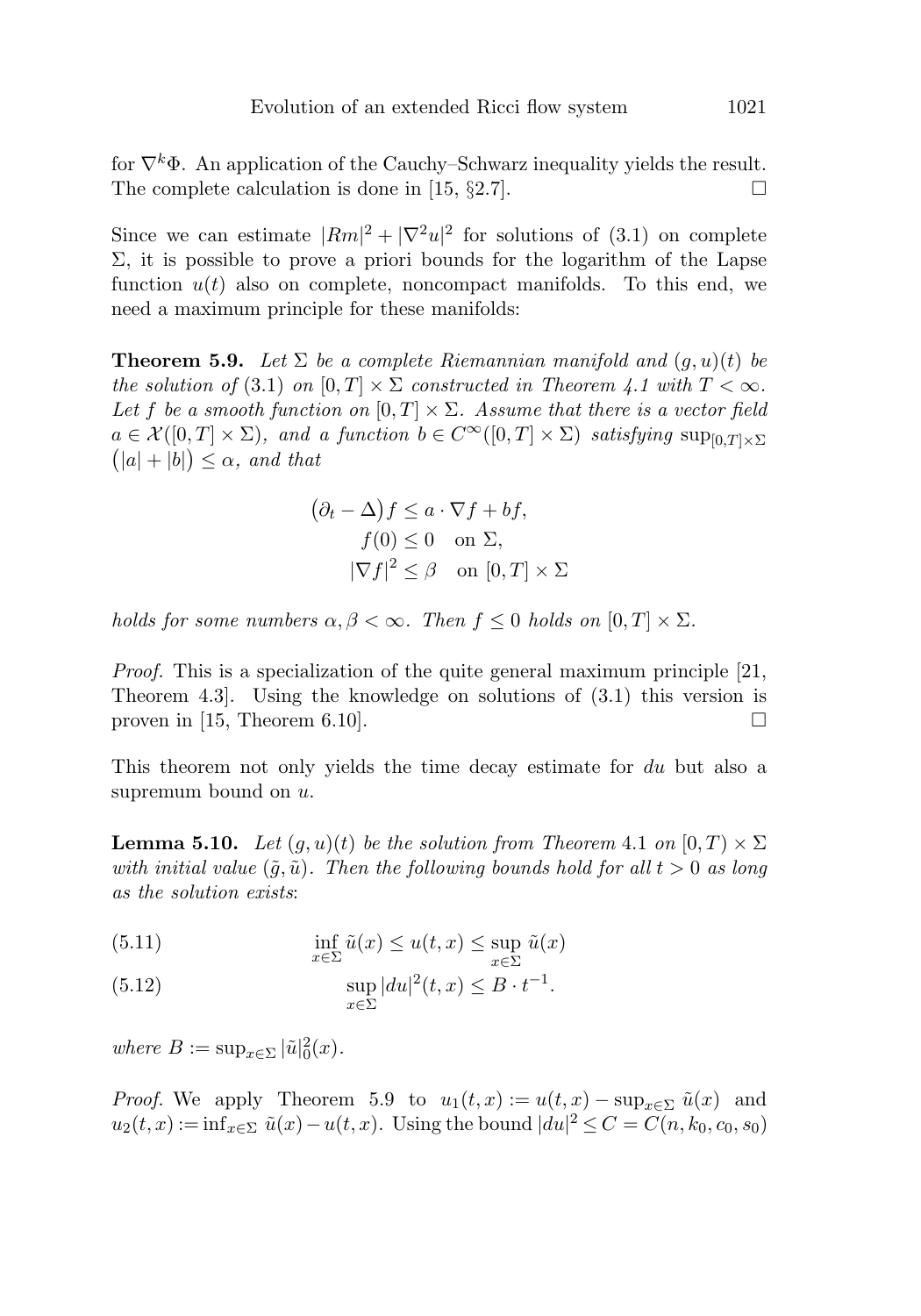for $\nabla^k\Phi$. An application of the Cauchy–Schwarz inequality yields the result. The complete calculation is done in [15, §2.7]. □

Since we can estimate $|Rm|^2 + |\nabla^2 u|^2$ for solutions of (3.1) on complete $\Sigma$, it is possible to prove a priori bounds for the logarithm of the Lapse function $u(t)$ also on complete, noncompact manifolds. To this end, we need a maximum principle for these manifolds:

**Theorem 5.9.** *Let $\Sigma$ be a complete Riemannian manifold and $(g, u)(t)$ be the solution of* (3.1) *on $[0, T] \times \Sigma$ constructed in Theorem 4.1 with $T < \infty$. Let $f$ be a smooth function on $[0, T] \times \Sigma$. Assume that there is a vector field $a \in \mathcal{X}([0, T] \times \Sigma)$, and a function $b \in C^\infty([0, T] \times \Sigma)$ satisfying $\sup_{[0,T]\times\Sigma} \big(|a| + |b|\big) \leq \alpha$, and that*

$$
\begin{aligned}
\big(\partial_t - \Delta\big) f &\leq a \cdot \nabla f + bf, \\
f(0) &\leq 0 \quad \text{on } \Sigma, \\
|\nabla f|^2 &\leq \beta \quad \text{on } [0, T] \times \Sigma
\end{aligned}
$$

*holds for some numbers $\alpha, \beta < \infty$. Then $f \leq 0$ holds on $[0, T] \times \Sigma$.*

*Proof.* This is a specialization of the quite general maximum principle [21, Theorem 4.3]. Using the knowledge on solutions of (3.1) this version is proven in [15, Theorem 6.10]. □

This theorem not only yields the time decay estimate for $du$ but also a supremum bound on $u$.

**Lemma 5.10.** *Let $(g, u)(t)$ be the solution from Theorem* 4.1 *on $[0, T) \times \Sigma$ with initial value $(\tilde{g}, \tilde{u})$. Then the following bounds hold for all $t > 0$ as long as the solution exists*:

$$
\inf_{x\in\Sigma} \tilde{u}(x) \leq u(t, x) \leq \sup_{x\in\Sigma} \tilde{u}(x) \tag{5.11}
$$

$$
\sup_{x\in\Sigma} |du|^2(t, x) \leq B \cdot t^{-1}. \tag{5.12}
$$

*where $B := \sup_{x\in\Sigma} |\tilde{u}|_0^2(x)$.*

*Proof.* We apply Theorem 5.9 to $u_1(t, x) := u(t, x) - \sup_{x\in\Sigma} \tilde{u}(x)$ and $u_2(t, x) := \inf_{x\in\Sigma} \tilde{u}(x) - u(t, x)$. Using the bound $|du|^2 \leq C = C(n, k_0, c_0, s_0)$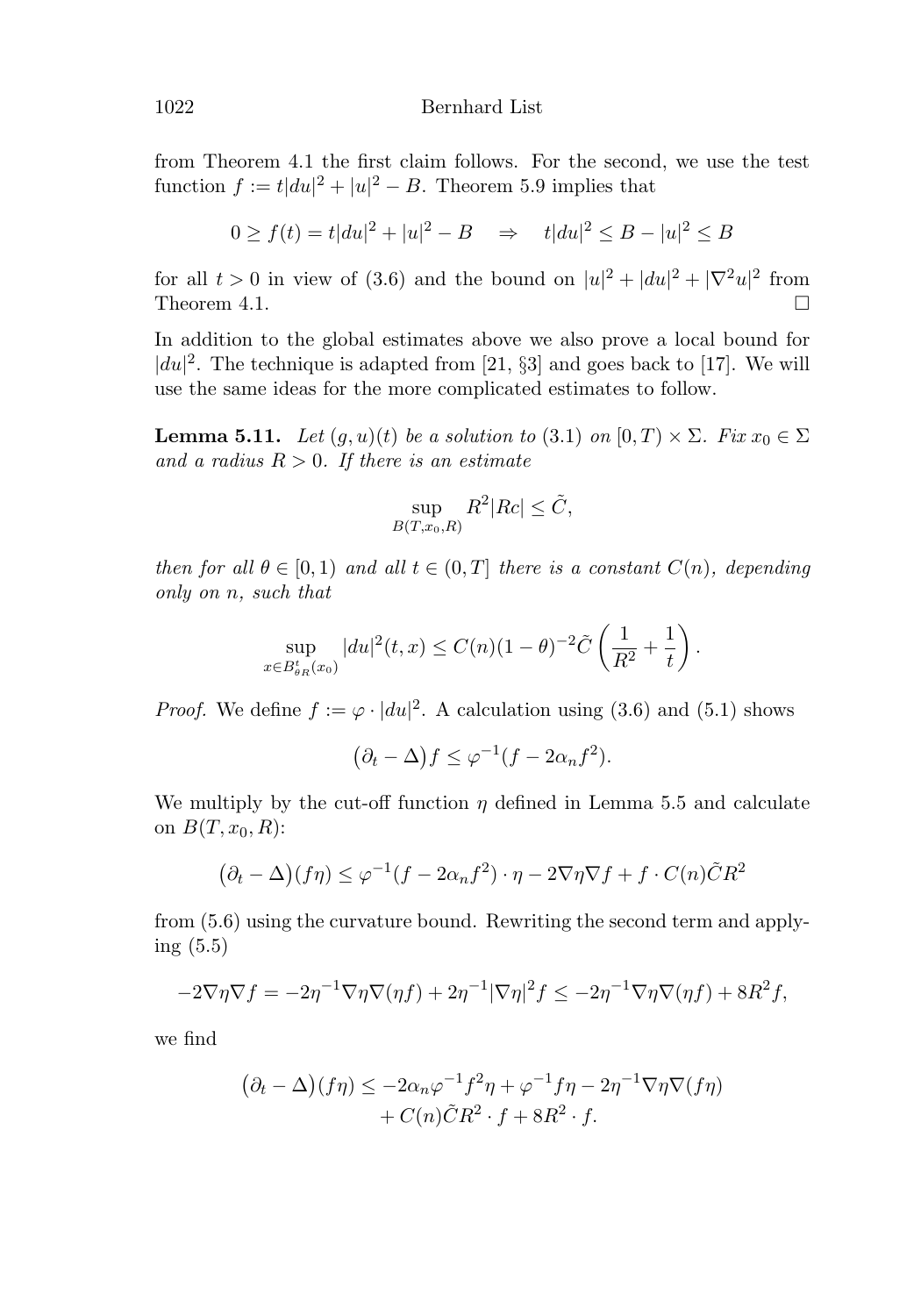from Theorem 4.1 the first claim follows. For the second, we use the test function $f := t|du|^2 + |u|^2 - B$. Theorem 5.9 implies that

$$0 \geq f(t) = t|du|^2 + |u|^2 - B \quad \Rightarrow \quad t|du|^2 \leq B - |u|^2 \leq B$$

for all $t > 0$ in view of (3.6) and the bound on $|u|^2 + |du|^2 + |\nabla^2 u|^2$ from Theorem 4.1. $\square$

In addition to the global estimates above we also prove a local bound for $|du|^2$. The technique is adapted from [21, §3] and goes back to [17]. We will use the same ideas for the more complicated estimates to follow.

**Lemma 5.11.** *Let $(g, u)(t)$ be a solution to (3.1) on $[0, T) \times \Sigma$. Fix $x_0 \in \Sigma$ and a radius $R > 0$. If there is an estimate*

$$\sup_{B(T,x_0,R)} R^2 |Rc| \leq \tilde{C},$$

*then for all $\theta \in [0, 1)$ and all $t \in (0, T]$ there is a constant $C(n)$, depending only on $n$, such that*

$$\sup_{x \in B^t_{\theta R}(x_0)} |du|^2(t, x) \leq C(n)(1-\theta)^{-2} \tilde{C} \left( \frac{1}{R^2} + \frac{1}{t} \right).$$

*Proof.* We define $f := \varphi \cdot |du|^2$. A calculation using (3.6) and (5.1) shows

$$\big(\partial_t - \Delta\big) f \leq \varphi^{-1}(f - 2\alpha_n f^2).$$

We multiply by the cut-off function $\eta$ defined in Lemma 5.5 and calculate on $B(T, x_0, R)$:

$$\big(\partial_t - \Delta\big)(f\eta) \leq \varphi^{-1}(f - 2\alpha_n f^2) \cdot \eta - 2\nabla\eta\nabla f + f \cdot C(n)\tilde{C}R^2$$

from (5.6) using the curvature bound. Rewriting the second term and applying (5.5)

$$-2\nabla\eta\nabla f = -2\eta^{-1}\nabla\eta\nabla(\eta f) + 2\eta^{-1}|\nabla\eta|^2 f \leq -2\eta^{-1}\nabla\eta\nabla(\eta f) + 8R^2 f,$$

we find

$$\begin{aligned}\big(\partial_t - \Delta\big)(f\eta) \leq & -2\alpha_n\varphi^{-1}f^2\eta + \varphi^{-1}f\eta - 2\eta^{-1}\nabla\eta\nabla(f\eta) \\ & + C(n)\tilde{C}R^2 \cdot f + 8R^2 \cdot f.\end{aligned}$$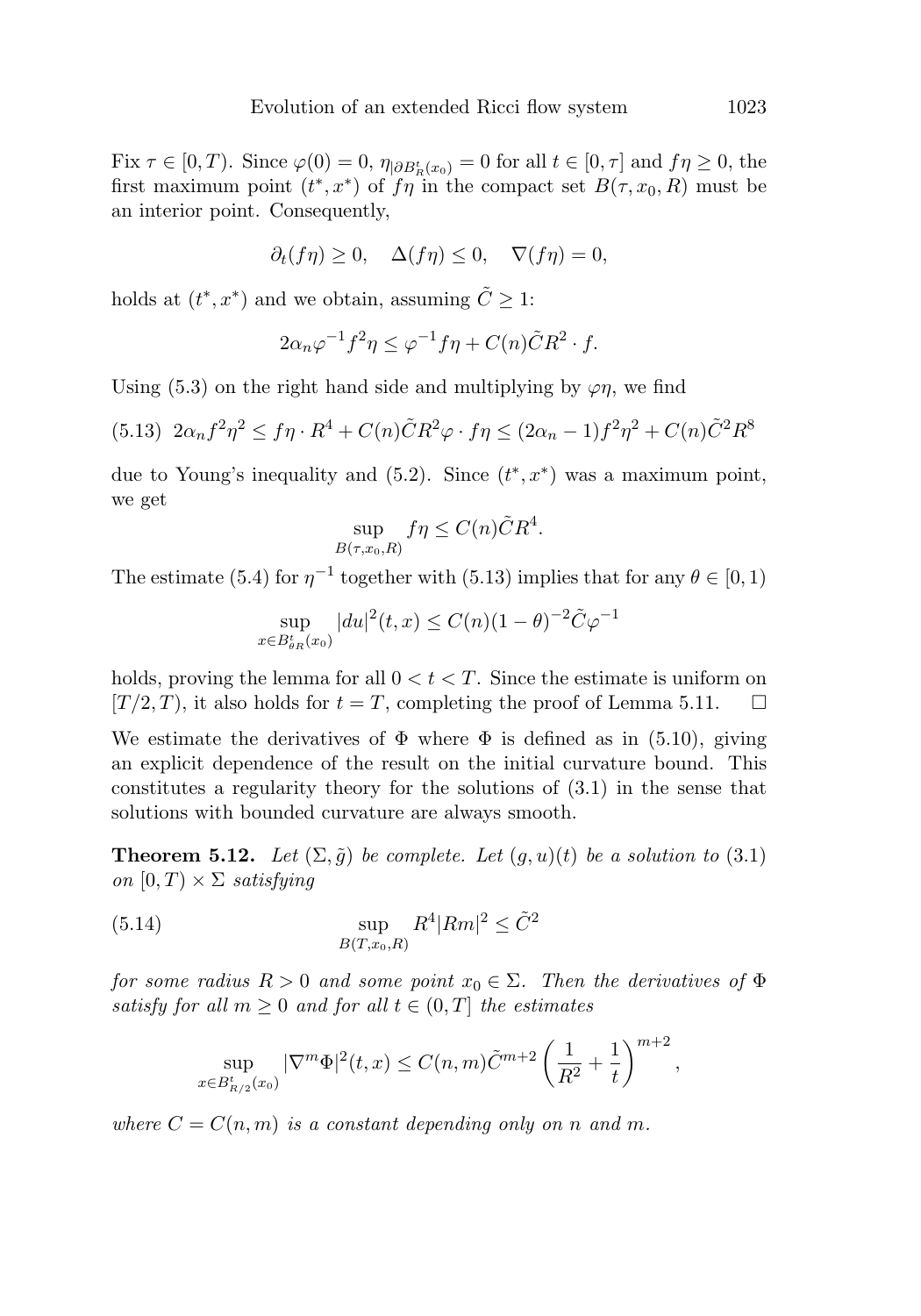Fix $\tau \in [0,T)$. Since $\varphi(0) = 0$, $\eta_{|\partial B^t_R(x_0)} = 0$ for all $t \in [0,\tau]$ and $f\eta \geq 0$, the first maximum point $(t^*, x^*)$ of $f\eta$ in the compact set $B(\tau, x_0, R)$ must be an interior point. Consequently,

$$\partial_t(f\eta) \geq 0, \quad \Delta(f\eta) \leq 0, \quad \nabla(f\eta) = 0,$$

holds at $(t^*, x^*)$ and we obtain, assuming $\tilde{C} \geq 1$:

$$2\alpha_n \varphi^{-1} f^2 \eta \leq \varphi^{-1} f\eta + C(n)\tilde{C}R^2 \cdot f.$$

Using (5.3) on the right hand side and multiplying by $\varphi\eta$, we find

$$(5.13)\quad 2\alpha_n f^2\eta^2 \leq f\eta \cdot R^4 + C(n)\tilde{C}R^2\varphi \cdot f\eta \leq (2\alpha_n - 1)f^2\eta^2 + C(n)\tilde{C}^2R^8$$

due to Young's inequality and (5.2). Since $(t^*, x^*)$ was a maximum point, we get

$$\sup_{B(\tau,x_0,R)} f\eta \leq C(n)\tilde{C}R^4.$$

The estimate (5.4) for $\eta^{-1}$ together with (5.13) implies that for any $\theta \in [0,1)$

$$\sup_{x \in B^t_{\theta R}(x_0)} |du|^2(t,x) \leq C(n)(1-\theta)^{-2}\tilde{C}\varphi^{-1}$$

holds, proving the lemma for all $0 < t < T$. Since the estimate is uniform on $[T/2, T)$, it also holds for $t = T$, completing the proof of Lemma 5.11. $\square$

We estimate the derivatives of $\Phi$ where $\Phi$ is defined as in (5.10), giving an explicit dependence of the result on the initial curvature bound. This constitutes a regularity theory for the solutions of (3.1) in the sense that solutions with bounded curvature are always smooth.

**Theorem 5.12.** *Let $(\Sigma, \tilde{g})$ be complete. Let $(g,u)(t)$ be a solution to (3.1) on $[0,T) \times \Sigma$ satisfying*

$$(5.14)\qquad \sup_{B(T,x_0,R)} R^4|Rm|^2 \leq \tilde{C}^2$$

*for some radius $R > 0$ and some point $x_0 \in \Sigma$. Then the derivatives of $\Phi$ satisfy for all $m \geq 0$ and for all $t \in (0,T]$ the estimates*

$$\sup_{x \in B^t_{R/2}(x_0)} |\nabla^m \Phi|^2(t,x) \leq C(n,m)\tilde{C}^{m+2}\left(\frac{1}{R^2} + \frac{1}{t}\right)^{m+2},$$

*where $C = C(n,m)$ is a constant depending only on $n$ and $m$.*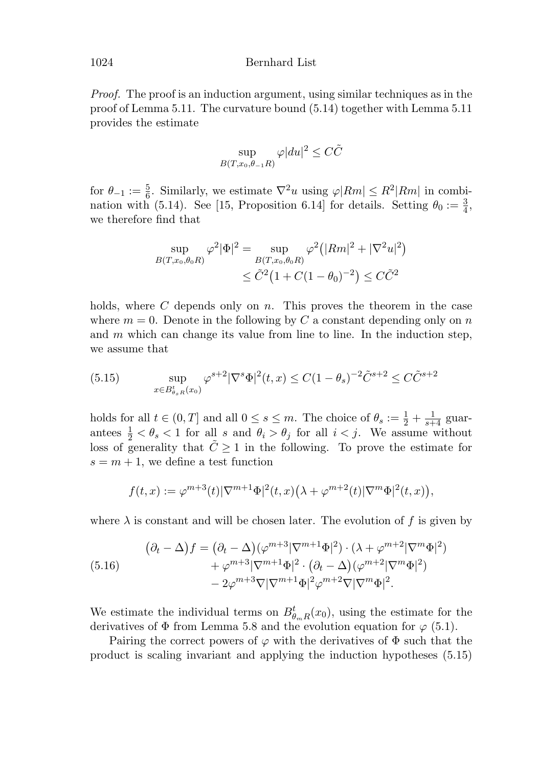*Proof.* The proof is an induction argument, using similar techniques as in the proof of Lemma 5.11. The curvature bound (5.14) together with Lemma 5.11 provides the estimate

$$\sup_{B(T,x_0,\theta_{-1}R)} \varphi |du|^2 \leq C\tilde{C}$$

for $\theta_{-1} := \frac{5}{6}$. Similarly, we estimate $\nabla^2 u$ using $\varphi|Rm| \leq R^2|Rm|$ in combination with (5.14). See [15, Proposition 6.14] for details. Setting $\theta_0 := \frac{3}{4}$, we therefore find that

$$\begin{aligned}\sup_{B(T,x_0,\theta_0 R)} \varphi^2|\Phi|^2 &= \sup_{B(T,x_0,\theta_0 R)} \varphi^2\big(|Rm|^2 + |\nabla^2 u|^2\big) \\ &\leq \tilde{C}^2\big(1 + C(1-\theta_0)^{-2}\big) \leq C\tilde{C}^2\end{aligned}$$

holds, where $C$ depends only on $n$. This proves the theorem in the case where $m = 0$. Denote in the following by $C$ a constant depending only on $n$ and $m$ which can change its value from line to line. In the induction step, we assume that

$$\sup_{x\in B^t_{\theta_s R}(x_0)} \varphi^{s+2}|\nabla^s\Phi|^2(t,x) \leq C(1-\theta_s)^{-2}\tilde{C}^{s+2} \leq C\tilde{C}^{s+2} \tag{5.15}$$

holds for all $t \in (0,T]$ and all $0 \leq s \leq m$. The choice of $\theta_s := \frac{1}{2} + \frac{1}{s+4}$ guarantees $\frac{1}{2} < \theta_s < 1$ for all $s$ and $\theta_i > \theta_j$ for all $i < j$. We assume without loss of generality that $\tilde{C} \geq 1$ in the following. To prove the estimate for $s = m+1$, we define a test function

$$f(t,x) := \varphi^{m+3}(t)|\nabla^{m+1}\Phi|^2(t,x)\big(\lambda + \varphi^{m+2}(t)|\nabla^m\Phi|^2(t,x)\big),$$

where $\lambda$ is constant and will be chosen later. The evolution of $f$ is given by

$$\begin{aligned}\big(\partial_t - \Delta\big)f &= \big(\partial_t - \Delta\big)(\varphi^{m+3}|\nabla^{m+1}\Phi|^2)\cdot(\lambda + \varphi^{m+2}|\nabla^m\Phi|^2) \\ &\quad + \varphi^{m+3}|\nabla^{m+1}\Phi|^2\cdot\big(\partial_t - \Delta\big)(\varphi^{m+2}|\nabla^m\Phi|^2) \\ &\quad - 2\varphi^{m+3}\nabla|\nabla^{m+1}\Phi|^2\varphi^{m+2}\nabla|\nabla^m\Phi|^2.\end{aligned} \tag{5.16}$$

We estimate the individual terms on $B^t_{\theta_m R}(x_0)$, using the estimate for the derivatives of $\Phi$ from Lemma 5.8 and the evolution equation for $\varphi$ (5.1).

Pairing the correct powers of $\varphi$ with the derivatives of $\Phi$ such that the product is scaling invariant and applying the induction hypotheses (5.15)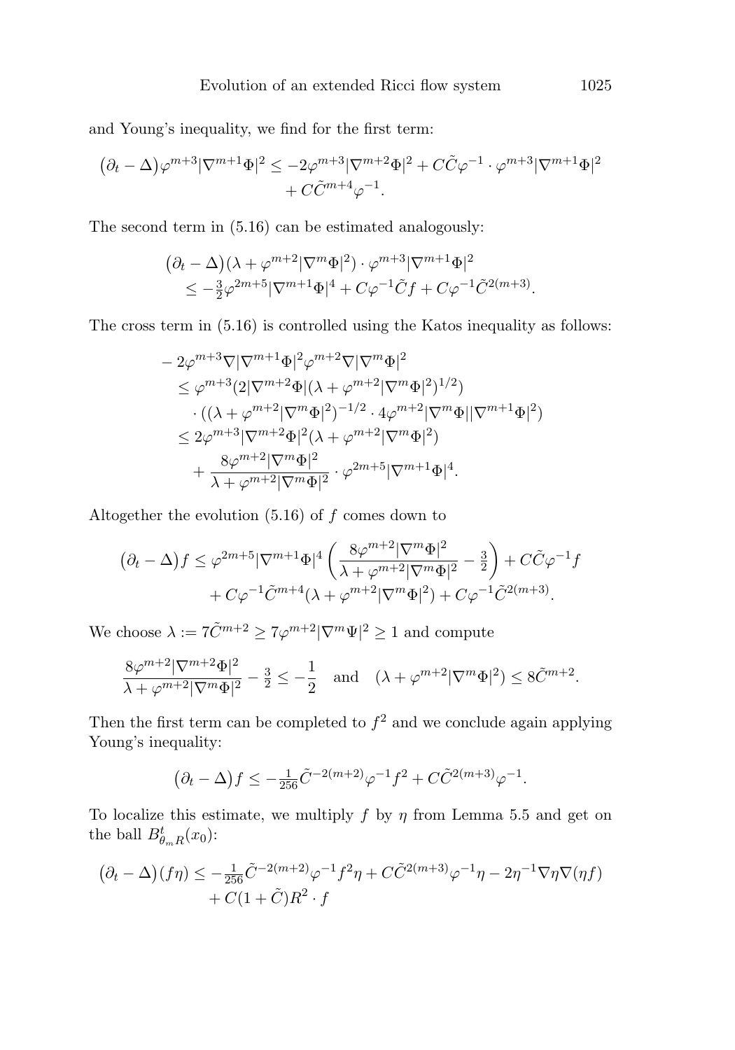and Young's inequality, we find for the first term:

$$
\begin{aligned}
\big(\partial_t - \Delta\big)\varphi^{m+3}|\nabla^{m+1}\Phi|^2 \leq -2\varphi^{m+3}|\nabla^{m+2}\Phi|^2 + C\tilde{C}\varphi^{-1}\cdot\varphi^{m+3}|\nabla^{m+1}\Phi|^2 \\
+ C\tilde{C}^{m+4}\varphi^{-1}.
\end{aligned}
$$

The second term in (5.16) can be estimated analogously:

$$
\begin{aligned}
&\big(\partial_t - \Delta\big)(\lambda + \varphi^{m+2}|\nabla^m\Phi|^2)\cdot\varphi^{m+3}|\nabla^{m+1}\Phi|^2 \\
&\quad \leq -\tfrac{3}{2}\varphi^{2m+5}|\nabla^{m+1}\Phi|^4 + C\varphi^{-1}\tilde{C}f + C\varphi^{-1}\tilde{C}^{2(m+3)}.
\end{aligned}
$$

The cross term in (5.16) is controlled using the Katos inequality as follows:

$$
\begin{aligned}
&-2\varphi^{m+3}\nabla|\nabla^{m+1}\Phi|^2\varphi^{m+2}\nabla|\nabla^m\Phi|^2 \\
&\quad \leq \varphi^{m+3}(2|\nabla^{m+2}\Phi|(\lambda + \varphi^{m+2}|\nabla^m\Phi|^2)^{1/2}) \\
&\qquad \cdot((\lambda + \varphi^{m+2}|\nabla^m\Phi|^2)^{-1/2}\cdot 4\varphi^{m+2}|\nabla^m\Phi||\nabla^{m+1}\Phi|^2) \\
&\quad \leq 2\varphi^{m+3}|\nabla^{m+2}\Phi|^2(\lambda + \varphi^{m+2}|\nabla^m\Phi|^2) \\
&\qquad + \frac{8\varphi^{m+2}|\nabla^m\Phi|^2}{\lambda + \varphi^{m+2}|\nabla^m\Phi|^2}\cdot\varphi^{2m+5}|\nabla^{m+1}\Phi|^4.
\end{aligned}
$$

Altogether the evolution (5.16) of $f$ comes down to

$$
\begin{aligned}
\big(\partial_t - \Delta\big)f \leq \varphi^{2m+5}|\nabla^{m+1}\Phi|^4\left(\frac{8\varphi^{m+2}|\nabla^m\Phi|^2}{\lambda + \varphi^{m+2}|\nabla^m\Phi|^2} - \tfrac{3}{2}\right) + C\tilde{C}\varphi^{-1}f \\
+ C\varphi^{-1}\tilde{C}^{m+4}(\lambda + \varphi^{m+2}|\nabla^m\Phi|^2) + C\varphi^{-1}\tilde{C}^{2(m+3)}.
\end{aligned}
$$

We choose $\lambda := 7\tilde{C}^{m+2} \geq 7\varphi^{m+2}|\nabla^m\Psi|^2 \geq 1$ and compute

$$
\frac{8\varphi^{m+2}|\nabla^{m+2}\Phi|^2}{\lambda + \varphi^{m+2}|\nabla^m\Phi|^2} - \tfrac{3}{2} \leq -\frac{1}{2} \quad \text{and} \quad (\lambda + \varphi^{m+2}|\nabla^m\Phi|^2) \leq 8\tilde{C}^{m+2}.
$$

Then the first term can be completed to $f^2$ and we conclude again applying Young's inequality:

$$
\big(\partial_t - \Delta\big)f \leq -\tfrac{1}{256}\tilde{C}^{-2(m+2)}\varphi^{-1}f^2 + C\tilde{C}^{2(m+3)}\varphi^{-1}.
$$

To localize this estimate, we multiply $f$ by $\eta$ from Lemma 5.5 and get on the ball $B^t_{\theta_m R}(x_0)$:

$$
\begin{aligned}
\big(\partial_t - \Delta\big)(f\eta) \leq -\tfrac{1}{256}\tilde{C}^{-2(m+2)}\varphi^{-1}f^2\eta + C\tilde{C}^{2(m+3)}\varphi^{-1}\eta - 2\eta^{-1}\nabla\eta\nabla(\eta f) \\
+ C(1+\tilde{C})R^2\cdot f
\end{aligned}
$$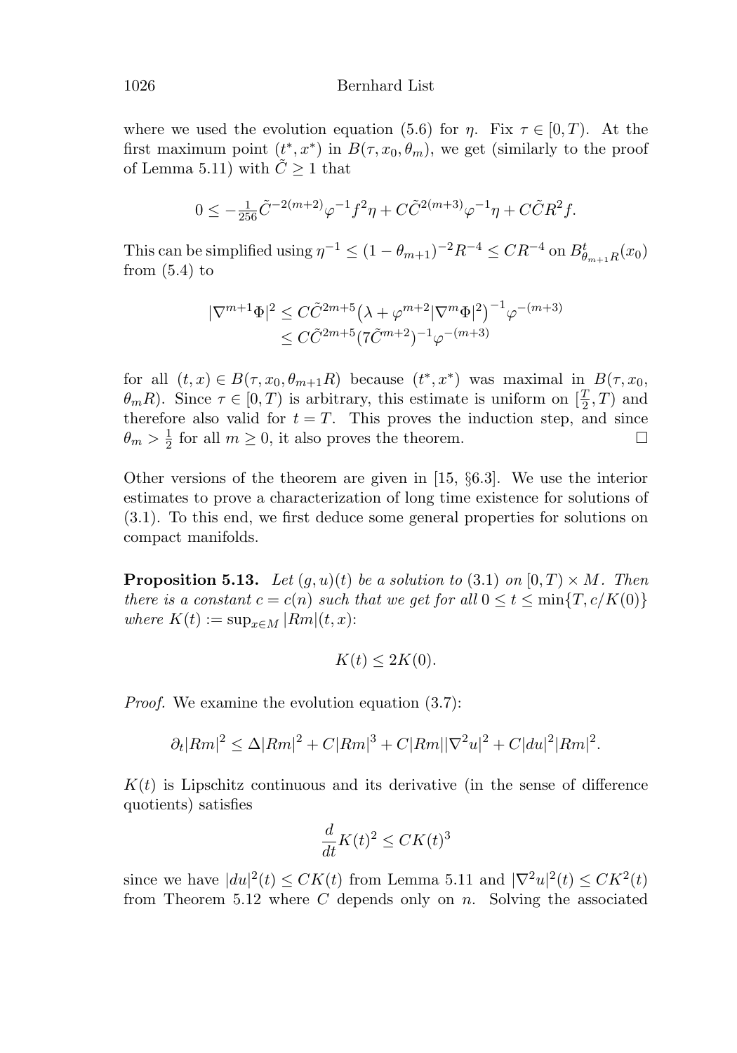where we used the evolution equation (5.6) for $\eta$. Fix $\tau \in [0,T)$. At the first maximum point $(t^*, x^*)$ in $B(\tau, x_0, \theta_m)$, we get (similarly to the proof of Lemma 5.11) with $\tilde{C} \geq 1$ that

$$0 \leq -\tfrac{1}{256}\tilde{C}^{-2(m+2)}\varphi^{-1}f^2\eta + C\tilde{C}^{2(m+3)}\varphi^{-1}\eta + C\tilde{C}R^2 f.$$

This can be simplified using $\eta^{-1} \leq (1-\theta_{m+1})^{-2}R^{-4} \leq CR^{-4}$ on $B^t_{\theta_{m+1}R}(x_0)$ from (5.4) to

$$\begin{aligned}|\nabla^{m+1}\Phi|^2 &\leq C\tilde{C}^{2m+5}\big(\lambda + \varphi^{m+2}|\nabla^m\Phi|^2\big)^{-1}\varphi^{-(m+3)} \\ &\leq C\tilde{C}^{2m+5}(7\tilde{C}^{m+2})^{-1}\varphi^{-(m+3)}\end{aligned}$$

for all $(t,x) \in B(\tau, x_0, \theta_{m+1}R)$ because $(t^*, x^*)$ was maximal in $B(\tau, x_0, \theta_m R)$. Since $\tau \in [0,T)$ is arbitrary, this estimate is uniform on $[\frac{T}{2}, T)$ and therefore also valid for $t = T$. This proves the induction step, and since $\theta_m > \frac{1}{2}$ for all $m \geq 0$, it also proves the theorem. $\square$

Other versions of the theorem are given in [15, §6.3]. We use the interior estimates to prove a characterization of long time existence for solutions of (3.1). To this end, we first deduce some general properties for solutions on compact manifolds.

**Proposition 5.13.** *Let $(g,u)(t)$ be a solution to* (3.1) *on $[0,T) \times M$. Then there is a constant $c = c(n)$ such that we get for all $0 \leq t \leq \min\{T, c/K(0)\}$ where $K(t) := \sup_{x\in M}|Rm|(t,x)$:*

$$K(t) \leq 2K(0).$$

*Proof.* We examine the evolution equation (3.7):

$$\partial_t|Rm|^2 \leq \Delta|Rm|^2 + C|Rm|^3 + C|Rm||\nabla^2 u|^2 + C|du|^2|Rm|^2.$$

$K(t)$ is Lipschitz continuous and its derivative (in the sense of difference quotients) satisfies

$$\frac{d}{dt}K(t)^2 \leq CK(t)^3$$

since we have $|du|^2(t) \leq CK(t)$ from Lemma 5.11 and $|\nabla^2 u|^2(t) \leq CK^2(t)$ from Theorem 5.12 where $C$ depends only on $n$. Solving the associated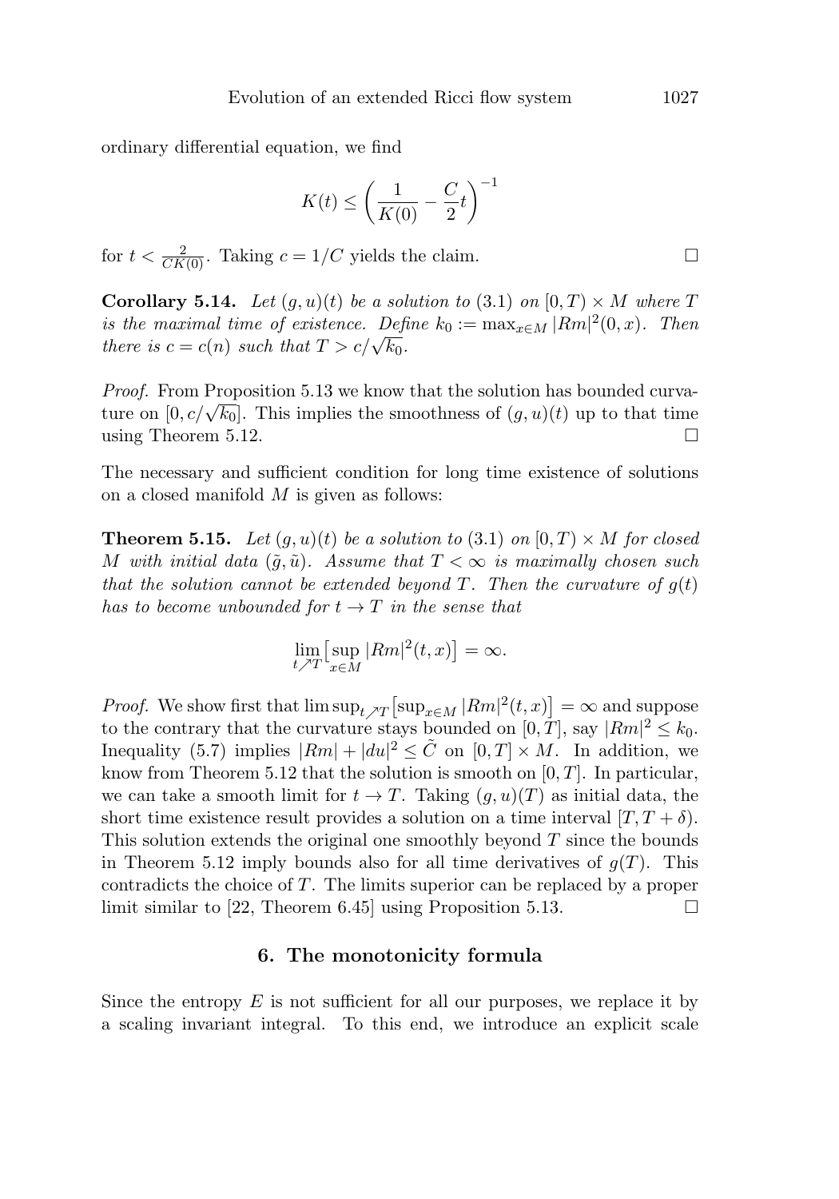ordinary differential equation, we find

$$K(t) \leq \left( \frac{1}{K(0)} - \frac{C}{2} t \right)^{-1}$$

for $t < \frac{2}{CK(0)}$. Taking $c = 1/C$ yields the claim. □

**Corollary 5.14.** *Let $(g,u)(t)$ be a solution to* (3.1) *on $[0,T) \times M$ where $T$ is the maximal time of existence. Define $k_0 := \max_{x \in M} |Rm|^2(0,x)$. Then there is $c = c(n)$ such that $T > c/\sqrt{k_0}$.*

*Proof.* From Proposition 5.13 we know that the solution has bounded curvature on $[0, c/\sqrt{k_0}]$. This implies the smoothness of $(g,u)(t)$ up to that time using Theorem 5.12. □

The necessary and sufficient condition for long time existence of solutions on a closed manifold $M$ is given as follows:

**Theorem 5.15.** *Let $(g,u)(t)$ be a solution to* (3.1) *on $[0,T) \times M$ for closed $M$ with initial data $(\tilde{g}, \tilde{u})$. Assume that $T < \infty$ is maximally chosen such that the solution cannot be extended beyond $T$. Then the curvature of $g(t)$ has to become unbounded for $t \to T$ in the sense that*

$$\lim_{t \nearrow T} \big[ \sup_{x \in M} |Rm|^2(t,x) \big] = \infty.$$

*Proof.* We show first that $\limsup_{t \nearrow T} \big[ \sup_{x \in M} |Rm|^2(t,x) \big] = \infty$ and suppose to the contrary that the curvature stays bounded on $[0,T]$, say $|Rm|^2 \leq k_0$. Inequality (5.7) implies $|Rm| + |du|^2 \leq \tilde{C}$ on $[0,T] \times M$. In addition, we know from Theorem 5.12 that the solution is smooth on $[0,T]$. In particular, we can take a smooth limit for $t \to T$. Taking $(g,u)(T)$ as initial data, the short time existence result provides a solution on a time interval $[T, T+\delta)$. This solution extends the original one smoothly beyond $T$ since the bounds in Theorem 5.12 imply bounds also for all time derivatives of $g(T)$. This contradicts the choice of $T$. The limits superior can be replaced by a proper limit similar to [22, Theorem 6.45] using Proposition 5.13. □

## 6. The monotonicity formula

Since the entropy $E$ is not sufficient for all our purposes, we replace it by a scaling invariant integral. To this end, we introduce an explicit scale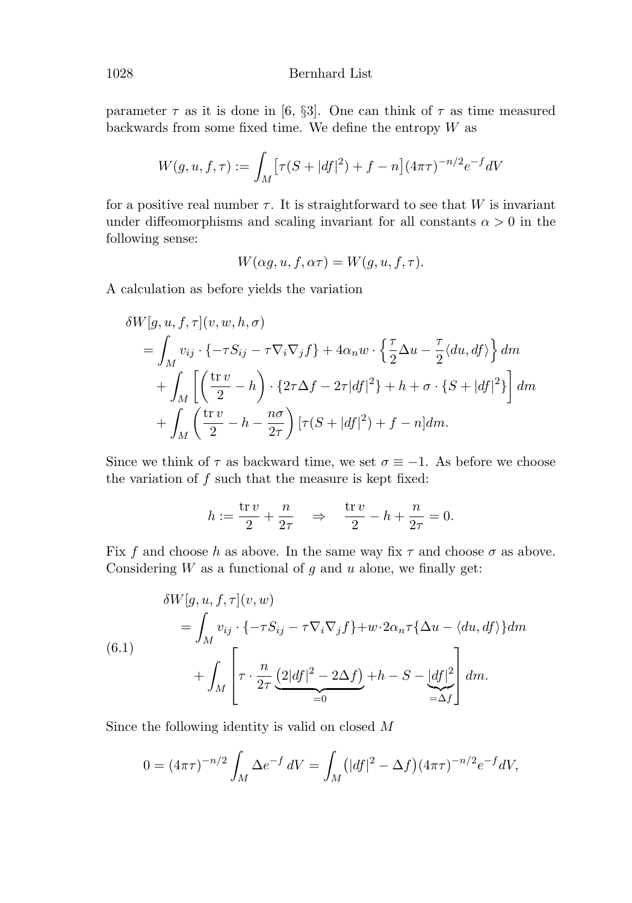parameter $\tau$ as it is done in [6, §3]. One can think of $\tau$ as time measured backwards from some fixed time. We define the entropy $W$ as

$$W(g,u,f,\tau) := \int_M \big[\tau(S+|df|^2)+f-n\big](4\pi\tau)^{-n/2}e^{-f}dV$$

for a positive real number $\tau$. It is straightforward to see that $W$ is invariant under diffeomorphisms and scaling invariant for all constants $\alpha > 0$ in the following sense:

$$W(\alpha g,u,f,\alpha\tau) = W(g,u,f,\tau).$$

A calculation as before yields the variation

$$\begin{aligned}
&\delta W[g,u,f,\tau](v,w,h,\sigma)\\
&= \int_M v_{ij}\cdot\{-\tau S_{ij}-\tau\nabla_i\nabla_j f\} + 4\alpha_n w\cdot\Big\{\frac{\tau}{2}\Delta u - \frac{\tau}{2}\langle du,df\rangle\Big\}\,dm\\
&\quad + \int_M \Big[\Big(\frac{\operatorname{tr} v}{2}-h\Big)\cdot\{2\tau\Delta f - 2\tau|df|^2\} + h + \sigma\cdot\{S+|df|^2\}\Big]\,dm\\
&\quad + \int_M \Big(\frac{\operatorname{tr} v}{2}-h-\frac{n\sigma}{2\tau}\Big)\,[\tau(S+|df|^2)+f-n]dm.
\end{aligned}$$

Since we think of $\tau$ as backward time, we set $\sigma\equiv -1$. As before we choose the variation of $f$ such that the measure is kept fixed:

$$h := \frac{\operatorname{tr} v}{2} + \frac{n}{2\tau} \quad\Rightarrow\quad \frac{\operatorname{tr} v}{2} - h + \frac{n}{2\tau} = 0.$$

Fix $f$ and choose $h$ as above. In the same way fix $\tau$ and choose $\sigma$ as above. Considering $W$ as a functional of $g$ and $u$ alone, we finally get:

$$\begin{aligned}
&\delta W[g,u,f,\tau](v,w)\\
&= \int_M v_{ij}\cdot\{-\tau S_{ij}-\tau\nabla_i\nabla_j f\} + w\cdot 2\alpha_n\tau\{\Delta u - \langle du,df\rangle\}dm\\
&\quad + \int_M\Bigg[\tau\cdot\frac{n}{2\tau}\underbrace{\big(2|df|^2-2\Delta f\big)}_{=0} + h - S - \underbrace{|df|^2}_{=\Delta f}\Bigg]\,dm.
\end{aligned}\tag{6.1}$$

Since the following identity is valid on closed $M$

$$0 = (4\pi\tau)^{-n/2}\int_M \Delta e^{-f}\,dV = \int_M \big(|df|^2-\Delta f\big)(4\pi\tau)^{-n/2}e^{-f}dV,$$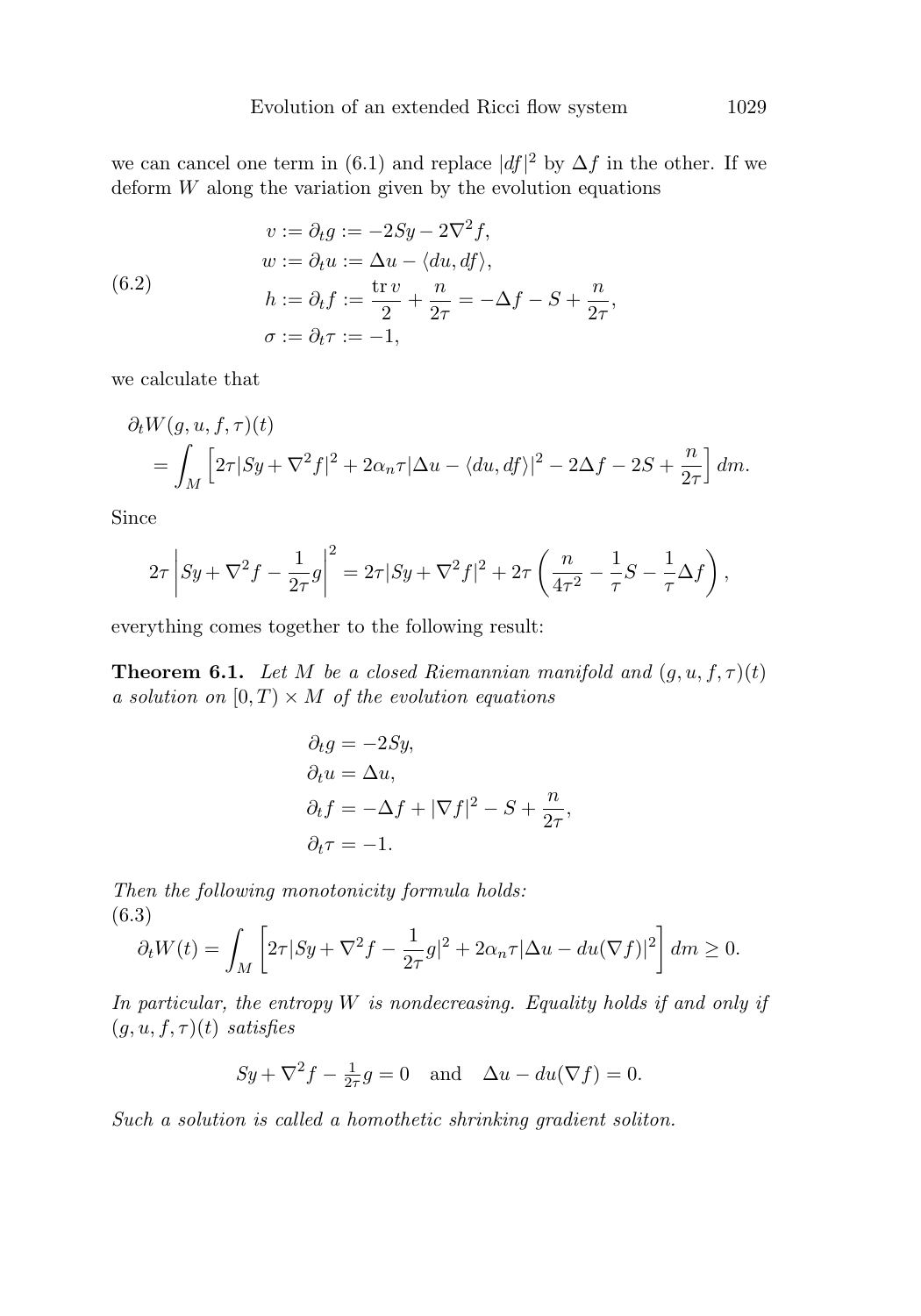we can cancel one term in (6.1) and replace $|df|^2$ by $\Delta f$ in the other. If we deform $W$ along the variation given by the evolution equations

$$
\begin{aligned}
v &:= \partial_t g := -2Sy - 2\nabla^2 f, \\
w &:= \partial_t u := \Delta u - \langle du, df \rangle, \\
h &:= \partial_t f := \frac{\operatorname{tr} v}{2} + \frac{n}{2\tau} = -\Delta f - S + \frac{n}{2\tau}, \\
\sigma &:= \partial_t \tau := -1,
\end{aligned} \tag{6.2}
$$

we calculate that

$$
\begin{aligned}
&\partial_t W(g, u, f, \tau)(t) \\
&\quad = \int_M \left[ 2\tau |Sy + \nabla^2 f|^2 + 2\alpha_n \tau |\Delta u - \langle du, df \rangle|^2 - 2\Delta f - 2S + \frac{n}{2\tau} \right] dm.
\end{aligned}
$$

Since

$$
2\tau \left| Sy + \nabla^2 f - \frac{1}{2\tau} g \right|^2 = 2\tau |Sy + \nabla^2 f|^2 + 2\tau \left( \frac{n}{4\tau^2} - \frac{1}{\tau} S - \frac{1}{\tau} \Delta f \right),
$$

everything comes together to the following result:

**Theorem 6.1.** *Let $M$ be a closed Riemannian manifold and $(g, u, f, \tau)(t)$ a solution on $[0, T) \times M$ of the evolution equations*

$$
\begin{aligned}
\partial_t g &= -2Sy, \\
\partial_t u &= \Delta u, \\
\partial_t f &= -\Delta f + |\nabla f|^2 - S + \frac{n}{2\tau}, \\
\partial_t \tau &= -1.
\end{aligned}
$$

*Then the following monotonicity formula holds:*

$$
\partial_t W(t) = \int_M \left[ 2\tau \left| Sy + \nabla^2 f - \frac{1}{2\tau} g \right|^2 + 2\alpha_n \tau |\Delta u - du(\nabla f)|^2 \right] dm \geq 0. \tag{6.3}
$$

*In particular, the entropy $W$ is nondecreasing. Equality holds if and only if $(g, u, f, \tau)(t)$ satisfies*

$$
Sy + \nabla^2 f - \tfrac{1}{2\tau} g = 0 \quad \text{and} \quad \Delta u - du(\nabla f) = 0.
$$

*Such a solution is called a homothetic shrinking gradient soliton.*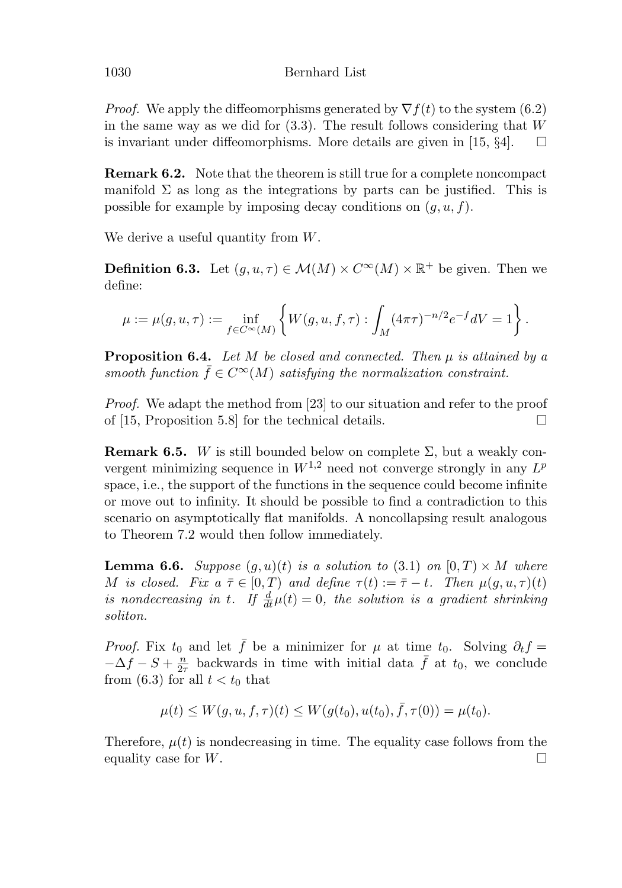*Proof.* We apply the diffeomorphisms generated by $\nabla f(t)$ to the system (6.2) in the same way as we did for (3.3). The result follows considering that $W$ is invariant under diffeomorphisms. More details are given in [15, §4]. $\square$

**Remark 6.2.** Note that the theorem is still true for a complete noncompact manifold $\Sigma$ as long as the integrations by parts can be justified. This is possible for example by imposing decay conditions on $(g, u, f)$.

We derive a useful quantity from $W$.

**Definition 6.3.** Let $(g, u, \tau) \in \mathcal{M}(M) \times C^\infty(M) \times \mathbb{R}^+$ be given. Then we define:

$$\mu := \mu(g, u, \tau) := \inf_{f \in C^\infty(M)} \left\{ W(g, u, f, \tau) : \int_M (4\pi\tau)^{-n/2} e^{-f} dV = 1 \right\}.$$

**Proposition 6.4.** *Let $M$ be closed and connected. Then $\mu$ is attained by a smooth function $\bar{f} \in C^\infty(M)$ satisfying the normalization constraint.*

*Proof.* We adapt the method from [23] to our situation and refer to the proof of [15, Proposition 5.8] for the technical details. $\square$

**Remark 6.5.** $W$ is still bounded below on complete $\Sigma$, but a weakly convergent minimizing sequence in $W^{1,2}$ need not converge strongly in any $L^p$ space, i.e., the support of the functions in the sequence could become infinite or move out to infinity. It should be possible to find a contradiction to this scenario on asymptotically flat manifolds. A noncollapsing result analogous to Theorem 7.2 would then follow immediately.

**Lemma 6.6.** *Suppose $(g, u)(t)$ is a solution to (3.1) on $[0, T) \times M$ where $M$ is closed. Fix a $\bar{\tau} \in [0, T)$ and define $\tau(t) := \bar{\tau} - t$. Then $\mu(g, u, \tau)(t)$ is nondecreasing in $t$. If $\frac{d}{dt}\mu(t) = 0$, the solution is a gradient shrinking soliton.*

*Proof.* Fix $t_0$ and let $\bar{f}$ be a minimizer for $\mu$ at time $t_0$. Solving $\partial_t f = -\Delta f - S + \frac{n}{2\tau}$ backwards in time with initial data $\bar{f}$ at $t_0$, we conclude from (6.3) for all $t < t_0$ that

$$\mu(t) \leq W(g, u, f, \tau)(t) \leq W(g(t_0), u(t_0), \bar{f}, \tau(0)) = \mu(t_0).$$

Therefore, $\mu(t)$ is nondecreasing in time. The equality case follows from the equality case for $W$. $\square$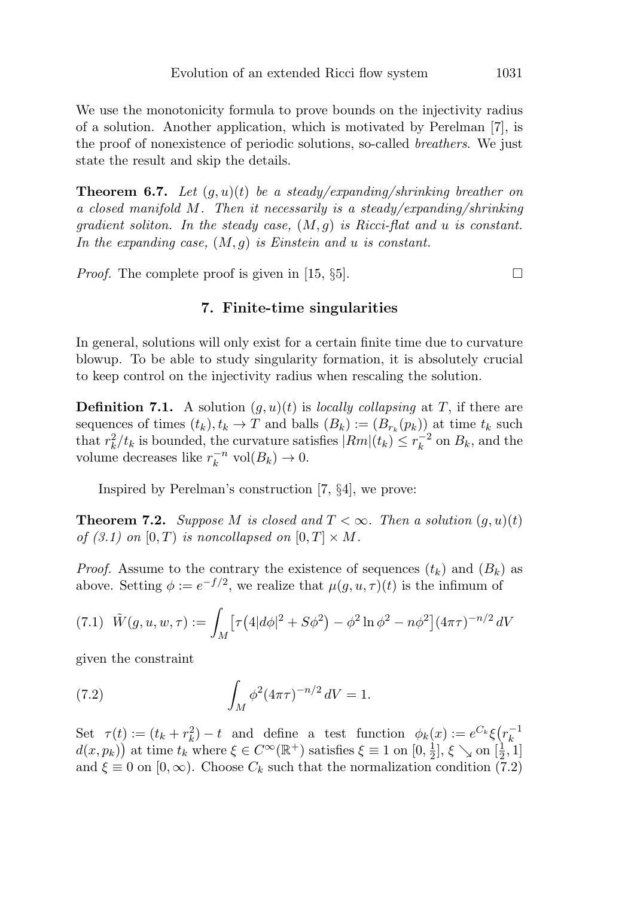We use the monotonicity formula to prove bounds on the injectivity radius of a solution. Another application, which is motivated by Perelman [7], is the proof of nonexistence of periodic solutions, so-called *breathers*. We just state the result and skip the details.

**Theorem 6.7.** *Let $(g, u)(t)$ be a steady/expanding/shrinking breather on a closed manifold $M$. Then it necessarily is a steady/expanding/shrinking gradient soliton. In the steady case, $(M, g)$ is Ricci-flat and $u$ is constant. In the expanding case, $(M, g)$ is Einstein and $u$ is constant.*

*Proof.* The complete proof is given in [15, §5]. □

## 7. Finite-time singularities

In general, solutions will only exist for a certain finite time due to curvature blowup. To be able to study singularity formation, it is absolutely crucial to keep control on the injectivity radius when rescaling the solution.

**Definition 7.1.** A solution $(g, u)(t)$ is *locally collapsing* at $T$, if there are sequences of times $(t_k), t_k \to T$ and balls $(B_k) := (B_{r_k}(p_k))$ at time $t_k$ such that $r_k^2/t_k$ is bounded, the curvature satisfies $|Rm|(t_k) \leq r_k^{-2}$ on $B_k$, and the volume decreases like $r_k^{-n} \operatorname{vol}(B_k) \to 0$.

Inspired by Perelman's construction [7, §4], we prove:

**Theorem 7.2.** *Suppose $M$ is closed and $T < \infty$. Then a solution $(g, u)(t)$ of (3.1) on $[0, T)$ is noncollapsed on $[0, T] \times M$.*

*Proof.* Assume to the contrary the existence of sequences $(t_k)$ and $(B_k)$ as above. Setting $\phi := e^{-f/2}$, we realize that $\mu(g, u, \tau)(t)$ is the infimum of

$$\tilde{W}(g, u, w, \tau) := \int_M \big[\tau\big(4|d\phi|^2 + S\phi^2\big) - \phi^2 \ln \phi^2 - n\phi^2\big](4\pi\tau)^{-n/2}\, dV \tag{7.1}$$

given the constraint

$$\int_M \phi^2 (4\pi\tau)^{-n/2}\, dV = 1. \tag{7.2}$$

Set $\tau(t) := (t_k + r_k^2) - t$ and define a test function $\phi_k(x) := e^{C_k}\xi\big(r_k^{-1} d(x, p_k)\big)$ at time $t_k$ where $\xi \in C^\infty(\mathbb{R}^+)$ satisfies $\xi \equiv 1$ on $[0, \frac{1}{2}]$, $\xi \searrow$ on $[\frac{1}{2}, 1]$ and $\xi \equiv 0$ on $[0, \infty)$. Choose $C_k$ such that the normalization condition (7.2)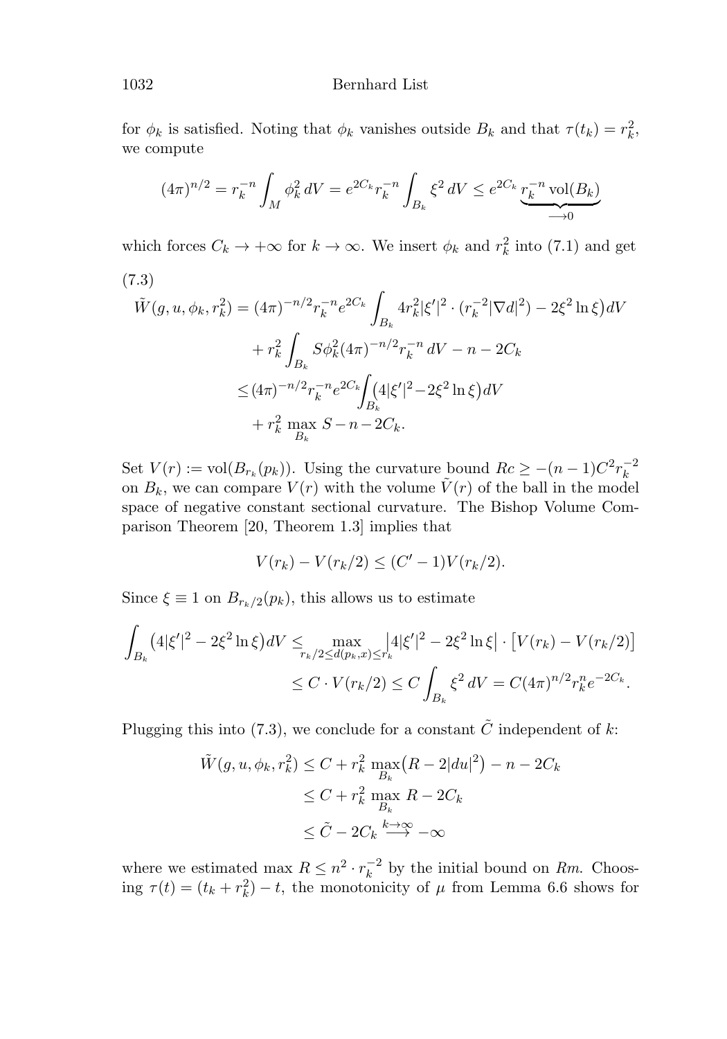for $\phi_k$ is satisfied. Noting that $\phi_k$ vanishes outside $B_k$ and that $\tau(t_k) = r_k^2$, we compute

$$(4\pi)^{n/2} = r_k^{-n} \int_M \phi_k^2 \, dV = e^{2C_k} r_k^{-n} \int_{B_k} \xi^2 \, dV \leq e^{2C_k} \underbrace{r_k^{-n} \operatorname{vol}(B_k)}_{\longrightarrow 0}$$

which forces $C_k \to +\infty$ for $k \to \infty$. We insert $\phi_k$ and $r_k^2$ into (7.1) and get

(7.3)

$$\begin{aligned}
\tilde{W}(g, u, \phi_k, r_k^2) &= (4\pi)^{-n/2} r_k^{-n} e^{2C_k} \int_{B_k} 4r_k^2 |\xi'|^2 \cdot (r_k^{-2} |\nabla d|^2) - 2\xi^2 \ln \xi \big) dV \\
&\quad + r_k^2 \int_{B_k} S \phi_k^2 (4\pi)^{-n/2} r_k^{-n} \, dV - n - 2C_k \\
&\leq (4\pi)^{-n/2} r_k^{-n} e^{2C_k} \int_{B_k} \big(4|\xi'|^2 - 2\xi^2 \ln \xi\big) dV \\
&\quad + r_k^2 \max_{B_k} S - n - 2C_k.
\end{aligned}$$

Set $V(r) := \operatorname{vol}(B_{r_k}(p_k))$. Using the curvature bound $Rc \geq -(n-1)C^2 r_k^{-2}$ on $B_k$, we can compare $V(r)$ with the volume $\tilde{V}(r)$ of the ball in the model space of negative constant sectional curvature. The Bishop Volume Comparison Theorem [20, Theorem 1.3] implies that

$$V(r_k) - V(r_k/2) \leq (C' - 1) V(r_k/2).$$

Since $\xi \equiv 1$ on $B_{r_k/2}(p_k)$, this allows us to estimate

$$\begin{aligned}
\int_{B_k} \big(4|\xi'|^2 - 2\xi^2 \ln \xi\big) dV &\leq \max_{r_k/2 \leq d(p_k, x) \leq r_k} \big|4|\xi'|^2 - 2\xi^2 \ln \xi\big| \cdot \big[V(r_k) - V(r_k/2)\big] \\
&\leq C \cdot V(r_k/2) \leq C \int_{B_k} \xi^2 \, dV = C (4\pi)^{n/2} r_k^n e^{-2C_k}.
\end{aligned}$$

Plugging this into (7.3), we conclude for a constant $\tilde{C}$ independent of $k$:

$$\begin{aligned}
\tilde{W}(g, u, \phi_k, r_k^2) &\leq C + r_k^2 \max_{B_k} \big(R - 2|du|^2\big) - n - 2C_k \\
&\leq C + r_k^2 \max_{B_k} R - 2C_k \\
&\leq \tilde{C} - 2C_k \overset{k \to \infty}{\longrightarrow} -\infty
\end{aligned}$$

where we estimated $\max R \leq n^2 \cdot r_k^{-2}$ by the initial bound on $Rm$. Choosing $\tau(t) = (t_k + r_k^2) - t$, the monotonicity of $\mu$ from Lemma 6.6 shows for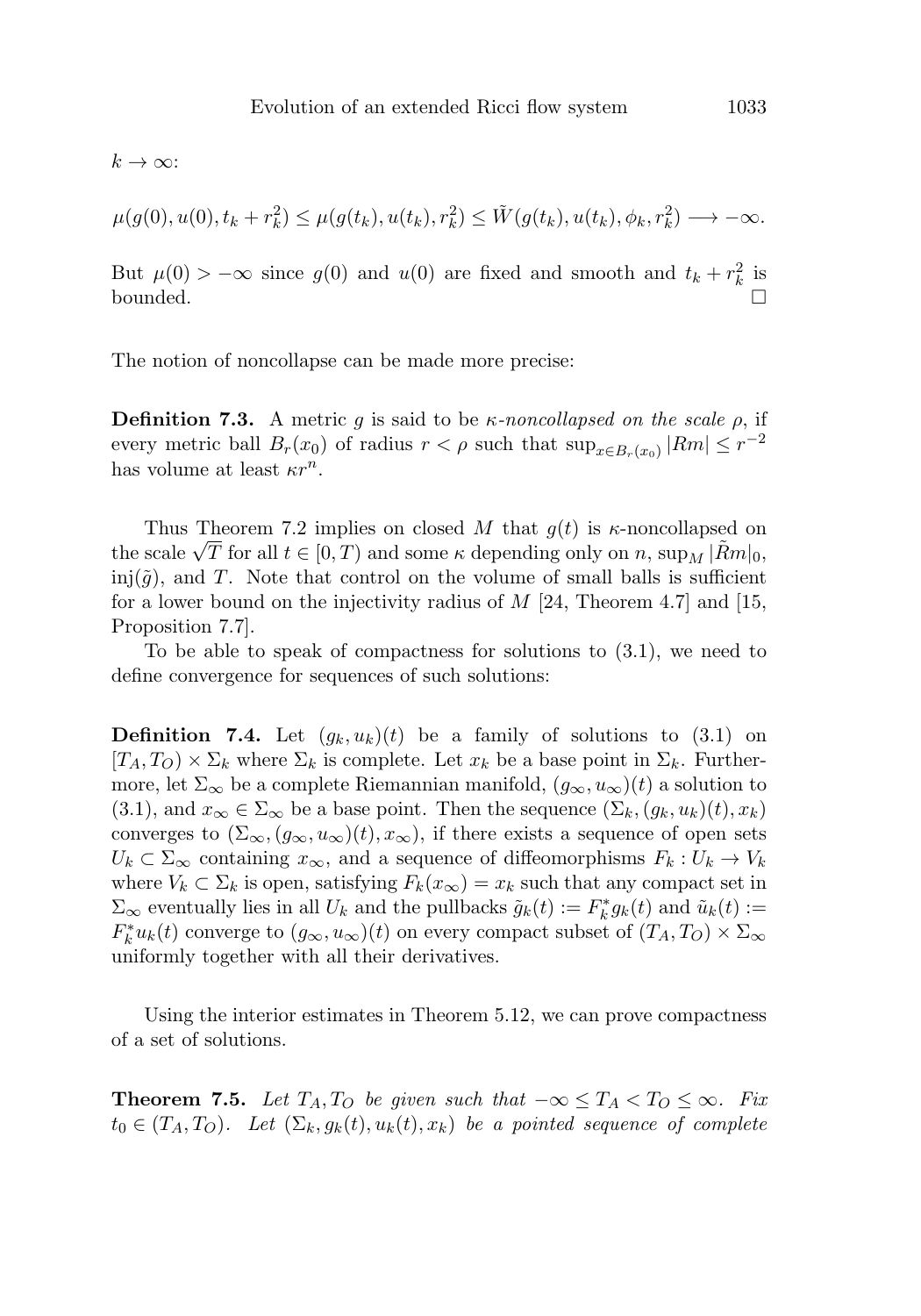$k \to \infty$:

$$\mu(g(0), u(0), t_k + r_k^2) \le \mu(g(t_k), u(t_k), r_k^2) \le \tilde{W}(g(t_k), u(t_k), \phi_k, r_k^2) \longrightarrow -\infty.$$

But $\mu(0) > -\infty$ since $g(0)$ and $u(0)$ are fixed and smooth and $t_k + r_k^2$ is bounded. $\square$

The notion of noncollapse can be made more precise:

**Definition 7.3.** A metric $g$ is said to be *$\kappa$-noncollapsed on the scale $\rho$*, if every metric ball $B_r(x_0)$ of radius $r < \rho$ such that $\sup_{x \in B_r(x_0)} |Rm| \le r^{-2}$ has volume at least $\kappa r^n$.

Thus Theorem 7.2 implies on closed $M$ that $g(t)$ is $\kappa$-noncollapsed on the scale $\sqrt{T}$ for all $t \in [0, T)$ and some $\kappa$ depending only on $n$, $\sup_M |\tilde{R}m|_0$, $\text{inj}(\tilde{g})$, and $T$. Note that control on the volume of small balls is sufficient for a lower bound on the injectivity radius of $M$ [24, Theorem 4.7] and [15, Proposition 7.7].

To be able to speak of compactness for solutions to (3.1), we need to define convergence for sequences of such solutions:

**Definition 7.4.** Let $(g_k, u_k)(t)$ be a family of solutions to (3.1) on $[T_A, T_O) \times \Sigma_k$ where $\Sigma_k$ is complete. Let $x_k$ be a base point in $\Sigma_k$. Furthermore, let $\Sigma_\infty$ be a complete Riemannian manifold, $(g_\infty, u_\infty)(t)$ a solution to (3.1), and $x_\infty \in \Sigma_\infty$ be a base point. Then the sequence $(\Sigma_k, (g_k, u_k)(t), x_k)$ converges to $(\Sigma_\infty, (g_\infty, u_\infty)(t), x_\infty)$, if there exists a sequence of open sets $U_k \subset \Sigma_\infty$ containing $x_\infty$, and a sequence of diffeomorphisms $F_k : U_k \to V_k$ where $V_k \subset \Sigma_k$ is open, satisfying $F_k(x_\infty) = x_k$ such that any compact set in $\Sigma_\infty$ eventually lies in all $U_k$ and the pullbacks $\tilde{g}_k(t) := F_k^* g_k(t)$ and $\tilde{u}_k(t) := F_k^* u_k(t)$ converge to $(g_\infty, u_\infty)(t)$ on every compact subset of $(T_A, T_O) \times \Sigma_\infty$ uniformly together with all their derivatives.

Using the interior estimates in Theorem 5.12, we can prove compactness of a set of solutions.

**Theorem 7.5.** *Let $T_A, T_O$ be given such that $-\infty \le T_A < T_O \le \infty$. Fix $t_0 \in (T_A, T_O)$. Let $(\Sigma_k, g_k(t), u_k(t), x_k)$ be a pointed sequence of complete*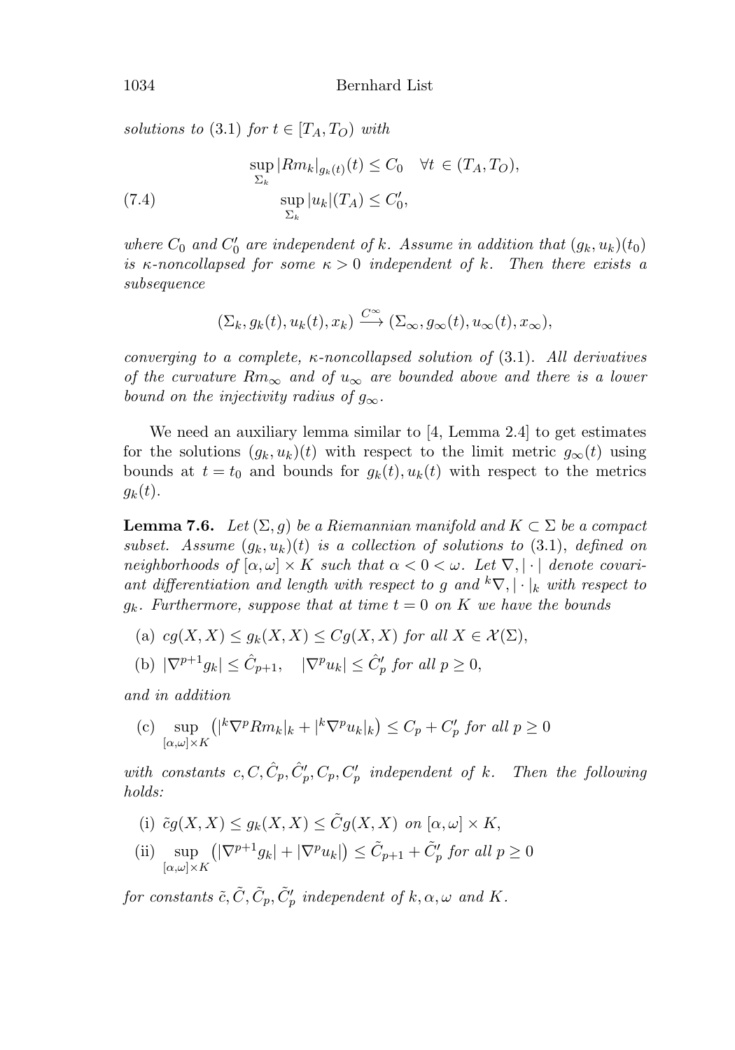*solutions to* (3.1) *for* $t \in [T_A, T_O)$ *with*

$$
\begin{aligned}
&\sup_{\Sigma_k} |Rm_k|_{g_k(t)}(t) \leq C_0 \quad \forall t \in (T_A, T_O), \\
&\sup_{\Sigma_k} |u_k|(T_A) \leq C_0', \qquad (7.4)
\end{aligned}
$$

*where* $C_0$ *and* $C_0'$ *are independent of* $k$. *Assume in addition that* $(g_k, u_k)(t_0)$ *is* $\kappa$*-noncollapsed for some* $\kappa > 0$ *independent of* $k$. *Then there exists a subsequence*

$$
(\Sigma_k, g_k(t), u_k(t), x_k) \xrightarrow{C^\infty} (\Sigma_\infty, g_\infty(t), u_\infty(t), x_\infty),
$$

*converging to a complete,* $\kappa$*-noncollapsed solution of* (3.1). *All derivatives of the curvature* $Rm_\infty$ *and of* $u_\infty$ *are bounded above and there is a lower bound on the injectivity radius of* $g_\infty$.

We need an auxiliary lemma similar to [4, Lemma 2.4] to get estimates for the solutions $(g_k, u_k)(t)$ with respect to the limit metric $g_\infty(t)$ using bounds at $t = t_0$ and bounds for $g_k(t), u_k(t)$ with respect to the metrics $g_k(t)$.

**Lemma 7.6.** *Let* $(\Sigma, g)$ *be a Riemannian manifold and* $K \subset \Sigma$ *be a compact subset. Assume* $(g_k, u_k)(t)$ *is a collection of solutions to* (3.1), *defined on neighborhoods of* $[\alpha, \omega] \times K$ *such that* $\alpha < 0 < \omega$. *Let* $\nabla, |\cdot|$ *denote covariant differentiation and length with respect to* $g$ *and* ${}^k\nabla, |\cdot|_k$ *with respect to* $g_k$. *Furthermore, suppose that at time* $t = 0$ *on* $K$ *we have the bounds*

(a) $cg(X, X) \leq g_k(X, X) \leq Cg(X, X)$ *for all* $X \in \mathcal{X}(\Sigma)$,

(b) $|\nabla^{p+1} g_k| \leq \hat{C}_{p+1}, \quad |\nabla^p u_k| \leq \hat{C}_p'$ *for all* $p \geq 0$,

*and in addition*

(c) $\sup_{[\alpha,\omega]\times K} \left(|{}^k\nabla^p Rm_k|_k + |{}^k\nabla^p u_k|_k\right) \leq C_p + C_p'$ *for all* $p \geq 0$

*with constants* $c, C, \hat{C}_p, \hat{C}_p', C_p, C_p'$ *independent of* $k$. *Then the following holds:*

(i) $\tilde{c}g(X, X) \leq g_k(X, X) \leq \tilde{C}g(X, X)$ *on* $[\alpha, \omega] \times K$,

(ii) $\sup_{[\alpha,\omega]\times K} \left(|\nabla^{p+1} g_k| + |\nabla^p u_k|\right) \leq \tilde{C}_{p+1} + \tilde{C}_p'$ *for all* $p \geq 0$

*for constants* $\tilde{c}, \tilde{C}, \tilde{C}_p, \tilde{C}_p'$ *independent of* $k, \alpha, \omega$ *and* $K$.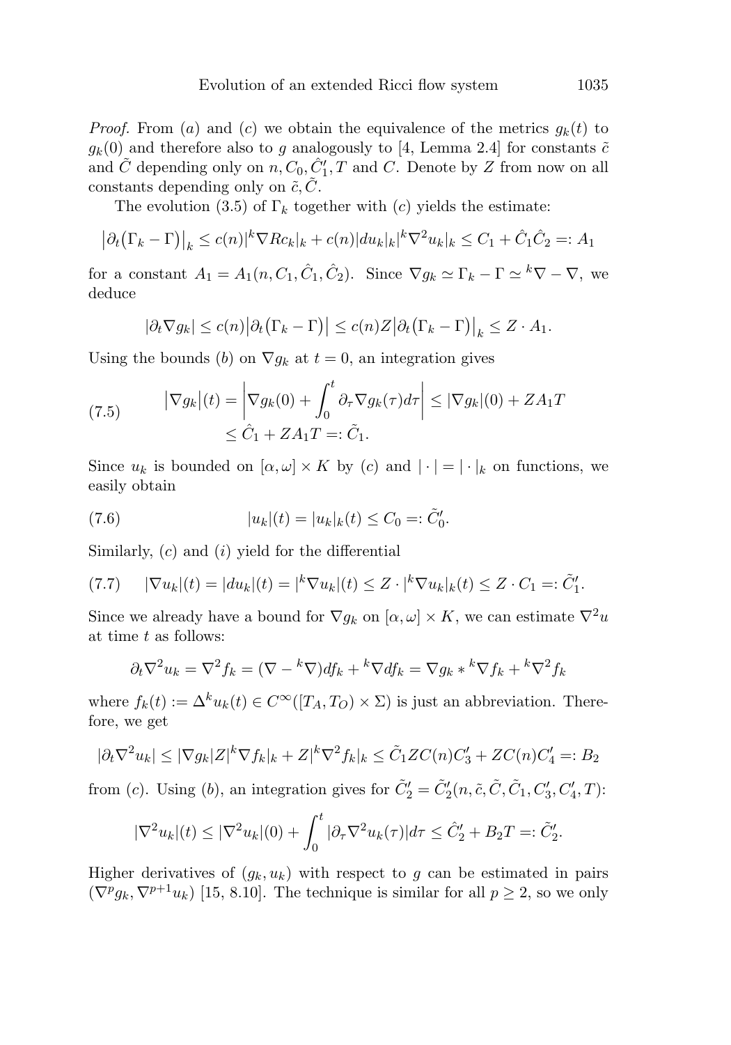*Proof.* From $(a)$ and $(c)$ we obtain the equivalence of the metrics $g_k(t)$ to $g_k(0)$ and therefore also to $g$ analogously to [4, Lemma 2.4] for constants $\tilde{c}$ and $\tilde{C}$ depending only on $n, C_0, \hat{C}_1', T$ and $C$. Denote by $Z$ from now on all constants depending only on $\tilde{c}, \tilde{C}$.

The evolution (3.5) of $\Gamma_k$ together with $(c)$ yields the estimate:

$$\left|\partial_t\big(\Gamma_k - \Gamma\big)\right|_k \leq c(n)|{}^k\nabla Rc_k|_k + c(n)|du_k|_k|{}^k\nabla^2 u_k|_k \leq C_1 + \hat{C}_1\hat{C}_2 =: A_1$$

for a constant $A_1 = A_1(n, C_1, \hat{C}_1, \hat{C}_2)$. Since $\nabla g_k \simeq \Gamma_k - \Gamma \simeq {}^k\nabla - \nabla$, we deduce

$$|\partial_t \nabla g_k| \leq c(n)\left|\partial_t\big(\Gamma_k - \Gamma\big)\right| \leq c(n)Z\left|\partial_t\big(\Gamma_k - \Gamma\big)\right|_k \leq Z \cdot A_1.$$

Using the bounds $(b)$ on $\nabla g_k$ at $t = 0$, an integration gives

$$\begin{aligned}
\left|\nabla g_k\right|(t) = \left|\nabla g_k(0) + \int_0^t \partial_\tau \nabla g_k(\tau) d\tau\right| &\leq |\nabla g_k|(0) + ZA_1 T \\
&\leq \hat{C}_1 + ZA_1T =: \tilde{C}_1.
\end{aligned} \tag{7.5}$$

Since $u_k$ is bounded on $[\alpha, \omega] \times K$ by $(c)$ and $|\cdot| = |\cdot|_k$ on functions, we easily obtain

$$|u_k|(t) = |u_k|_k(t) \leq C_0 =: \tilde{C}_0'. \tag{7.6}$$

Similarly, $(c)$ and $(i)$ yield for the differential

$$|\nabla u_k|(t) = |du_k|(t) = |{}^k\nabla u_k|(t) \leq Z \cdot |{}^k\nabla u_k|_k(t) \leq Z \cdot C_1 =: \tilde{C}_1'. \tag{7.7}$$

Since we already have a bound for $\nabla g_k$ on $[\alpha, \omega] \times K$, we can estimate $\nabla^2 u$ at time $t$ as follows:

$$\partial_t \nabla^2 u_k = \nabla^2 f_k = (\nabla - {}^k\nabla)df_k + {}^k\nabla df_k = \nabla g_k * {}^k\nabla f_k + {}^k\nabla^2 f_k$$

where $f_k(t) := \Delta^k u_k(t) \in C^\infty([T_A, T_O) \times \Sigma)$ is just an abbreviation. Therefore, we get

$$|\partial_t \nabla^2 u_k| \leq |\nabla g_k| Z |{}^k\nabla f_k|_k + Z|{}^k\nabla^2 f_k|_k \leq \tilde{C}_1 Z C(n) C_3' + Z C(n) C_4' =: B_2$$

from $(c)$. Using $(b)$, an integration gives for $\tilde{C}_2' = \tilde{C}_2'(n, \tilde{c}, \tilde{C}, \tilde{C}_1, C_3', C_4', T)$:

$$|\nabla^2 u_k|(t) \leq |\nabla^2 u_k|(0) + \int_0^t |\partial_\tau \nabla^2 u_k(\tau)| d\tau \leq \hat{C}_2' + B_2 T =: \tilde{C}_2'.$$

Higher derivatives of $(g_k, u_k)$ with respect to $g$ can be estimated in pairs $(\nabla^p g_k, \nabla^{p+1} u_k)$ [15, 8.10]. The technique is similar for all $p \geq 2$, so we only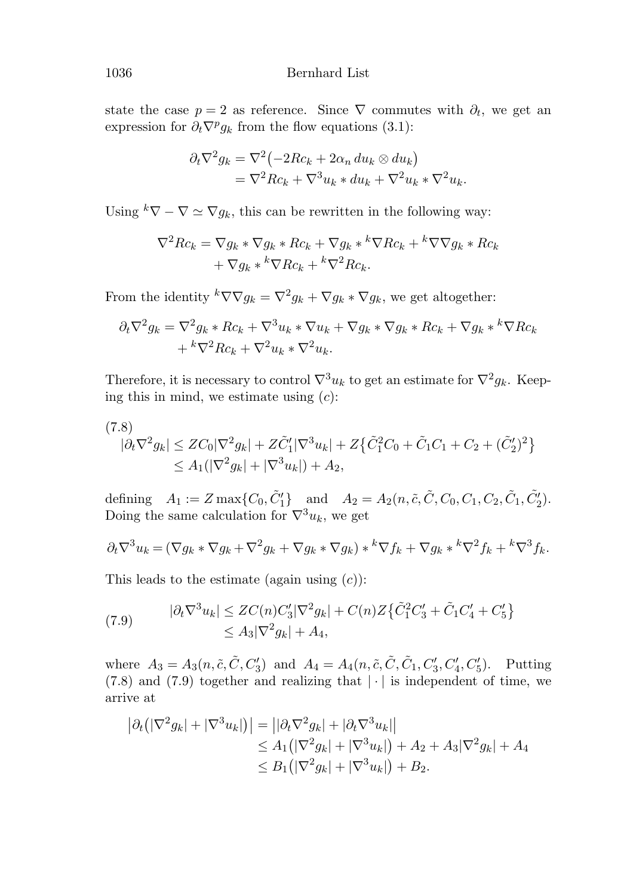state the case $p = 2$ as reference. Since $\nabla$ commutes with $\partial_t$, we get an expression for $\partial_t \nabla^p g_k$ from the flow equations (3.1):

$$
\begin{aligned}
\partial_t \nabla^2 g_k &= \nabla^2\big(-2Rc_k + 2\alpha_n \, du_k \otimes du_k\big) \\
&= \nabla^2 Rc_k + \nabla^3 u_k * du_k + \nabla^2 u_k * \nabla^2 u_k.
\end{aligned}
$$

Using ${}^k\nabla - \nabla \simeq \nabla g_k$, this can be rewritten in the following way:

$$
\begin{aligned}
\nabla^2 Rc_k = \nabla g_k * \nabla g_k * Rc_k + \nabla g_k * {}^k\nabla Rc_k + {}^k\nabla \nabla g_k * Rc_k \\
+ \nabla g_k * {}^k\nabla Rc_k + {}^k\nabla^2 Rc_k.
\end{aligned}
$$

From the identity ${}^k\nabla\nabla g_k = \nabla^2 g_k + \nabla g_k * \nabla g_k$, we get altogether:

$$
\begin{aligned}
\partial_t \nabla^2 g_k = \nabla^2 g_k * Rc_k + \nabla^3 u_k * \nabla u_k + \nabla g_k * \nabla g_k * Rc_k + \nabla g_k * {}^k\nabla Rc_k \\
+ {}^k\nabla^2 Rc_k + \nabla^2 u_k * \nabla^2 u_k.
\end{aligned}
$$

Therefore, it is necessary to control $\nabla^3 u_k$ to get an estimate for $\nabla^2 g_k$. Keeping this in mind, we estimate using $(c)$:

$$
\begin{aligned}
&|\partial_t \nabla^2 g_k| \leq Z C_0 |\nabla^2 g_k| + Z\tilde{C}_1' |\nabla^3 u_k| + Z\big\{\tilde{C}_1^2 C_0 + \tilde{C}_1 C_1 + C_2 + (\tilde{C}_2')^2\big\} \\
&\qquad \leq A_1(|\nabla^2 g_k| + |\nabla^3 u_k|) + A_2,
\end{aligned}
\tag{7.8}
$$

defining $\quad A_1 := Z \max\{C_0, \tilde{C}_1'\} \quad$ and $\quad A_2 = A_2(n, \tilde{c}, \tilde{C}, C_0, C_1, C_2, \tilde{C}_1, \tilde{C}_2')$. Doing the same calculation for $\nabla^3 u_k$, we get

$$
\partial_t \nabla^3 u_k = (\nabla g_k * \nabla g_k + \nabla^2 g_k + \nabla g_k * \nabla g_k) * {}^k\nabla f_k + \nabla g_k * {}^k\nabla^2 f_k + {}^k\nabla^3 f_k.
$$

This leads to the estimate (again using $(c)$):

$$
\begin{aligned}
|\partial_t \nabla^3 u_k| &\leq Z C(n) C_3' |\nabla^2 g_k| + C(n) Z\big\{\tilde{C}_1^2 C_3' + \tilde{C}_1 C_4' + C_5'\big\} \\
&\leq A_3 |\nabla^2 g_k| + A_4,
\end{aligned}
\tag{7.9}
$$

where $A_3 = A_3(n, \tilde{c}, \tilde{C}, C_3')$ and $A_4 = A_4(n, \tilde{c}, \tilde{C}, \tilde{C}_1, C_3', C_4', C_5')$. Putting (7.8) and (7.9) together and realizing that $|\cdot|$ is independent of time, we arrive at

$$
\begin{aligned}
\big|\partial_t\big(|\nabla^2 g_k| + |\nabla^3 u_k|\big)\big| &= \big||\partial_t \nabla^2 g_k| + |\partial_t \nabla^3 u_k|\big| \\
&\leq A_1\big(|\nabla^2 g_k| + |\nabla^3 u_k|\big) + A_2 + A_3|\nabla^2 g_k| + A_4 \\
&\leq B_1\big(|\nabla^2 g_k| + |\nabla^3 u_k|\big) + B_2.
\end{aligned}
$$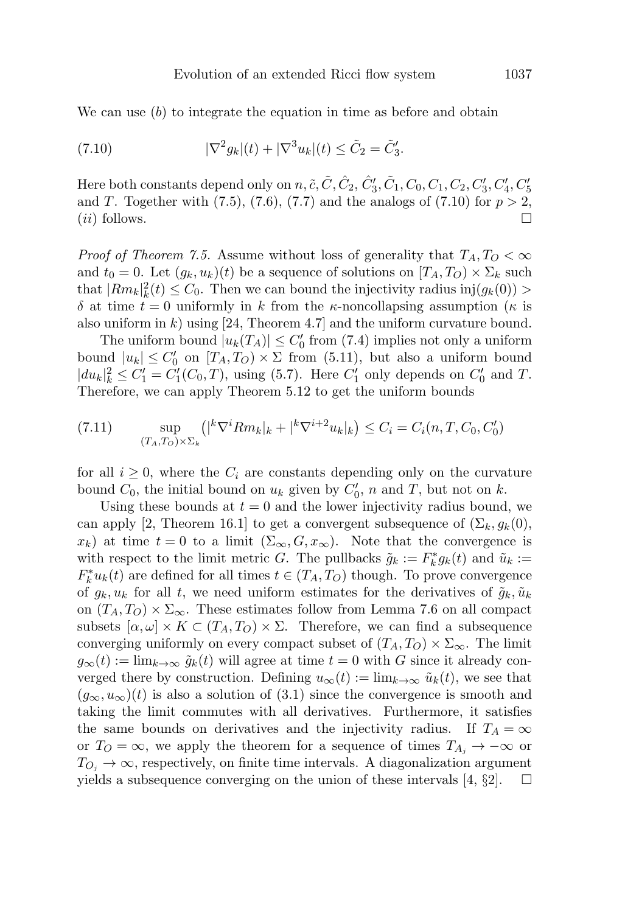We can use $(b)$ to integrate the equation in time as before and obtain

$$|\nabla^2 g_k|(t) + |\nabla^3 u_k|(t) \leq \tilde{C}_2 = \tilde{C}_3'. \tag{7.10}$$

Here both constants depend only on $n, \tilde{c}, \tilde{C}, \hat{C}_2, \hat{C}_3', \tilde{C}_1, C_0, C_1, C_2, C_3', C_4', C_5'$ and $T$. Together with (7.5), (7.6), (7.7) and the analogs of (7.10) for $p > 2$, $(ii)$ follows. $\square$

*Proof of Theorem 7.5.* Assume without loss of generality that $T_A, T_O < \infty$ and $t_0 = 0$. Let $(g_k, u_k)(t)$ be a sequence of solutions on $[T_A, T_O) \times \Sigma_k$ such that $|Rm_k|_k^2(t) \leq C_0$. Then we can bound the injectivity radius $\operatorname{inj}(g_k(0)) > \delta$ at time $t = 0$ uniformly in $k$ from the $\kappa$-noncollapsing assumption ($\kappa$ is also uniform in $k$) using [24, Theorem 4.7] and the uniform curvature bound.

The uniform bound $|u_k(T_A)| \leq C_0'$ from (7.4) implies not only a uniform bound $|u_k| \leq C_0'$ on $[T_A, T_O) \times \Sigma$ from (5.11), but also a uniform bound $|du_k|_k^2 \leq C_1' = C_1'(C_0, T)$, using (5.7). Here $C_1'$ only depends on $C_0'$ and $T$. Therefore, we can apply Theorem 5.12 to get the uniform bounds

$$\sup_{(T_A, T_O) \times \Sigma_k} \left( |{}^k\nabla^i Rm_k|_k + |{}^k\nabla^{i+2} u_k|_k \right) \leq C_i = C_i(n, T, C_0, C_0') \tag{7.11}$$

for all $i \geq 0$, where the $C_i$ are constants depending only on the curvature bound $C_0$, the initial bound on $u_k$ given by $C_0'$, $n$ and $T$, but not on $k$.

Using these bounds at $t = 0$ and the lower injectivity radius bound, we can apply [2, Theorem 16.1] to get a convergent subsequence of $(\Sigma_k, g_k(0), x_k)$ at time $t = 0$ to a limit $(\Sigma_\infty, G, x_\infty)$. Note that the convergence is with respect to the limit metric $G$. The pullbacks $\tilde{g}_k := F_k^* g_k(t)$ and $\tilde{u}_k := F_k^* u_k(t)$ are defined for all times $t \in (T_A, T_O)$ though. To prove convergence of $g_k, u_k$ for all $t$, we need uniform estimates for the derivatives of $\tilde{g}_k, \tilde{u}_k$ on $(T_A, T_O) \times \Sigma_\infty$. These estimates follow from Lemma 7.6 on all compact subsets $[\alpha, \omega] \times K \subset (T_A, T_O) \times \Sigma$. Therefore, we can find a subsequence converging uniformly on every compact subset of $(T_A, T_O) \times \Sigma_\infty$. The limit $g_\infty(t) := \lim_{k \to \infty} \tilde{g}_k(t)$ will agree at time $t = 0$ with $G$ since it already converged there by construction. Defining $u_\infty(t) := \lim_{k \to \infty} \tilde{u}_k(t)$, we see that $(g_\infty, u_\infty)(t)$ is also a solution of (3.1) since the convergence is smooth and taking the limit commutes with all derivatives. Furthermore, it satisfies the same bounds on derivatives and the injectivity radius. If $T_A = \infty$ or $T_O = \infty$, we apply the theorem for a sequence of times $T_{A_j} \to -\infty$ or $T_{O_j} \to \infty$, respectively, on finite time intervals. A diagonalization argument yields a subsequence converging on the union of these intervals [4, §2]. $\square$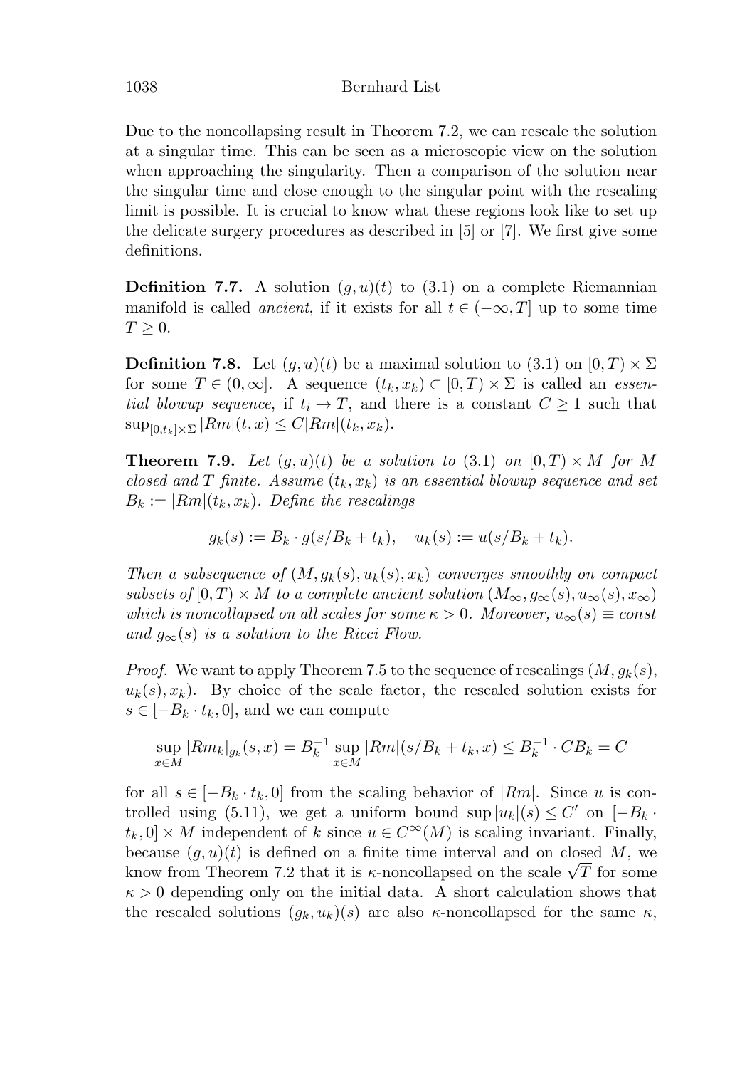Due to the noncollapsing result in Theorem 7.2, we can rescale the solution at a singular time. This can be seen as a microscopic view on the solution when approaching the singularity. Then a comparison of the solution near the singular time and close enough to the singular point with the rescaling limit is possible. It is crucial to know what these regions look like to set up the delicate surgery procedures as described in [5] or [7]. We first give some definitions.

**Definition 7.7.** A solution $(g,u)(t)$ to (3.1) on a complete Riemannian manifold is called *ancient*, if it exists for all $t \in (-\infty, T]$ up to some time $T \geq 0$.

**Definition 7.8.** Let $(g,u)(t)$ be a maximal solution to (3.1) on $[0,T) \times \Sigma$ for some $T \in (0,\infty]$. A sequence $(t_k, x_k) \subset [0,T) \times \Sigma$ is called an *essential blowup sequence*, if $t_i \to T$, and there is a constant $C \geq 1$ such that $\sup_{[0,t_k]\times\Sigma} |Rm|(t,x) \leq C|Rm|(t_k, x_k)$.

**Theorem 7.9.** *Let $(g,u)(t)$ be a solution to (3.1) on $[0,T) \times M$ for $M$ closed and $T$ finite. Assume $(t_k, x_k)$ is an essential blowup sequence and set $B_k := |Rm|(t_k, x_k)$. Define the rescalings*

$$g_k(s) := B_k \cdot g(s/B_k + t_k), \quad u_k(s) := u(s/B_k + t_k).$$

*Then a subsequence of $(M, g_k(s), u_k(s), x_k)$ converges smoothly on compact subsets of $[0,T) \times M$ to a complete ancient solution $(M_\infty, g_\infty(s), u_\infty(s), x_\infty)$ which is noncollapsed on all scales for some $\kappa > 0$. Moreover, $u_\infty(s) \equiv const$ and $g_\infty(s)$ is a solution to the Ricci Flow.*

*Proof.* We want to apply Theorem 7.5 to the sequence of rescalings $(M, g_k(s), u_k(s), x_k)$. By choice of the scale factor, the rescaled solution exists for $s \in [-B_k \cdot t_k, 0]$, and we can compute

$$\sup_{x\in M} |Rm_k|_{g_k}(s,x) = B_k^{-1} \sup_{x\in M} |Rm|(s/B_k + t_k, x) \leq B_k^{-1} \cdot CB_k = C$$

for all $s \in [-B_k \cdot t_k, 0]$ from the scaling behavior of $|Rm|$. Since $u$ is controlled using (5.11), we get a uniform bound $\sup |u_k|(s) \leq C'$ on $[-B_k \cdot t_k, 0] \times M$ independent of $k$ since $u \in C^\infty(M)$ is scaling invariant. Finally, because $(g,u)(t)$ is defined on a finite time interval and on closed $M$, we know from Theorem 7.2 that it is $\kappa$-noncollapsed on the scale $\sqrt{T}$ for some $\kappa > 0$ depending only on the initial data. A short calculation shows that the rescaled solutions $(g_k, u_k)(s)$ are also $\kappa$-noncollapsed for the same $\kappa$,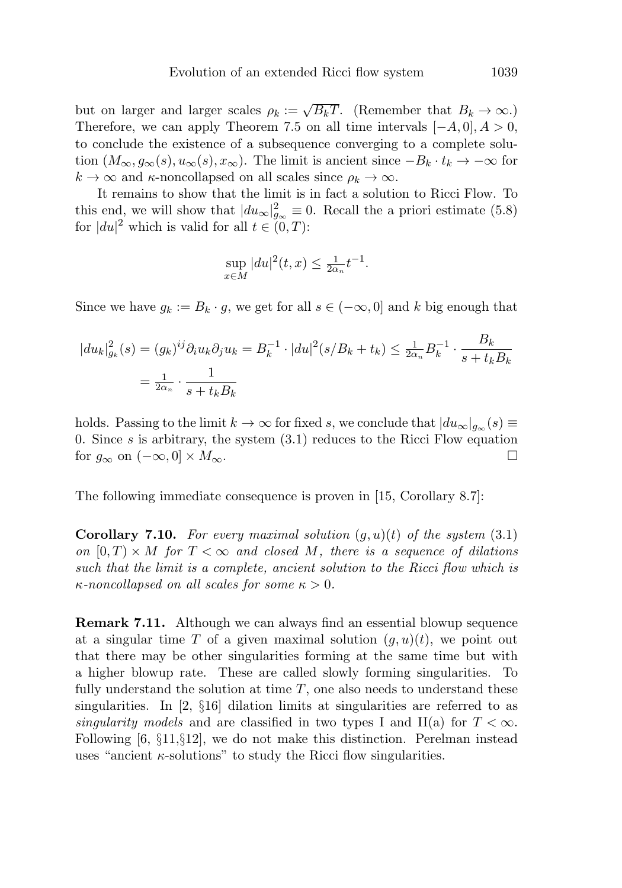but on larger and larger scales $\rho_k := \sqrt{B_k T}$. (Remember that $B_k \to \infty$.) Therefore, we can apply Theorem 7.5 on all time intervals $[-A, 0], A > 0$, to conclude the existence of a subsequence converging to a complete solution $(M_\infty, g_\infty(s), u_\infty(s), x_\infty)$. The limit is ancient since $-B_k \cdot t_k \to -\infty$ for $k \to \infty$ and $\kappa$-noncollapsed on all scales since $\rho_k \to \infty$.

It remains to show that the limit is in fact a solution to Ricci Flow. To this end, we will show that $|du_\infty|^2_{g_\infty} \equiv 0$. Recall the a priori estimate (5.8) for $|du|^2$ which is valid for all $t \in (0, T)$:

$$\sup_{x \in M} |du|^2(t, x) \leq \tfrac{1}{2\alpha_n} t^{-1}.$$

Since we have $g_k := B_k \cdot g$, we get for all $s \in (-\infty, 0]$ and $k$ big enough that

$$\begin{aligned} |du_k|^2_{g_k}(s) &= (g_k)^{ij} \partial_i u_k \partial_j u_k = B_k^{-1} \cdot |du|^2(s/B_k + t_k) \leq \tfrac{1}{2\alpha_n} B_k^{-1} \cdot \frac{B_k}{s + t_k B_k} \\ &= \tfrac{1}{2\alpha_n} \cdot \frac{1}{s + t_k B_k} \end{aligned}$$

holds. Passing to the limit $k \to \infty$ for fixed $s$, we conclude that $|du_\infty|_{g_\infty}(s) \equiv 0$. Since $s$ is arbitrary, the system (3.1) reduces to the Ricci Flow equation for $g_\infty$ on $(-\infty, 0] \times M_\infty$. $\square$

The following immediate consequence is proven in [15, Corollary 8.7]:

**Corollary 7.10.** *For every maximal solution $(g, u)(t)$ of the system (3.1) on $[0, T) \times M$ for $T < \infty$ and closed $M$, there is a sequence of dilations such that the limit is a complete, ancient solution to the Ricci flow which is $\kappa$-noncollapsed on all scales for some $\kappa > 0$.*

**Remark 7.11.** Although we can always find an essential blowup sequence at a singular time $T$ of a given maximal solution $(g, u)(t)$, we point out that there may be other singularities forming at the same time but with a higher blowup rate. These are called slowly forming singularities. To fully understand the solution at time $T$, one also needs to understand these singularities. In [2, §16] dilation limits at singularities are referred to as *singularity models* and are classified in two types I and II(a) for $T < \infty$. Following [6, §11,§12], we do not make this distinction. Perelman instead uses "ancient $\kappa$-solutions" to study the Ricci flow singularities.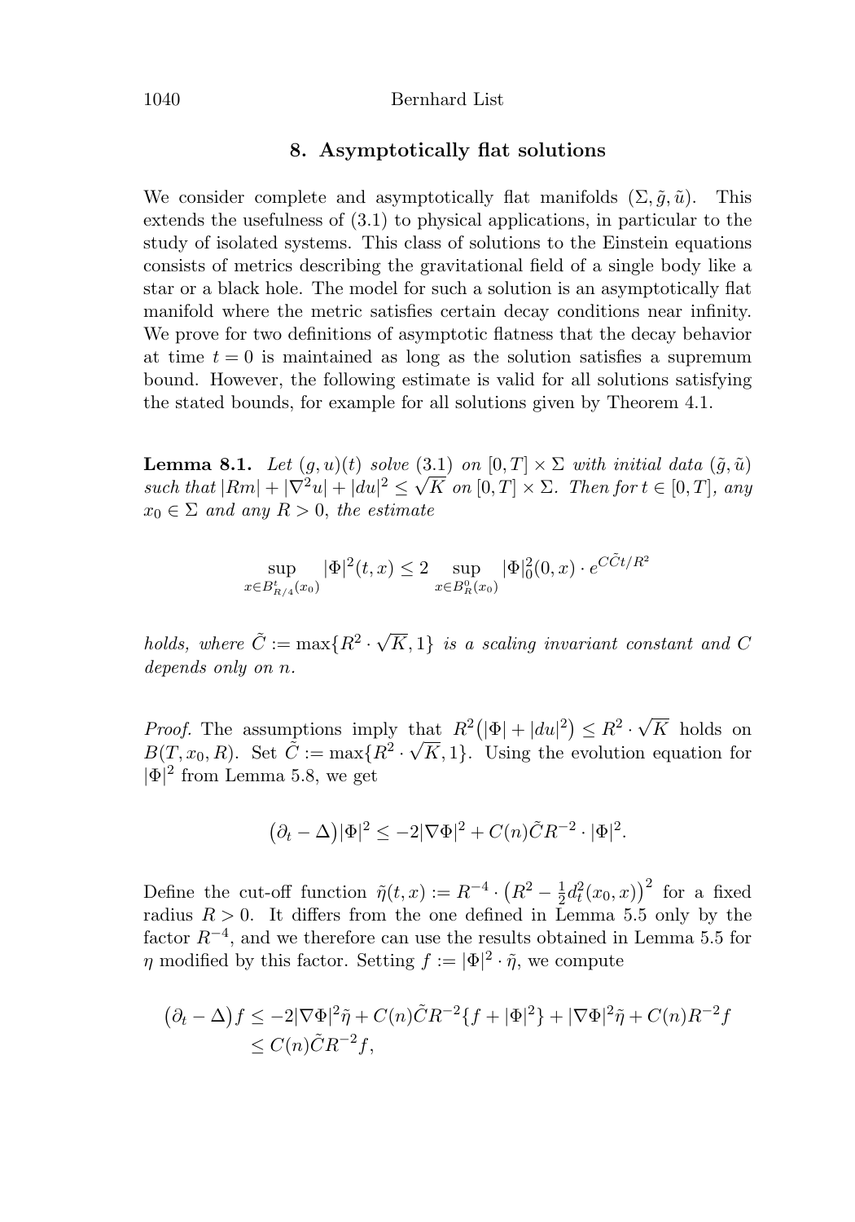## 8. Asymptotically flat solutions

We consider complete and asymptotically flat manifolds $(\Sigma, \tilde{g}, \tilde{u})$. This extends the usefulness of (3.1) to physical applications, in particular to the study of isolated systems. This class of solutions to the Einstein equations consists of metrics describing the gravitational field of a single body like a star or a black hole. The model for such a solution is an asymptotically flat manifold where the metric satisfies certain decay conditions near infinity. We prove for two definitions of asymptotic flatness that the decay behavior at time $t = 0$ is maintained as long as the solution satisfies a supremum bound. However, the following estimate is valid for all solutions satisfying the stated bounds, for example for all solutions given by Theorem 4.1.

**Lemma 8.1.** *Let $(g, u)(t)$ solve (3.1) on $[0, T] \times \Sigma$ with initial data $(\tilde{g}, \tilde{u})$ such that $|Rm| + |\nabla^2 u| + |du|^2 \leq \sqrt{K}$ on $[0, T] \times \Sigma$. Then for $t \in [0, T]$, any $x_0 \in \Sigma$ and any $R > 0$, the estimate*

$$\sup_{x \in B^t_{R/4}(x_0)} |\Phi|^2(t, x) \leq 2 \sup_{x \in B^0_R(x_0)} |\Phi|^2_0(0, x) \cdot e^{C\tilde{C}t/R^2}$$

*holds, where $\tilde{C} := \max\{R^2 \cdot \sqrt{K}, 1\}$ is a scaling invariant constant and $C$ depends only on $n$.*

*Proof.* The assumptions imply that $R^2\big(|\Phi| + |du|^2\big) \leq R^2 \cdot \sqrt{K}$ holds on $B(T, x_0, R)$. Set $\tilde{C} := \max\{R^2 \cdot \sqrt{K}, 1\}$. Using the evolution equation for $|\Phi|^2$ from Lemma 5.8, we get

$$\big(\partial_t - \Delta\big)|\Phi|^2 \leq -2|\nabla\Phi|^2 + C(n)\tilde{C}R^{-2} \cdot |\Phi|^2.$$

Define the cut-off function $\tilde{\eta}(t, x) := R^{-4} \cdot \big(R^2 - \frac{1}{2}d_t^2(x_0, x)\big)^2$ for a fixed radius $R > 0$. It differs from the one defined in Lemma 5.5 only by the factor $R^{-4}$, and we therefore can use the results obtained in Lemma 5.5 for $\eta$ modified by this factor. Setting $f := |\Phi|^2 \cdot \tilde{\eta}$, we compute

$$\begin{aligned}
\big(\partial_t - \Delta\big)f &\leq -2|\nabla\Phi|^2\tilde{\eta} + C(n)\tilde{C}R^{-2}\{f + |\Phi|^2\} + |\nabla\Phi|^2\tilde{\eta} + C(n)R^{-2}f \\
&\leq C(n)\tilde{C}R^{-2}f,
\end{aligned}$$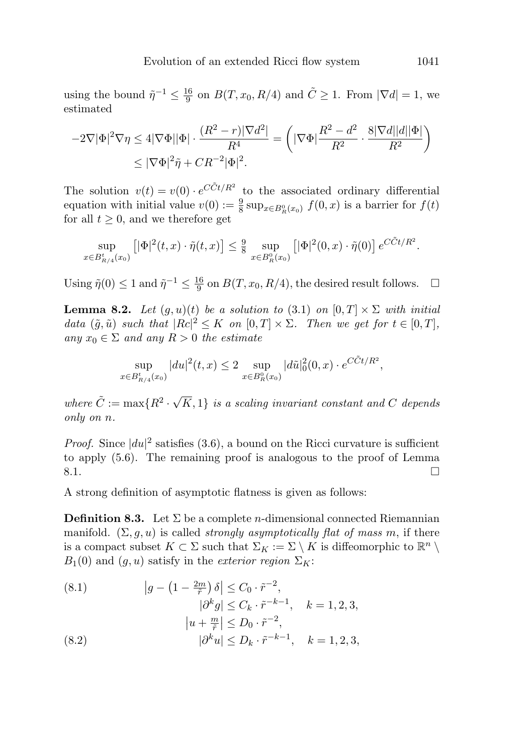using the bound $\tilde\eta^{-1} \le \frac{16}{9}$ on $B(T, x_0, R/4)$ and $\tilde C \ge 1$. From $|\nabla d| = 1$, we estimated

$$
\begin{aligned}
-2\nabla|\Phi|^2\nabla\eta &\le 4|\nabla\Phi||\Phi| \cdot \frac{(R^2 - r)|\nabla d^2|}{R^4} = \left(|\nabla\Phi|\frac{R^2-d^2}{R^2} \cdot \frac{8|\nabla d||d||\Phi|}{R^2}\right) \\
&\le |\nabla\Phi|^2\tilde\eta + CR^{-2}|\Phi|^2.
\end{aligned}
$$

The solution $v(t) = v(0)\cdot e^{C\tilde Ct/R^2}$ to the associated ordinary differential equation with initial value $v(0) := \frac{9}{8}\sup_{x\in B^0_R(x_0)} f(0,x)$ is a barrier for $f(t)$ for all $t \ge 0$, and we therefore get

$$
\sup_{x\in B^t_{R/4}(x_0)} \left[|\Phi|^2(t,x)\cdot\tilde\eta(t,x)\right] \le \tfrac{9}{8} \sup_{x\in B^0_R(x_0)} \left[|\Phi|^2(0,x)\cdot\tilde\eta(0)\right] e^{C\tilde Ct/R^2}.
$$

Using $\tilde\eta(0) \le 1$ and $\tilde\eta^{-1} \le \frac{16}{9}$ on $B(T, x_0, R/4)$, the desired result follows. $\square$

**Lemma 8.2.** *Let $(g,u)(t)$ be a solution to (3.1) on $[0,T]\times\Sigma$ with initial data $(\tilde g, \tilde u)$ such that $|Rc|^2 \le K$ on $[0,T]\times\Sigma$. Then we get for $t\in[0,T]$, any $x_0\in\Sigma$ and any $R > 0$ the estimate*

$$
\sup_{x\in B^t_{R/4}(x_0)} |du|^2(t,x) \le 2 \sup_{x\in B^0_R(x_0)} |d\tilde u|^2_0(0,x)\cdot e^{C\tilde Ct/R^2},
$$

*where $\tilde C := \max\{R^2\cdot\sqrt{K}, 1\}$ is a scaling invariant constant and $C$ depends only on $n$.*

*Proof.* Since $|du|^2$ satisfies (3.6), a bound on the Ricci curvature is sufficient to apply (5.6). The remaining proof is analogous to the proof of Lemma 8.1. $\square$

A strong definition of asymptotic flatness is given as follows:

**Definition 8.3.** Let $\Sigma$ be a complete $n$-dimensional connected Riemannian manifold. $(\Sigma, g, u)$ is called *strongly asymptotically flat of mass $m$*, if there is a compact subset $K\subset\Sigma$ such that $\Sigma_K := \Sigma\setminus K$ is diffeomorphic to $\mathbb{R}^n\setminus B_1(0)$ and $(g,u)$ satisfy in the *exterior region* $\Sigma_K$:

$$
\begin{aligned}
&\left|g - \left(1 - \tfrac{2m}{\tilde r}\right)\delta\right| \le C_0\cdot\tilde r^{-2}, \qquad\qquad (8.1)\\
&|\partial^k g| \le C_k\cdot\tilde r^{-k-1}, \quad k = 1,2,3,\\
&\left|u + \tfrac{m}{\tilde r}\right| \le D_0\cdot\tilde r^{-2},\\
&|\partial^k u| \le D_k\cdot\tilde r^{-k-1}, \quad k = 1,2,3, \qquad\qquad (8.2)
\end{aligned}
$$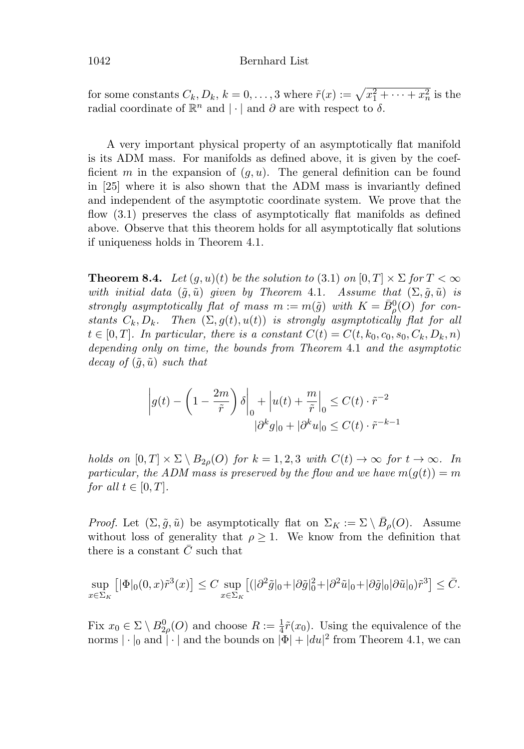for some constants $C_k, D_k$, $k = 0, \ldots, 3$ where $\tilde{r}(x) := \sqrt{x_1^2 + \cdots + x_n^2}$ is the radial coordinate of $\mathbb{R}^n$ and $|\cdot|$ and $\partial$ are with respect to $\delta$.

A very important physical property of an asymptotically flat manifold is its ADM mass. For manifolds as defined above, it is given by the coefficient $m$ in the expansion of $(g, u)$. The general definition can be found in [25] where it is also shown that the ADM mass is invariantly defined and independent of the asymptotic coordinate system. We prove that the flow (3.1) preserves the class of asymptotically flat manifolds as defined above. Observe that this theorem holds for all asymptotically flat solutions if uniqueness holds in Theorem 4.1.

**Theorem 8.4.** *Let $(g, u)(t)$ be the solution to (3.1) on $[0, T] \times \Sigma$ for $T < \infty$ with initial data $(\tilde{g}, \tilde{u})$ given by Theorem 4.1. Assume that $(\Sigma, \tilde{g}, \tilde{u})$ is strongly asymptotically flat of mass $m := m(\tilde{g})$ with $K = \bar{B}^0_\rho(O)$ for constants $C_k, D_k$. Then $(\Sigma, g(t), u(t))$ is strongly asymptotically flat for all $t \in [0, T]$. In particular, there is a constant $C(t) = C(t, k_0, c_0, s_0, C_k, D_k, n)$ depending only on time, the bounds from Theorem 4.1 and the asymptotic decay of $(\tilde{g}, \tilde{u})$ such that*

$$\left| g(t) - \left(1 - \frac{2m}{\tilde{r}}\right) \delta \right|_0 + \left| u(t) + \frac{m}{\tilde{r}} \right|_0 \leq C(t) \cdot \tilde{r}^{-2}$$
$$|\partial^k g|_0 + |\partial^k u|_0 \leq C(t) \cdot \tilde{r}^{-k-1}$$

*holds on $[0, T] \times \Sigma \setminus B_{2\rho}(O)$ for $k = 1, 2, 3$ with $C(t) \to \infty$ for $t \to \infty$. In particular, the ADM mass is preserved by the flow and we have $m(g(t)) = m$ for all $t \in [0, T]$.*

*Proof.* Let $(\Sigma, \tilde{g}, \tilde{u})$ be asymptotically flat on $\Sigma_K := \Sigma \setminus \bar{B}_\rho(O)$. Assume without loss of generality that $\rho \geq 1$. We know from the definition that there is a constant $\bar{C}$ such that

$$\sup_{x \in \Sigma_K} \left[ |\Phi|_0(0, x) \tilde{r}^3(x) \right] \leq C \sup_{x \in \Sigma_K} \left[ (|\partial^2 \tilde{g}|_0 + |\partial \tilde{g}|_0^2 + |\partial^2 \tilde{u}|_0 + |\partial \tilde{g}|_0 |\partial \tilde{u}|_0) \tilde{r}^3 \right] \leq \bar{C}.$$

Fix $x_0 \in \Sigma \setminus B^0_{2\rho}(O)$ and choose $R := \frac{1}{4} \tilde{r}(x_0)$. Using the equivalence of the norms $|\cdot|_0$ and $|\cdot|$ and the bounds on $|\Phi| + |du|^2$ from Theorem 4.1, we can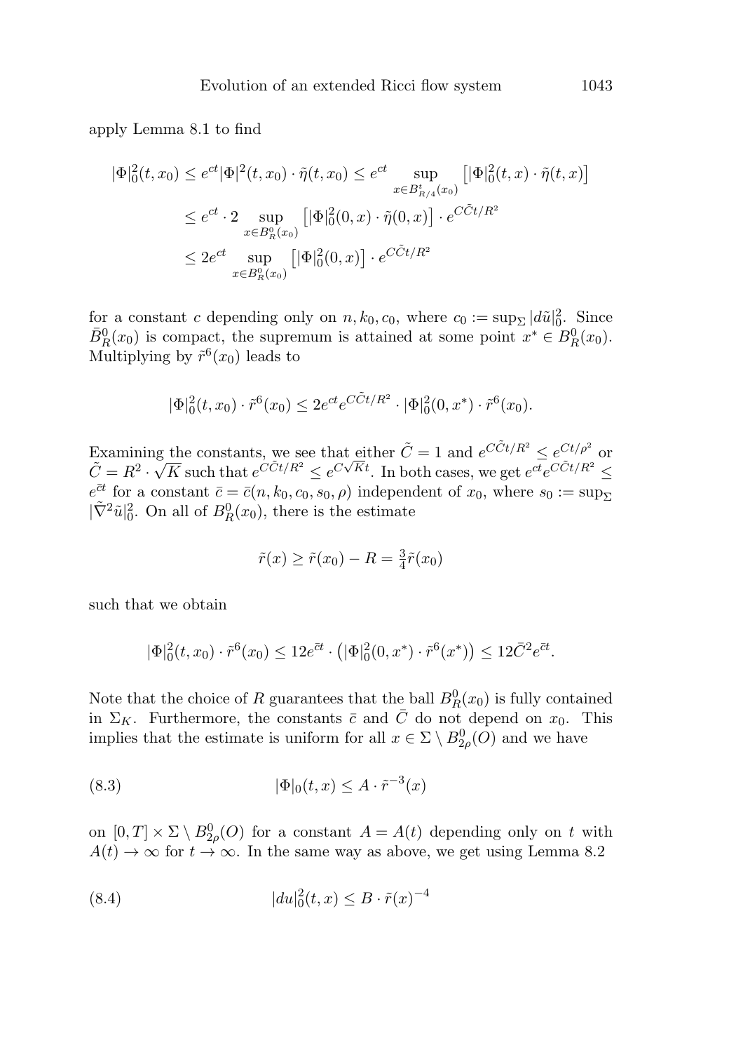apply Lemma 8.1 to find

$$
\begin{aligned}
|\Phi|_0^2(t,x_0) &\leq e^{ct}|\Phi|^2(t,x_0)\cdot\tilde{\eta}(t,x_0) \leq e^{ct}\sup_{x\in B^t_{R/4}(x_0)}\left[|\Phi|_0^2(t,x)\cdot\tilde{\eta}(t,x)\right]\\
&\leq e^{ct}\cdot 2\sup_{x\in B^0_R(x_0)}\left[|\Phi|_0^2(0,x)\cdot\tilde{\eta}(0,x)\right]\cdot e^{C\tilde{C}t/R^2}\\
&\leq 2e^{ct}\sup_{x\in B^0_R(x_0)}\left[|\Phi|_0^2(0,x)\right]\cdot e^{C\tilde{C}t/R^2}
\end{aligned}
$$

for a constant $c$ depending only on $n, k_0, c_0$, where $c_0 := \sup_\Sigma |d\tilde{u}|_0^2$. Since $\bar{B}^0_R(x_0)$ is compact, the supremum is attained at some point $x^* \in B^0_R(x_0)$. Multiplying by $\tilde{r}^6(x_0)$ leads to

$$
|\Phi|_0^2(t,x_0)\cdot\tilde{r}^6(x_0) \leq 2e^{ct}e^{C\tilde{C}t/R^2}\cdot|\Phi|_0^2(0,x^*)\cdot\tilde{r}^6(x_0).
$$

Examining the constants, we see that either $\tilde{C} = 1$ and $e^{C\tilde{C}t/R^2} \leq e^{Ct/\rho^2}$ or $\tilde{C} = R^2\cdot\sqrt{K}$ such that $e^{C\tilde{C}t/R^2} \leq e^{C\sqrt{K}t}$. In both cases, we get $e^{ct}e^{C\tilde{C}t/R^2} \leq e^{\bar{c}t}$ for a constant $\bar{c} = \bar{c}(n, k_0, c_0, s_0, \rho)$ independent of $x_0$, where $s_0 := \sup_\Sigma |\tilde{\nabla}^2\tilde{u}|_0^2$. On all of $B^0_R(x_0)$, there is the estimate

$$
\tilde{r}(x) \geq \tilde{r}(x_0) - R = \tfrac{3}{4}\tilde{r}(x_0)
$$

such that we obtain

$$
|\Phi|_0^2(t,x_0)\cdot\tilde{r}^6(x_0) \leq 12e^{\bar{c}t}\cdot\left(|\Phi|_0^2(0,x^*)\cdot\tilde{r}^6(x^*)\right) \leq 12\bar{C}^2e^{\bar{c}t}.
$$

Note that the choice of $R$ guarantees that the ball $B^0_R(x_0)$ is fully contained in $\Sigma_K$. Furthermore, the constants $\bar{c}$ and $\bar{C}$ do not depend on $x_0$. This implies that the estimate is uniform for all $x \in \Sigma\setminus B^0_{2\rho}(O)$ and we have

$$
|\Phi|_0(t,x) \leq A\cdot\tilde{r}^{-3}(x) \tag{8.3}
$$

on $[0,T]\times\Sigma\setminus B^0_{2\rho}(O)$ for a constant $A = A(t)$ depending only on $t$ with $A(t)\to\infty$ for $t\to\infty$. In the same way as above, we get using Lemma 8.2

$$
|du|_0^2(t,x) \leq B\cdot\tilde{r}(x)^{-4} \tag{8.4}
$$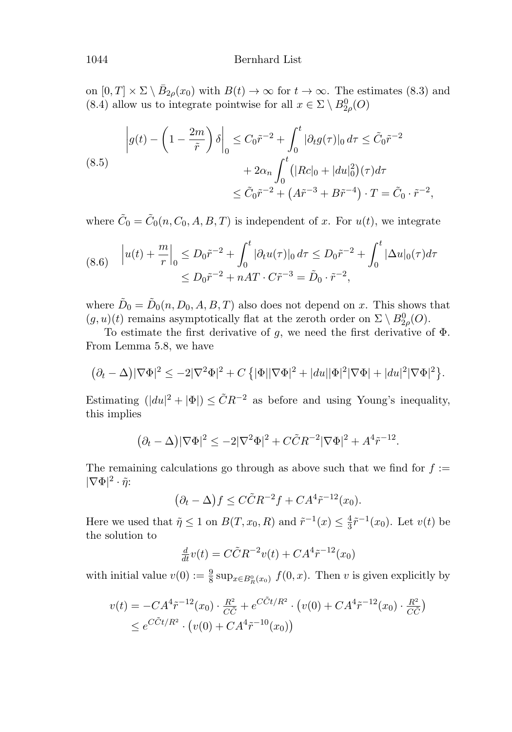on $[0,T] \times \Sigma \setminus \bar{B}_{2\rho}(x_0)$ with $B(t) \to \infty$ for $t \to \infty$. The estimates (8.3) and (8.4) allow us to integrate pointwise for all $x \in \Sigma \setminus B^0_{2\rho}(O)$

$$
\begin{aligned}
\left| g(t) - \left(1 - \frac{2m}{\tilde{r}}\right)\delta \right|_0 &\leq C_0 \tilde{r}^{-2} + \int_0^t |\partial_t g(\tau)|_0 \, d\tau \leq \tilde{C}_0 \tilde{r}^{-2} \\
&\quad + 2\alpha_n \int_0^t \big(|Rc|_0 + |du|_0^2\big)(\tau) d\tau \\
&\leq \tilde{C}_0 \tilde{r}^{-2} + \big(A\tilde{r}^{-3} + B\tilde{r}^{-4}\big) \cdot T = \tilde{C}_0 \cdot \tilde{r}^{-2},
\end{aligned} \tag{8.5}
$$

where $\tilde{C}_0 = \tilde{C}_0(n, C_0, A, B, T)$ is independent of $x$. For $u(t)$, we integrate

$$
\begin{aligned}
\left| u(t) + \frac{m}{r} \right|_0 &\leq D_0 \tilde{r}^{-2} + \int_0^t |\partial_t u(\tau)|_0 \, d\tau \leq D_0 \tilde{r}^{-2} + \int_0^t |\Delta u|_0(\tau) d\tau \\
&\leq D_0 \tilde{r}^{-2} + nAT \cdot C\tilde{r}^{-3} = \tilde{D}_0 \cdot \tilde{r}^{-2},
\end{aligned} \tag{8.6}
$$

where $\tilde{D}_0 = \tilde{D}_0(n, D_0, A, B, T)$ also does not depend on $x$. This shows that $(g,u)(t)$ remains asymptotically flat at the zeroth order on $\Sigma \setminus B^0_{2\rho}(O)$.

To estimate the first derivative of $g$, we need the first derivative of $\Phi$. From Lemma 5.8, we have

$$
\big(\partial_t - \Delta\big)|\nabla\Phi|^2 \leq -2|\nabla^2\Phi|^2 + C\left\{|\Phi||\nabla\Phi|^2 + |du||\Phi|^2|\nabla\Phi| + |du|^2|\nabla\Phi|^2\right\}.
$$

Estimating $(|du|^2 + |\Phi|) \leq \tilde{C}R^{-2}$ as before and using Young's inequality, this implies

$$
\big(\partial_t - \Delta\big)|\nabla\Phi|^2 \leq -2|\nabla^2\Phi|^2 + C\tilde{C}R^{-2}|\nabla\Phi|^2 + A^4\tilde{r}^{-12}.
$$

The remaining calculations go through as above such that we find for $f := |\nabla\Phi|^2 \cdot \tilde{\eta}$:

$$
\big(\partial_t - \Delta\big) f \leq C\tilde{C}R^{-2} f + CA^4\tilde{r}^{-12}(x_0).
$$

Here we used that $\tilde{\eta} \leq 1$ on $B(T, x_0, R)$ and $\tilde{r}^{-1}(x) \leq \frac{4}{3}\tilde{r}^{-1}(x_0)$. Let $v(t)$ be the solution to

$$
\tfrac{d}{dt} v(t) = C\tilde{C}R^{-2} v(t) + CA^4 \tilde{r}^{-12}(x_0)
$$

with initial value $v(0) := \frac{9}{8} \sup_{x \in B^0_R(x_0)} f(0,x)$. Then $v$ is given explicitly by

$$
\begin{aligned}
v(t) &= -CA^4\tilde{r}^{-12}(x_0) \cdot \tfrac{R^2}{C\tilde{C}} + e^{C\tilde{C}t/R^2} \cdot \big(v(0) + CA^4\tilde{r}^{-12}(x_0) \cdot \tfrac{R^2}{C\tilde{C}}\big) \\
&\leq e^{C\tilde{C}t/R^2} \cdot \big(v(0) + CA^4\tilde{r}^{-10}(x_0)\big)
\end{aligned}
$$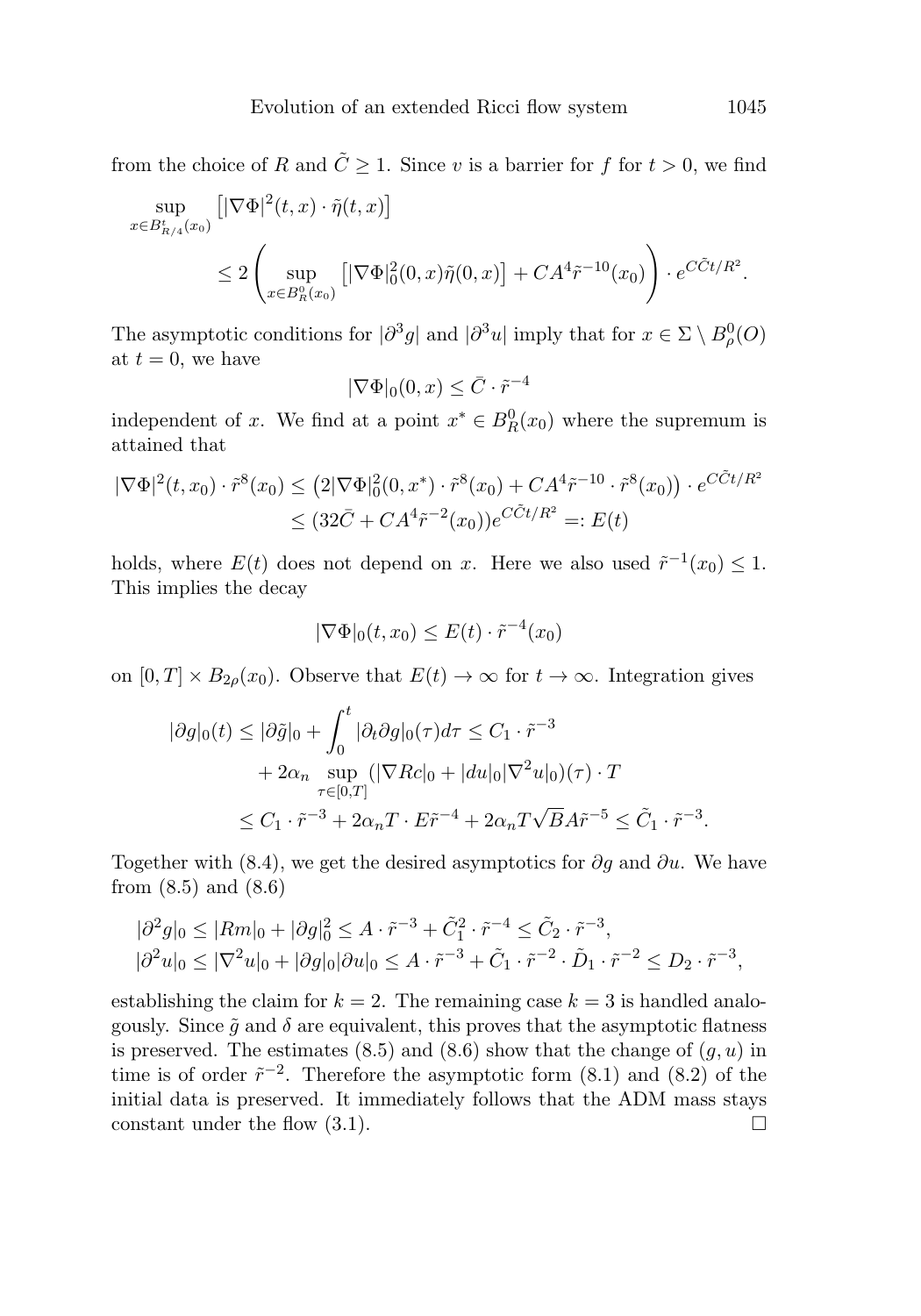from the choice of $R$ and $\tilde{C} \geq 1$. Since $v$ is a barrier for $f$ for $t > 0$, we find

$$\sup_{x \in B^t_{R/4}(x_0)} \left[ |\nabla \Phi|^2(t,x) \cdot \tilde{\eta}(t,x) \right] \leq 2 \left( \sup_{x \in B^0_R(x_0)} \left[ |\nabla \Phi|_0^2(0,x) \tilde{\eta}(0,x) \right] + CA^4 \tilde{r}^{-10}(x_0) \right) \cdot e^{C\tilde{C}t/R^2}.$$

The asymptotic conditions for $|\partial^3 g|$ and $|\partial^3 u|$ imply that for $x \in \Sigma \setminus B^0_\rho(O)$ at $t = 0$, we have

$$|\nabla \Phi|_0(0,x) \leq \bar{C} \cdot \tilde{r}^{-4}$$

independent of $x$. We find at a point $x^* \in B^0_R(x_0)$ where the supremum is attained that

$$\begin{aligned} |\nabla \Phi|^2(t,x_0) \cdot \tilde{r}^8(x_0) &\leq \left( 2|\nabla \Phi|_0^2(0,x^*) \cdot \tilde{r}^8(x_0) + CA^4 \tilde{r}^{-10} \cdot \tilde{r}^8(x_0) \right) \cdot e^{C\tilde{C}t/R^2} \\ &\leq (32\bar{C} + CA^4 \tilde{r}^{-2}(x_0)) e^{C\tilde{C}t/R^2} =: E(t) \end{aligned}$$

holds, where $E(t)$ does not depend on $x$. Here we also used $\tilde{r}^{-1}(x_0) \leq 1$. This implies the decay

$$|\nabla \Phi|_0(t,x_0) \leq E(t) \cdot \tilde{r}^{-4}(x_0)$$

on $[0,T] \times B_{2\rho}(x_0)$. Observe that $E(t) \to \infty$ for $t \to \infty$. Integration gives

$$\begin{aligned} |\partial g|_0(t) &\leq |\partial \tilde{g}|_0 + \int_0^t |\partial_t \partial g|_0(\tau) d\tau \leq C_1 \cdot \tilde{r}^{-3} \\ &\quad + 2\alpha_n \sup_{\tau \in [0,T]} (|\nabla Rc|_0 + |du|_0 |\nabla^2 u|_0)(\tau) \cdot T \\ &\leq C_1 \cdot \tilde{r}^{-3} + 2\alpha_n T \cdot E \tilde{r}^{-4} + 2\alpha_n T \sqrt{B} A \tilde{r}^{-5} \leq \tilde{C}_1 \cdot \tilde{r}^{-3}. \end{aligned}$$

Together with (8.4), we get the desired asymptotics for $\partial g$ and $\partial u$. We have from (8.5) and (8.6)

$$\begin{aligned} |\partial^2 g|_0 &\leq |Rm|_0 + |\partial g|_0^2 \leq A \cdot \tilde{r}^{-3} + \tilde{C}_1^2 \cdot \tilde{r}^{-4} \leq \tilde{C}_2 \cdot \tilde{r}^{-3}, \\ |\partial^2 u|_0 &\leq |\nabla^2 u|_0 + |\partial g|_0 |\partial u|_0 \leq A \cdot \tilde{r}^{-3} + \tilde{C}_1 \cdot \tilde{r}^{-2} \cdot \tilde{D}_1 \cdot \tilde{r}^{-2} \leq D_2 \cdot \tilde{r}^{-3}, \end{aligned}$$

establishing the claim for $k = 2$. The remaining case $k = 3$ is handled analogously. Since $\tilde{g}$ and $\delta$ are equivalent, this proves that the asymptotic flatness is preserved. The estimates (8.5) and (8.6) show that the change of $(g,u)$ in time is of order $\tilde{r}^{-2}$. Therefore the asymptotic form (8.1) and (8.2) of the initial data is preserved. It immediately follows that the ADM mass stays constant under the flow (3.1). □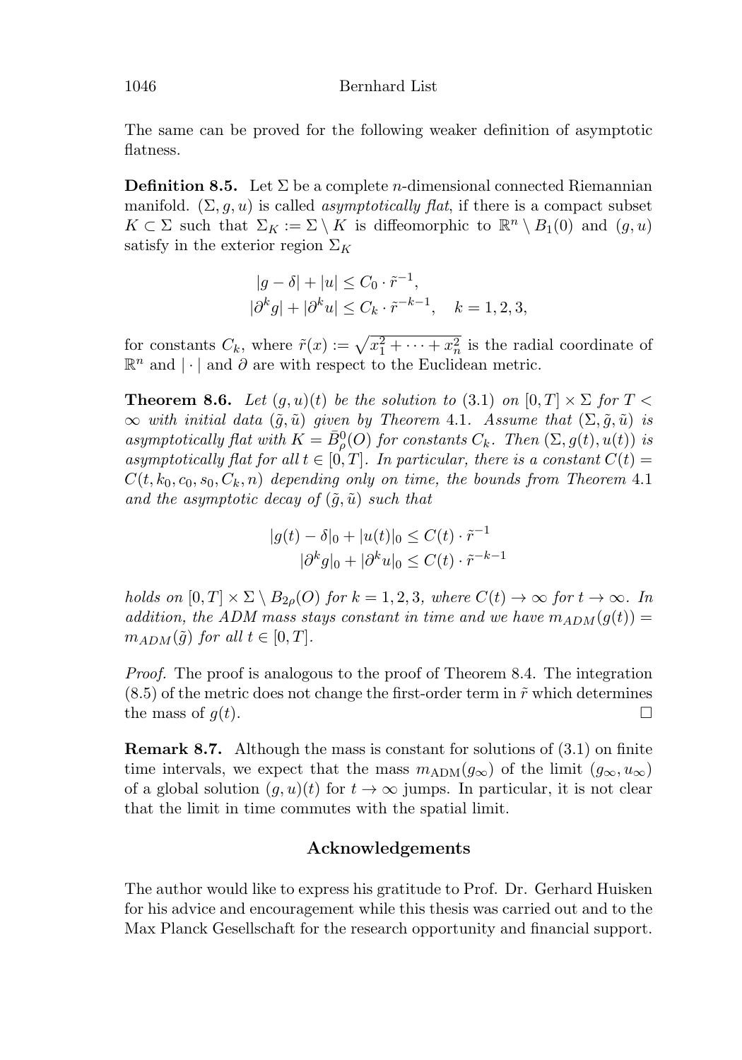The same can be proved for the following weaker definition of asymptotic flatness.

**Definition 8.5.** Let $\Sigma$ be a complete $n$-dimensional connected Riemannian manifold. $(\Sigma, g, u)$ is called *asymptotically flat*, if there is a compact subset $K \subset \Sigma$ such that $\Sigma_K := \Sigma \setminus K$ is diffeomorphic to $\mathbb{R}^n \setminus B_1(0)$ and $(g, u)$ satisfy in the exterior region $\Sigma_K$

$$
\begin{aligned}
|g - \delta| + |u| &\leq C_0 \cdot \tilde{r}^{-1}, \\
|\partial^k g| + |\partial^k u| &\leq C_k \cdot \tilde{r}^{-k-1}, \quad k = 1, 2, 3,
\end{aligned}
$$

for constants $C_k$, where $\tilde{r}(x) := \sqrt{x_1^2 + \cdots + x_n^2}$ is the radial coordinate of $\mathbb{R}^n$ and $|\cdot|$ and $\partial$ are with respect to the Euclidean metric.

**Theorem 8.6.** *Let $(g, u)(t)$ be the solution to* (3.1) *on $[0, T] \times \Sigma$ for $T < \infty$ with initial data $(\tilde{g}, \tilde{u})$ given by Theorem* 4.1*. Assume that $(\Sigma, \tilde{g}, \tilde{u})$ is asymptotically flat with $K = \bar{B}^0_\rho(O)$ for constants $C_k$. Then $(\Sigma, g(t), u(t))$ is asymptotically flat for all $t \in [0, T]$. In particular, there is a constant $C(t) = C(t, k_0, c_0, s_0, C_k, n)$ depending only on time, the bounds from Theorem* 4.1 *and the asymptotic decay of $(\tilde{g}, \tilde{u})$ such that*

$$
\begin{aligned}
|g(t) - \delta|_0 + |u(t)|_0 &\leq C(t) \cdot \tilde{r}^{-1} \\
|\partial^k g|_0 + |\partial^k u|_0 &\leq C(t) \cdot \tilde{r}^{-k-1}
\end{aligned}
$$

*holds on $[0, T] \times \Sigma \setminus B_{2\rho}(O)$ for $k = 1, 2, 3$, where $C(t) \to \infty$ for $t \to \infty$. In addition, the ADM mass stays constant in time and we have $m_{ADM}(g(t)) = m_{ADM}(\tilde{g})$ for all $t \in [0, T]$.*

*Proof.* The proof is analogous to the proof of Theorem 8.4. The integration (8.5) of the metric does not change the first-order term in $\tilde{r}$ which determines the mass of $g(t)$. $\square$

**Remark 8.7.** Although the mass is constant for solutions of (3.1) on finite time intervals, we expect that the mass $m_{\text{ADM}}(g_\infty)$ of the limit $(g_\infty, u_\infty)$ of a global solution $(g, u)(t)$ for $t \to \infty$ jumps. In particular, it is not clear that the limit in time commutes with the spatial limit.

## Acknowledgements

The author would like to express his gratitude to Prof. Dr. Gerhard Huisken for his advice and encouragement while this thesis was carried out and to the Max Planck Gesellschaft for the research opportunity and financial support.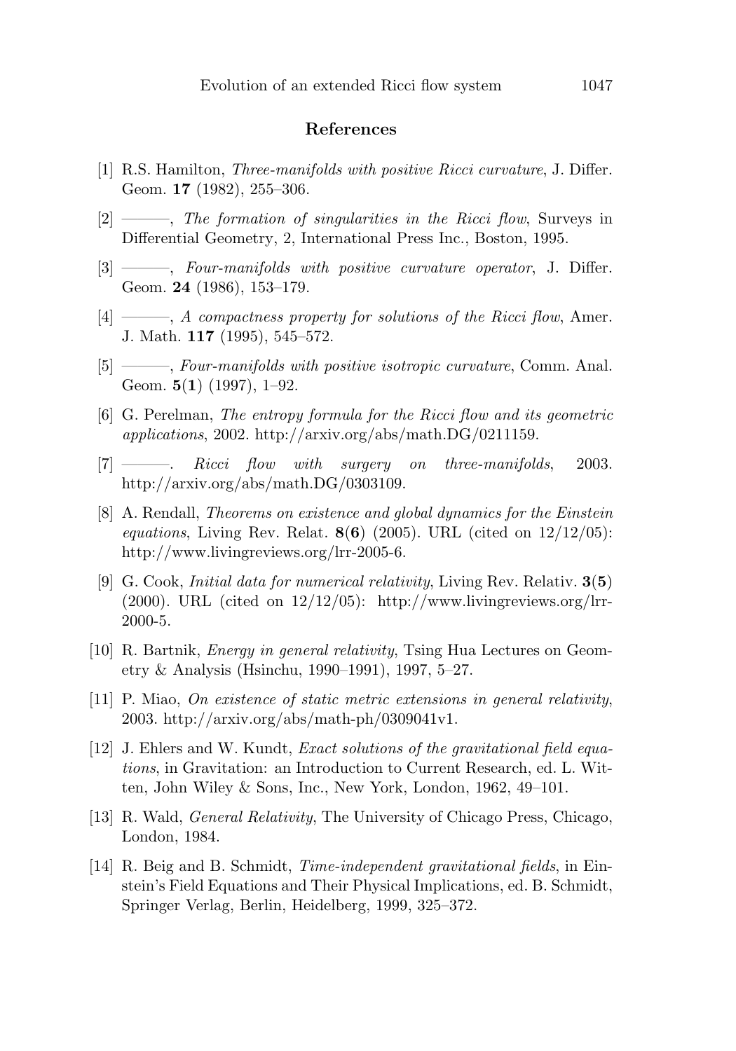## References

[1] R.S. Hamilton, *Three-manifolds with positive Ricci curvature*, J. Differ. Geom. **17** (1982), 255–306.

[2] ———, *The formation of singularities in the Ricci flow*, Surveys in Differential Geometry, 2, International Press Inc., Boston, 1995.

[3] ———, *Four-manifolds with positive curvature operator*, J. Differ. Geom. **24** (1986), 153–179.

[4] ———, *A compactness property for solutions of the Ricci flow*, Amer. J. Math. **117** (1995), 545–572.

[5] ———, *Four-manifolds with positive isotropic curvature*, Comm. Anal. Geom. **5**(**1**) (1997), 1–92.

[6] G. Perelman, *The entropy formula for the Ricci flow and its geometric applications*, 2002. http://arxiv.org/abs/math.DG/0211159.

[7] ———. *Ricci flow with surgery on three-manifolds*, 2003. http://arxiv.org/abs/math.DG/0303109.

[8] A. Rendall, *Theorems on existence and global dynamics for the Einstein equations*, Living Rev. Relat. **8**(**6**) (2005). URL (cited on 12/12/05): http://www.livingreviews.org/lrr-2005-6.

[9] G. Cook, *Initial data for numerical relativity*, Living Rev. Relativ. **3**(**5**) (2000). URL (cited on 12/12/05): http://www.livingreviews.org/lrr-2000-5.

[10] R. Bartnik, *Energy in general relativity*, Tsing Hua Lectures on Geometry & Analysis (Hsinchu, 1990–1991), 1997, 5–27.

[11] P. Miao, *On existence of static metric extensions in general relativity*, 2003. http://arxiv.org/abs/math-ph/0309041v1.

[12] J. Ehlers and W. Kundt, *Exact solutions of the gravitational field equations*, in Gravitation: an Introduction to Current Research, ed. L. Witten, John Wiley & Sons, Inc., New York, London, 1962, 49–101.

[13] R. Wald, *General Relativity*, The University of Chicago Press, Chicago, London, 1984.

[14] R. Beig and B. Schmidt, *Time-independent gravitational fields*, in Einstein's Field Equations and Their Physical Implications, ed. B. Schmidt, Springer Verlag, Berlin, Heidelberg, 1999, 325–372.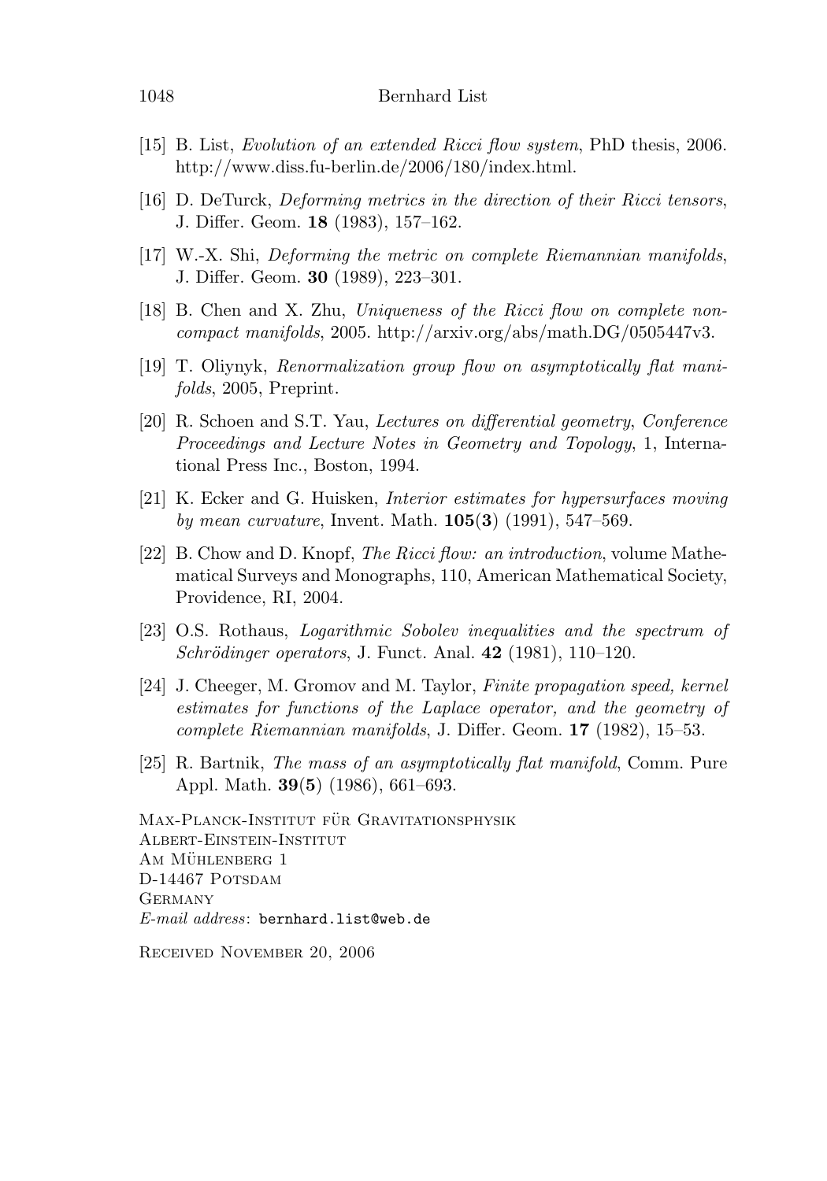[15] B. List, *Evolution of an extended Ricci flow system*, PhD thesis, 2006. http://www.diss.fu-berlin.de/2006/180/index.html.

[16] D. DeTurck, *Deforming metrics in the direction of their Ricci tensors*, J. Differ. Geom. **18** (1983), 157–162.

[17] W.-X. Shi, *Deforming the metric on complete Riemannian manifolds*, J. Differ. Geom. **30** (1989), 223–301.

[18] B. Chen and X. Zhu, *Uniqueness of the Ricci flow on complete noncompact manifolds*, 2005. http://arxiv.org/abs/math.DG/0505447v3.

[19] T. Oliynyk, *Renormalization group flow on asymptotically flat manifolds*, 2005, Preprint.

[20] R. Schoen and S.T. Yau, *Lectures on differential geometry*, *Conference Proceedings and Lecture Notes in Geometry and Topology*, 1, International Press Inc., Boston, 1994.

[21] K. Ecker and G. Huisken, *Interior estimates for hypersurfaces moving by mean curvature*, Invent. Math. **105**(**3**) (1991), 547–569.

[22] B. Chow and D. Knopf, *The Ricci flow: an introduction*, volume Mathematical Surveys and Monographs, 110, American Mathematical Society, Providence, RI, 2004.

[23] O.S. Rothaus, *Logarithmic Sobolev inequalities and the spectrum of Schrödinger operators*, J. Funct. Anal. **42** (1981), 110–120.

[24] J. Cheeger, M. Gromov and M. Taylor, *Finite propagation speed, kernel estimates for functions of the Laplace operator, and the geometry of complete Riemannian manifolds*, J. Differ. Geom. **17** (1982), 15–53.

[25] R. Bartnik, *The mass of an asymptotically flat manifold*, Comm. Pure Appl. Math. **39**(**5**) (1986), 661–693.

Max-Planck-Institut für Gravitationsphysik
Albert-Einstein-Institut
Am Mühlenberg 1
D-14467 Potsdam
Germany
*E-mail address*: bernhard.list@web.de

Received November 20, 2006